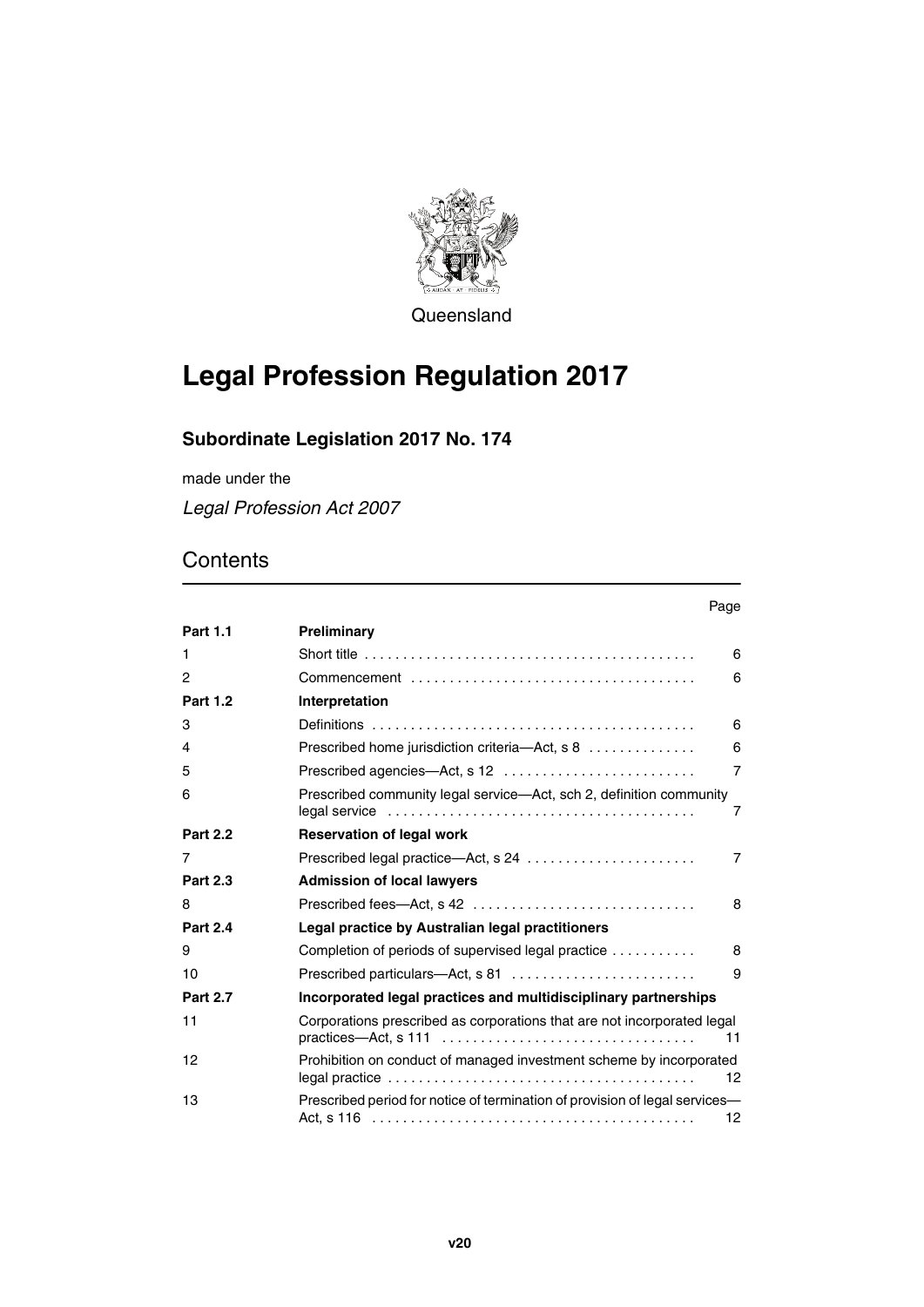Queensland

# Legal Profession Regulation 2017

## Subordinate Legislation 2017 No. 174

made under the

*Legal Profession Act 2007*

## Contents

| | | Page |
|---|---|---|
| **Part 1.1** | **Preliminary** | |
| 1 | Short title | 6 |
| 2 | Commencement | 6 |
| **Part 1.2** | **Interpretation** | |
| 3 | Definitions | 6 |
| 4 | Prescribed home jurisdiction criteria—Act, s 8 | 6 |
| 5 | Prescribed agencies—Act, s 12 | 7 |
| 6 | Prescribed community legal service—Act, sch 2, definition community legal service | 7 |
| **Part 2.2** | **Reservation of legal work** | |
| 7 | Prescribed legal practice—Act, s 24 | 7 |
| **Part 2.3** | **Admission of local lawyers** | |
| 8 | Prescribed fees—Act, s 42 | 8 |
| **Part 2.4** | **Legal practice by Australian legal practitioners** | |
| 9 | Completion of periods of supervised legal practice | 8 |
| 10 | Prescribed particulars—Act, s 81 | 9 |
| **Part 2.7** | **Incorporated legal practices and multidisciplinary partnerships** | |
| 11 | Corporations prescribed as corporations that are not incorporated legal practices—Act, s 111 | 11 |
| 12 | Prohibition on conduct of managed investment scheme by incorporated legal practice | 12 |
| 13 | Prescribed period for notice of termination of provision of legal services—Act, s 116 | 12 |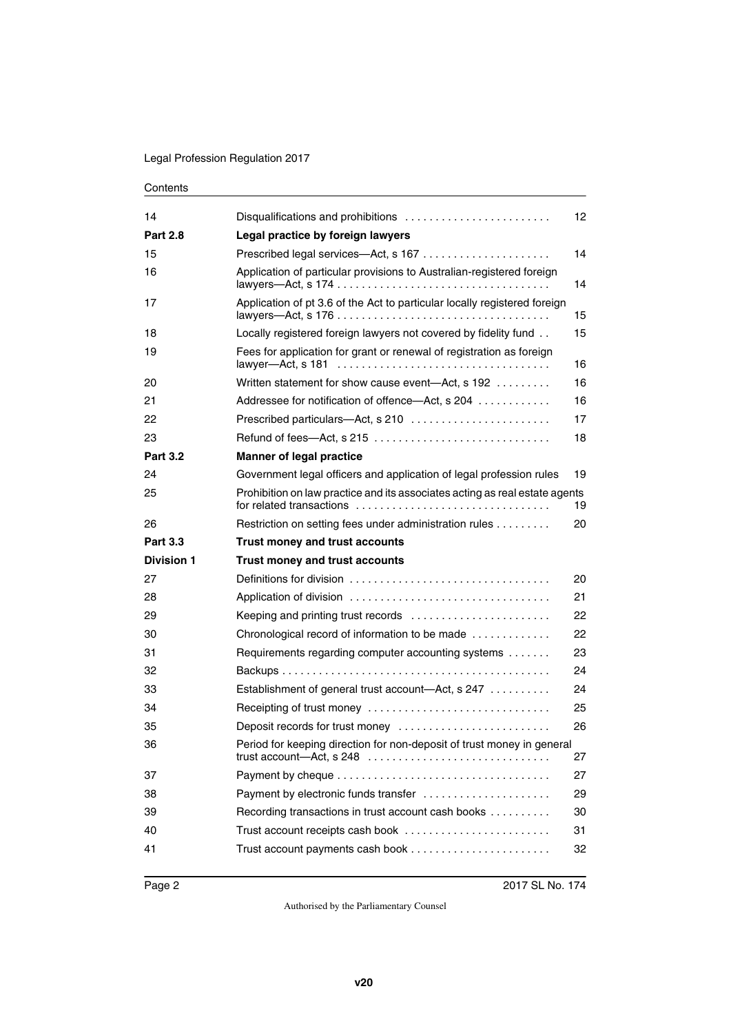Contents

| | | |
|---|---|---|
| 14 | Disqualifications and prohibitions | 12 |
| **Part 2.8** | **Legal practice by foreign lawyers** | |
| 15 | Prescribed legal services—Act, s 167 | 14 |
| 16 | Application of particular provisions to Australian-registered foreign lawyers—Act, s 174 | 14 |
| 17 | Application of pt 3.6 of the Act to particular locally registered foreign lawyers—Act, s 176 | 15 |
| 18 | Locally registered foreign lawyers not covered by fidelity fund | 15 |
| 19 | Fees for application for grant or renewal of registration as foreign lawyer—Act, s 181 | 16 |
| 20 | Written statement for show cause event—Act, s 192 | 16 |
| 21 | Addressee for notification of offence—Act, s 204 | 16 |
| 22 | Prescribed particulars—Act, s 210 | 17 |
| 23 | Refund of fees—Act, s 215 | 18 |
| **Part 3.2** | **Manner of legal practice** | |
| 24 | Government legal officers and application of legal profession rules | 19 |
| 25 | Prohibition on law practice and its associates acting as real estate agents for related transactions | 19 |
| 26 | Restriction on setting fees under administration rules | 20 |
| **Part 3.3** | **Trust money and trust accounts** | |
| **Division 1** | **Trust money and trust accounts** | |
| 27 | Definitions for division | 20 |
| 28 | Application of division | 21 |
| 29 | Keeping and printing trust records | 22 |
| 30 | Chronological record of information to be made | 22 |
| 31 | Requirements regarding computer accounting systems | 23 |
| 32 | Backups | 24 |
| 33 | Establishment of general trust account—Act, s 247 | 24 |
| 34 | Receipting of trust money | 25 |
| 35 | Deposit records for trust money | 26 |
| 36 | Period for keeping direction for non-deposit of trust money in general trust account—Act, s 248 | 27 |
| 37 | Payment by cheque | 27 |
| 38 | Payment by electronic funds transfer | 29 |
| 39 | Recording transactions in trust account cash books | 30 |
| 40 | Trust account receipts cash book | 31 |
| 41 | Trust account payments cash book | 32 |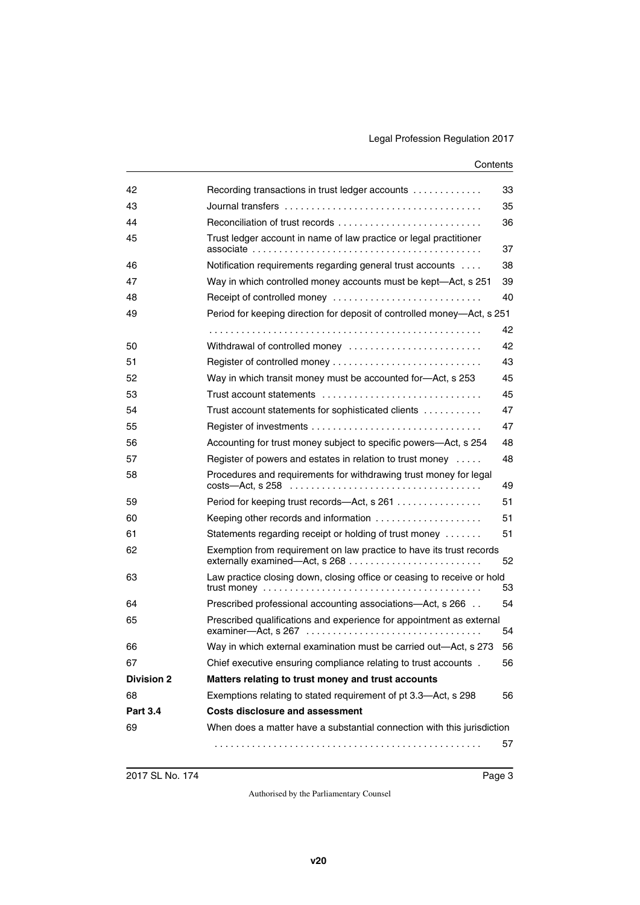| | | |
|---|---|---|
| 42 | Recording transactions in trust ledger accounts | 33 |
| 43 | Journal transfers | 35 |
| 44 | Reconciliation of trust records | 36 |
| 45 | Trust ledger account in name of law practice or legal practitioner associate | 37 |
| 46 | Notification requirements regarding general trust accounts | 38 |
| 47 | Way in which controlled money accounts must be kept—Act, s 251 | 39 |
| 48 | Receipt of controlled money | 40 |
| 49 | Period for keeping direction for deposit of controlled money—Act, s 251 | 42 |
| 50 | Withdrawal of controlled money | 42 |
| 51 | Register of controlled money | 43 |
| 52 | Way in which transit money must be accounted for—Act, s 253 | 45 |
| 53 | Trust account statements | 45 |
| 54 | Trust account statements for sophisticated clients | 47 |
| 55 | Register of investments | 47 |
| 56 | Accounting for trust money subject to specific powers—Act, s 254 | 48 |
| 57 | Register of powers and estates in relation to trust money | 48 |
| 58 | Procedures and requirements for withdrawing trust money for legal costs—Act, s 258 | 49 |
| 59 | Period for keeping trust records—Act, s 261 | 51 |
| 60 | Keeping other records and information | 51 |
| 61 | Statements regarding receipt or holding of trust money | 51 |
| 62 | Exemption from requirement on law practice to have its trust records externally examined—Act, s 268 | 52 |
| 63 | Law practice closing down, closing office or ceasing to receive or hold trust money | 53 |
| 64 | Prescribed professional accounting associations—Act, s 266 | 54 |
| 65 | Prescribed qualifications and experience for appointment as external examiner—Act, s 267 | 54 |
| 66 | Way in which external examination must be carried out—Act, s 273 | 56 |
| 67 | Chief executive ensuring compliance relating to trust accounts | 56 |
| **Division 2** | **Matters relating to trust money and trust accounts** | |
| 68 | Exemptions relating to stated requirement of pt 3.3—Act, s 298 | 56 |
| **Part 3.4** | **Costs disclosure and assessment** | |
| 69 | When does a matter have a substantial connection with this jurisdiction | 57 |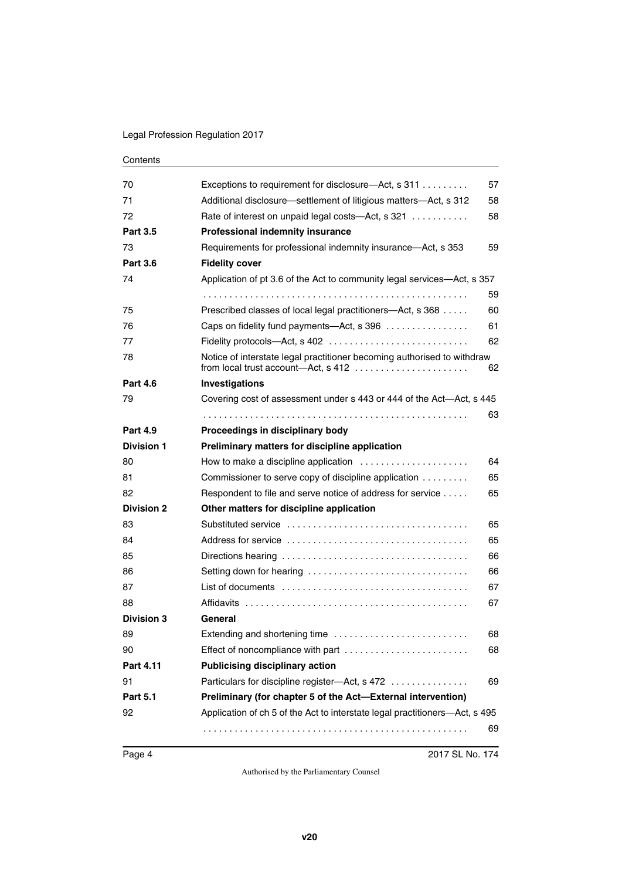Contents

| | | |
|---|---|---|
| 70 | Exceptions to requirement for disclosure—Act, s 311 | 57 |
| 71 | Additional disclosure—settlement of litigious matters—Act, s 312 | 58 |
| 72 | Rate of interest on unpaid legal costs—Act, s 321 | 58 |
| **Part 3.5** | **Professional indemnity insurance** | |
| 73 | Requirements for professional indemnity insurance—Act, s 353 | 59 |
| **Part 3.6** | **Fidelity cover** | |
| 74 | Application of pt 3.6 of the Act to community legal services—Act, s 357 | 59 |
| 75 | Prescribed classes of local legal practitioners—Act, s 368 | 60 |
| 76 | Caps on fidelity fund payments—Act, s 396 | 61 |
| 77 | Fidelity protocols—Act, s 402 | 62 |
| 78 | Notice of interstate legal practitioner becoming authorised to withdraw from local trust account—Act, s 412 | 62 |
| **Part 4.6** | **Investigations** | |
| 79 | Covering cost of assessment under s 443 or 444 of the Act—Act, s 445 | 63 |
| **Part 4.9** | **Proceedings in disciplinary body** | |
| **Division 1** | **Preliminary matters for discipline application** | |
| 80 | How to make a discipline application | 64 |
| 81 | Commissioner to serve copy of discipline application | 65 |
| 82 | Respondent to file and serve notice of address for service | 65 |
| **Division 2** | **Other matters for discipline application** | |
| 83 | Substituted service | 65 |
| 84 | Address for service | 65 |
| 85 | Directions hearing | 66 |
| 86 | Setting down for hearing | 66 |
| 87 | List of documents | 67 |
| 88 | Affidavits | 67 |
| **Division 3** | **General** | |
| 89 | Extending and shortening time | 68 |
| 90 | Effect of noncompliance with part | 68 |
| **Part 4.11** | **Publicising disciplinary action** | |
| 91 | Particulars for discipline register—Act, s 472 | 69 |
| **Part 5.1** | **Preliminary (for chapter 5 of the Act—External intervention)** | |
| 92 | Application of ch 5 of the Act to interstate legal practitioners—Act, s 495 | 69 |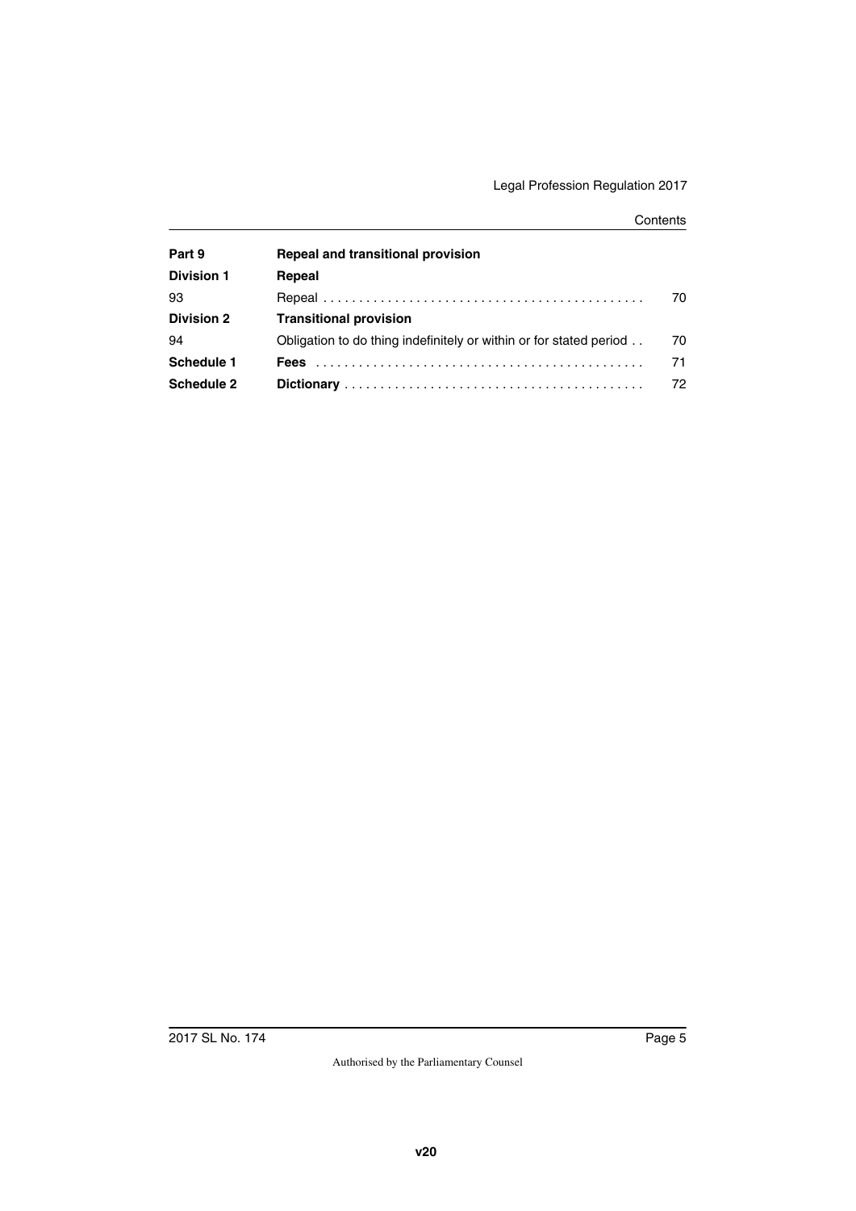| | | |
|---|---|---|
| **Part 9** | **Repeal and transitional provision** | |
| **Division 1** | **Repeal** | |
| 93 | Repeal | 70 |
| **Division 2** | **Transitional provision** | |
| 94 | Obligation to do thing indefinitely or within or for stated period | 70 |
| **Schedule 1** | **Fees** | 71 |
| **Schedule 2** | **Dictionary** | 72 |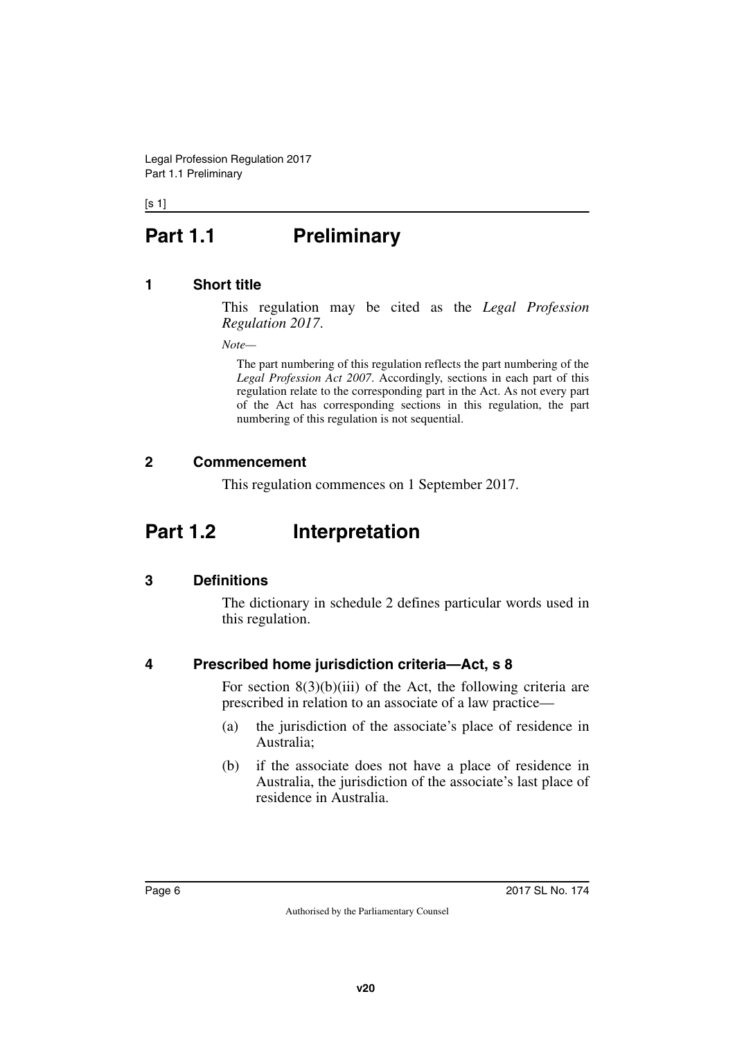# Part 1.1 Preliminary

## 1 Short title

This regulation may be cited as the *Legal Profession Regulation 2017*.

*Note—*

The part numbering of this regulation reflects the part numbering of the *Legal Profession Act 2007*. Accordingly, sections in each part of this regulation relate to the corresponding part in the Act. As not every part of the Act has corresponding sections in this regulation, the part numbering of this regulation is not sequential.

## 2 Commencement

This regulation commences on 1 September 2017.

# Part 1.2 Interpretation

## 3 Definitions

The dictionary in schedule 2 defines particular words used in this regulation.

## 4 Prescribed home jurisdiction criteria—Act, s 8

For section 8(3)(b)(iii) of the Act, the following criteria are prescribed in relation to an associate of a law practice—

(a) the jurisdiction of the associate's place of residence in Australia;

(b) if the associate does not have a place of residence in Australia, the jurisdiction of the associate's last place of residence in Australia.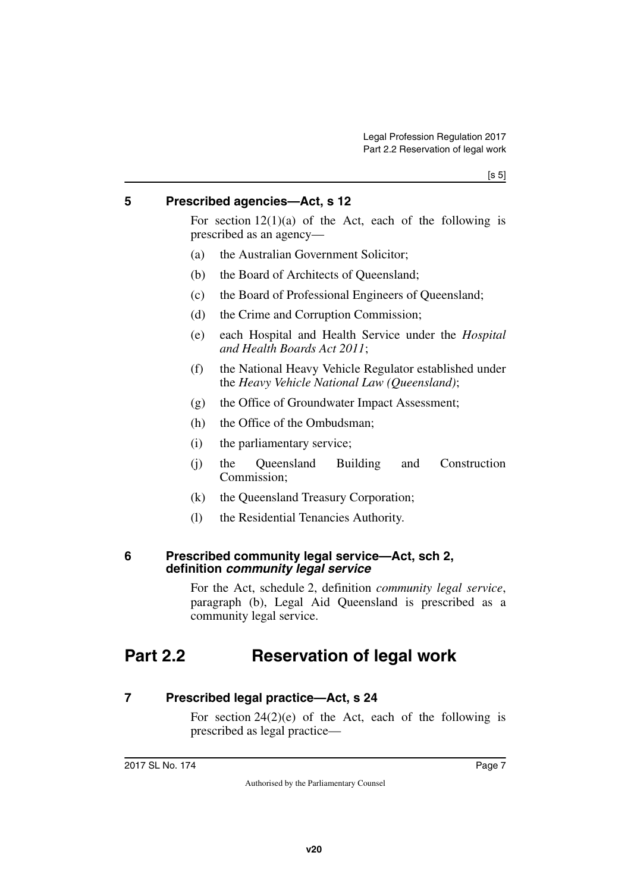### 5 Prescribed agencies—Act, s 12

For section 12(1)(a) of the Act, each of the following is prescribed as an agency—

(a) the Australian Government Solicitor;

(b) the Board of Architects of Queensland;

(c) the Board of Professional Engineers of Queensland;

(d) the Crime and Corruption Commission;

(e) each Hospital and Health Service under the *Hospital and Health Boards Act 2011*;

(f) the National Heavy Vehicle Regulator established under the *Heavy Vehicle National Law (Queensland)*;

(g) the Office of Groundwater Impact Assessment;

(h) the Office of the Ombudsman;

(i) the parliamentary service;

(j) the Queensland Building and Construction Commission;

(k) the Queensland Treasury Corporation;

(l) the Residential Tenancies Authority.

### 6 Prescribed community legal service—Act, sch 2, definition *community legal service*

For the Act, schedule 2, definition *community legal service*, paragraph (b), Legal Aid Queensland is prescribed as a community legal service.

## Part 2.2 Reservation of legal work

### 7 Prescribed legal practice—Act, s 24

For section 24(2)(e) of the Act, each of the following is prescribed as legal practice—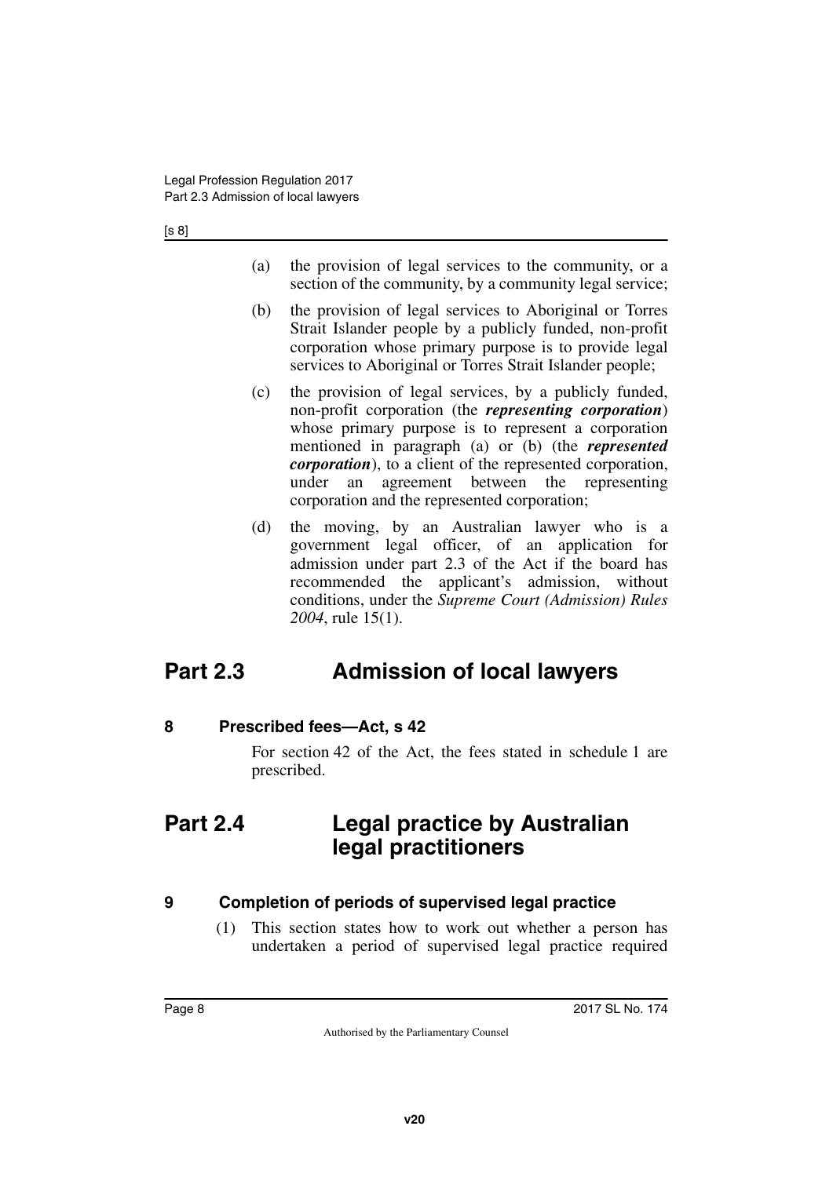(a) the provision of legal services to the community, or a section of the community, by a community legal service;

(b) the provision of legal services to Aboriginal or Torres Strait Islander people by a publicly funded, non-profit corporation whose primary purpose is to provide legal services to Aboriginal or Torres Strait Islander people;

(c) the provision of legal services, by a publicly funded, non-profit corporation (the ***representing corporation***) whose primary purpose is to represent a corporation mentioned in paragraph (a) or (b) (the ***represented corporation***), to a client of the represented corporation, under an agreement between the representing corporation and the represented corporation;

(d) the moving, by an Australian lawyer who is a government legal officer, of an application for admission under part 2.3 of the Act if the board has recommended the applicant's admission, without conditions, under the *Supreme Court (Admission) Rules 2004*, rule 15(1).

# Part 2.3 Admission of local lawyers

### 8 Prescribed fees—Act, s 42

For section 42 of the Act, the fees stated in schedule 1 are prescribed.

# Part 2.4 Legal practice by Australian legal practitioners

### 9 Completion of periods of supervised legal practice

(1) This section states how to work out whether a person has undertaken a period of supervised legal practice required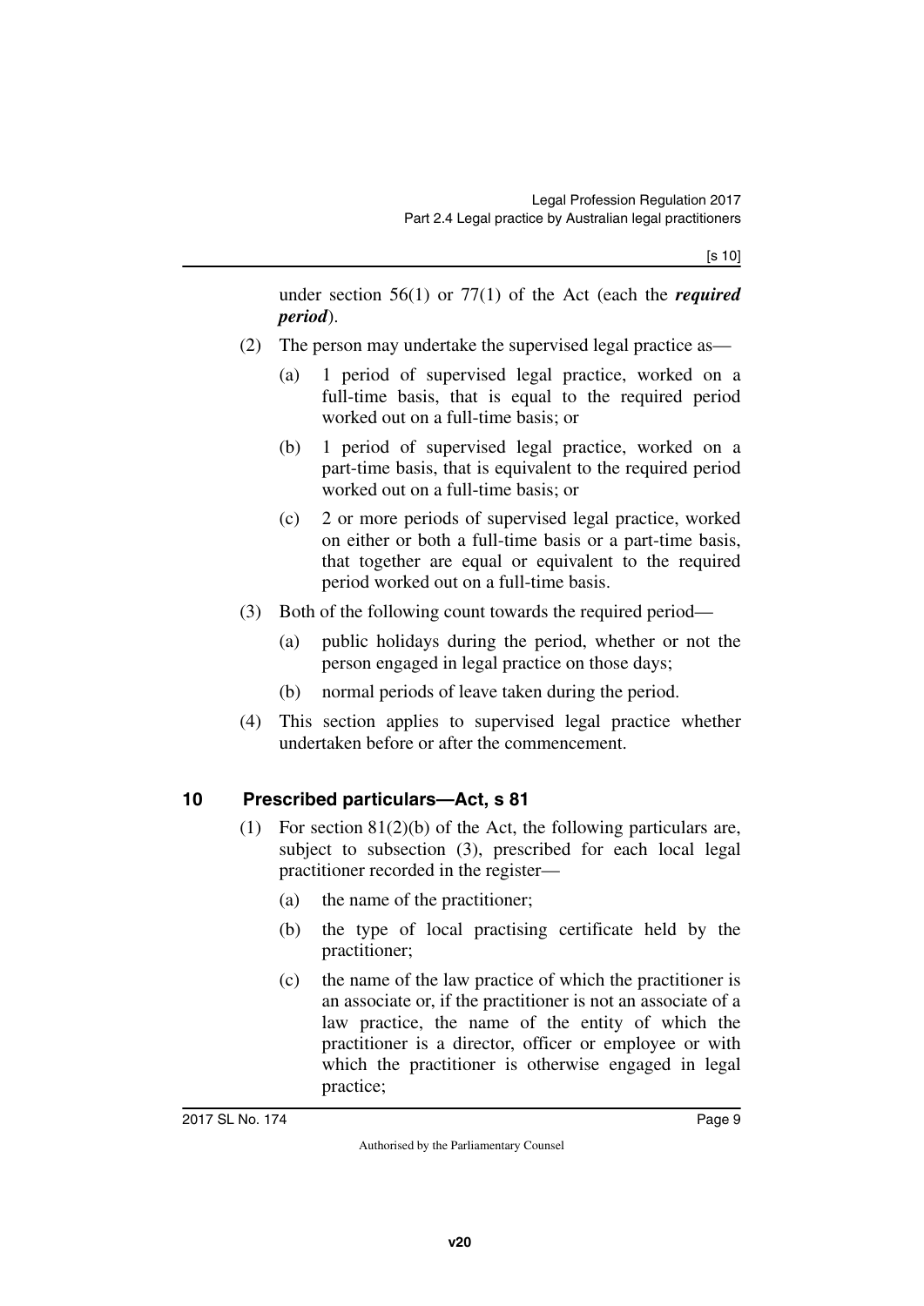under section 56(1) or 77(1) of the Act (each the ***required period***).

(2) The person may undertake the supervised legal practice as—

(a) 1 period of supervised legal practice, worked on a full-time basis, that is equal to the required period worked out on a full-time basis; or

(b) 1 period of supervised legal practice, worked on a part-time basis, that is equivalent to the required period worked out on a full-time basis; or

(c) 2 or more periods of supervised legal practice, worked on either or both a full-time basis or a part-time basis, that together are equal or equivalent to the required period worked out on a full-time basis.

(3) Both of the following count towards the required period—

(a) public holidays during the period, whether or not the person engaged in legal practice on those days;

(b) normal periods of leave taken during the period.

(4) This section applies to supervised legal practice whether undertaken before or after the commencement.

## 10 Prescribed particulars—Act, s 81

(1) For section 81(2)(b) of the Act, the following particulars are, subject to subsection (3), prescribed for each local legal practitioner recorded in the register—

(a) the name of the practitioner;

(b) the type of local practising certificate held by the practitioner;

(c) the name of the law practice of which the practitioner is an associate or, if the practitioner is not an associate of a law practice, the name of the entity of which the practitioner is a director, officer or employee or with which the practitioner is otherwise engaged in legal practice;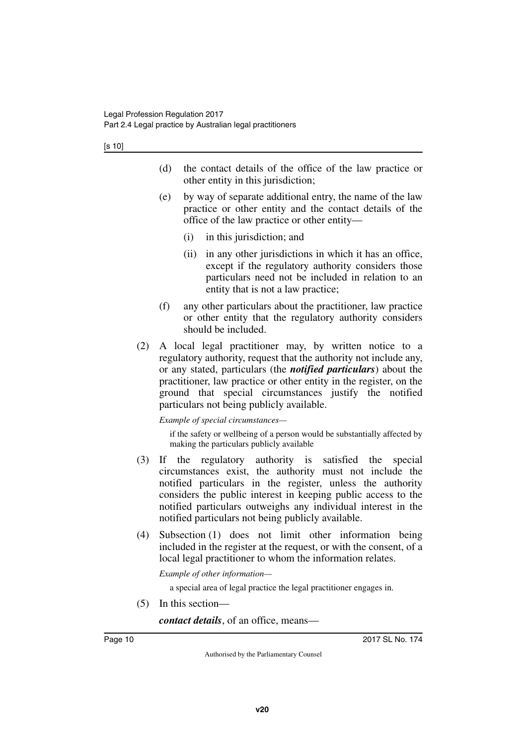(d) the contact details of the office of the law practice or other entity in this jurisdiction;

(e) by way of separate additional entry, the name of the law practice or other entity and the contact details of the office of the law practice or other entity—

(i) in this jurisdiction; and

(ii) in any other jurisdictions in which it has an office, except if the regulatory authority considers those particulars need not be included in relation to an entity that is not a law practice;

(f) any other particulars about the practitioner, law practice or other entity that the regulatory authority considers should be included.

(2) A local legal practitioner may, by written notice to a regulatory authority, request that the authority not include any, or any stated, particulars (the ***notified particulars***) about the practitioner, law practice or other entity in the register, on the ground that special circumstances justify the notified particulars not being publicly available.

*Example of special circumstances—*

if the safety or wellbeing of a person would be substantially affected by making the particulars publicly available

(3) If the regulatory authority is satisfied the special circumstances exist, the authority must not include the notified particulars in the register, unless the authority considers the public interest in keeping public access to the notified particulars outweighs any individual interest in the notified particulars not being publicly available.

(4) Subsection (1) does not limit other information being included in the register at the request, or with the consent, of a local legal practitioner to whom the information relates.

*Example of other information—*

a special area of legal practice the legal practitioner engages in.

(5) In this section—

***contact details***, of an office, means—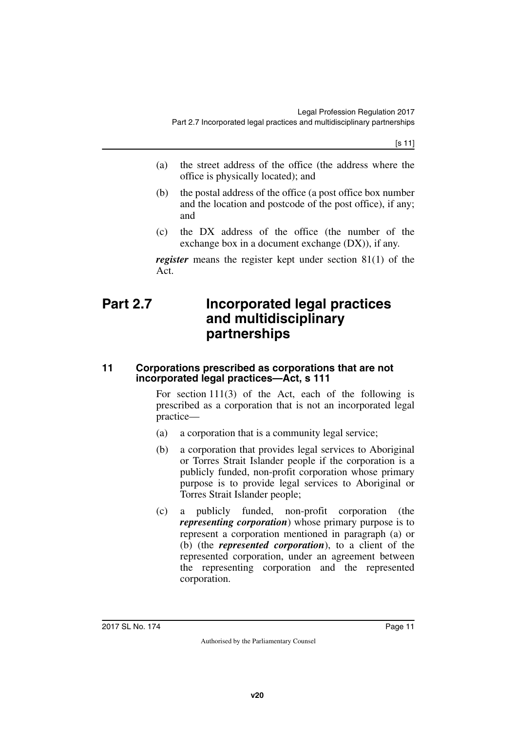(a) the street address of the office (the address where the office is physically located); and

(b) the postal address of the office (a post office box number and the location and postcode of the post office), if any; and

(c) the DX address of the office (the number of the exchange box in a document exchange (DX)), if any.

***register*** means the register kept under section 81(1) of the Act.

# Part 2.7 Incorporated legal practices and multidisciplinary partnerships

## 11 Corporations prescribed as corporations that are not incorporated legal practices—Act, s 111

For section 111(3) of the Act, each of the following is prescribed as a corporation that is not an incorporated legal practice—

(a) a corporation that is a community legal service;

(b) a corporation that provides legal services to Aboriginal or Torres Strait Islander people if the corporation is a publicly funded, non-profit corporation whose primary purpose is to provide legal services to Aboriginal or Torres Strait Islander people;

(c) a publicly funded, non-profit corporation (the ***representing corporation***) whose primary purpose is to represent a corporation mentioned in paragraph (a) or (b) (the ***represented corporation***), to a client of the represented corporation, under an agreement between the representing corporation and the represented corporation.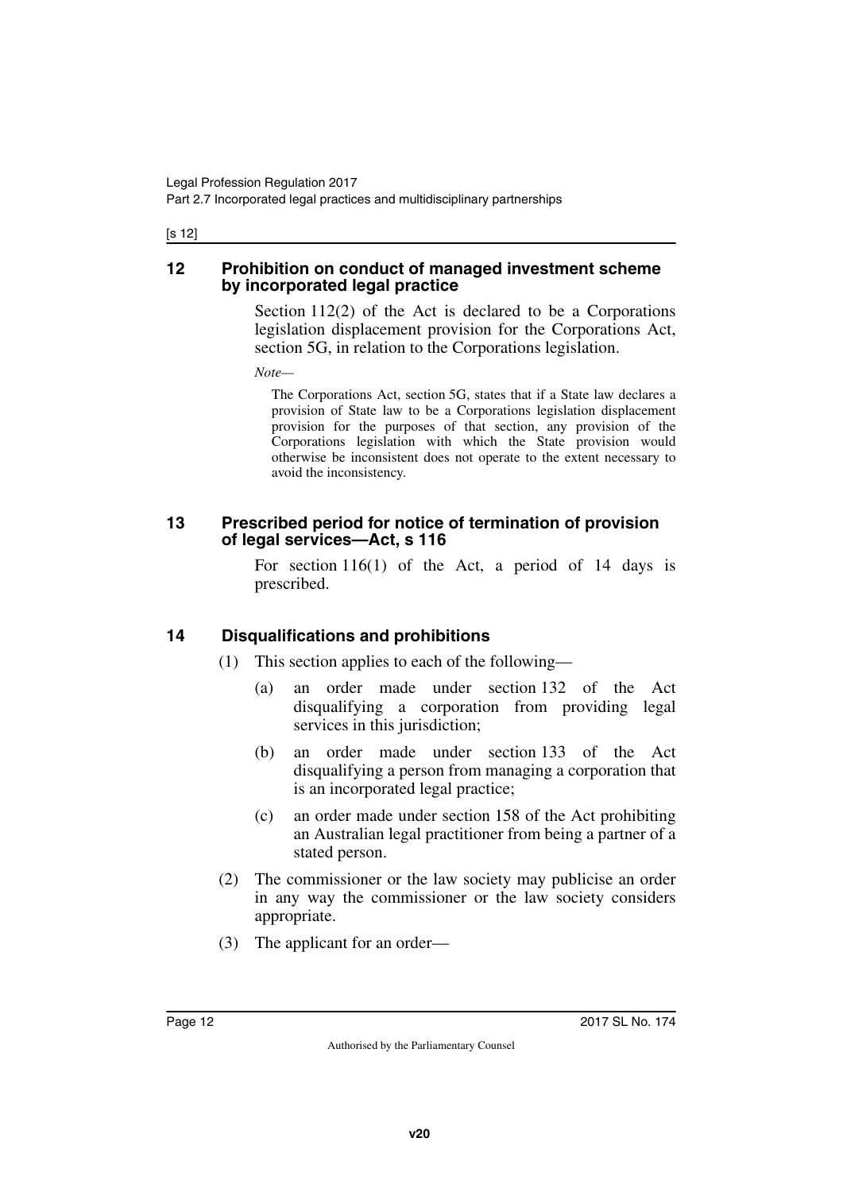## 12 Prohibition on conduct of managed investment scheme by incorporated legal practice

Section 112(2) of the Act is declared to be a Corporations legislation displacement provision for the Corporations Act, section 5G, in relation to the Corporations legislation.

*Note—*

The Corporations Act, section 5G, states that if a State law declares a provision of State law to be a Corporations legislation displacement provision for the purposes of that section, any provision of the Corporations legislation with which the State provision would otherwise be inconsistent does not operate to the extent necessary to avoid the inconsistency.

## 13 Prescribed period for notice of termination of provision of legal services—Act, s 116

For section 116(1) of the Act, a period of 14 days is prescribed.

## 14 Disqualifications and prohibitions

(1) This section applies to each of the following—

(a) an order made under section 132 of the Act disqualifying a corporation from providing legal services in this jurisdiction;

(b) an order made under section 133 of the Act disqualifying a person from managing a corporation that is an incorporated legal practice;

(c) an order made under section 158 of the Act prohibiting an Australian legal practitioner from being a partner of a stated person.

(2) The commissioner or the law society may publicise an order in any way the commissioner or the law society considers appropriate.

(3) The applicant for an order—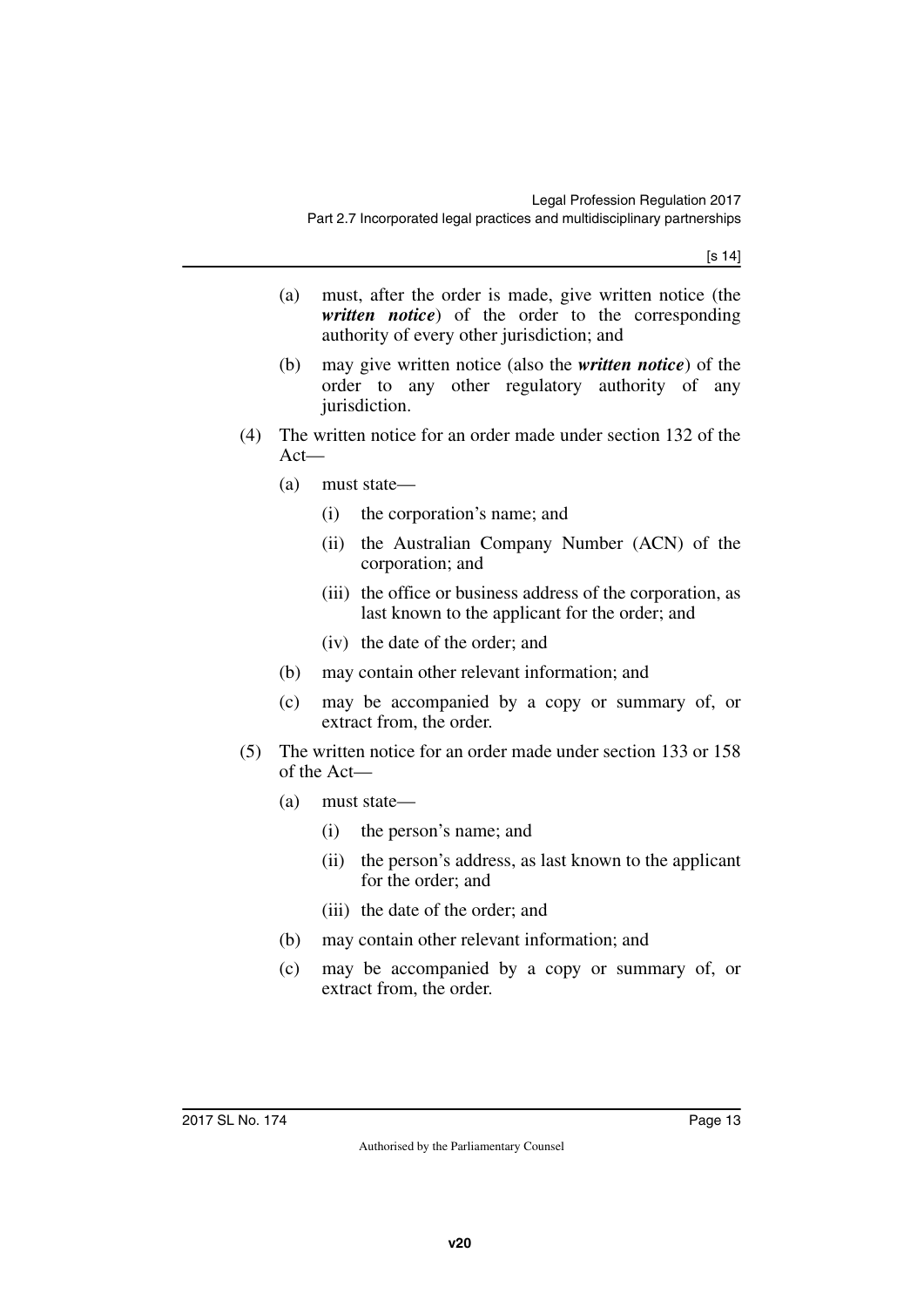(a) must, after the order is made, give written notice (the ***written notice***) of the order to the corresponding authority of every other jurisdiction; and

(b) may give written notice (also the ***written notice***) of the order to any other regulatory authority of any jurisdiction.

(4) The written notice for an order made under section 132 of the Act—

(a) must state—

(i) the corporation's name; and

(ii) the Australian Company Number (ACN) of the corporation; and

(iii) the office or business address of the corporation, as last known to the applicant for the order; and

(iv) the date of the order; and

(b) may contain other relevant information; and

(c) may be accompanied by a copy or summary of, or extract from, the order.

(5) The written notice for an order made under section 133 or 158 of the Act—

(a) must state—

(i) the person's name; and

(ii) the person's address, as last known to the applicant for the order; and

(iii) the date of the order; and

(b) may contain other relevant information; and

(c) may be accompanied by a copy or summary of, or extract from, the order.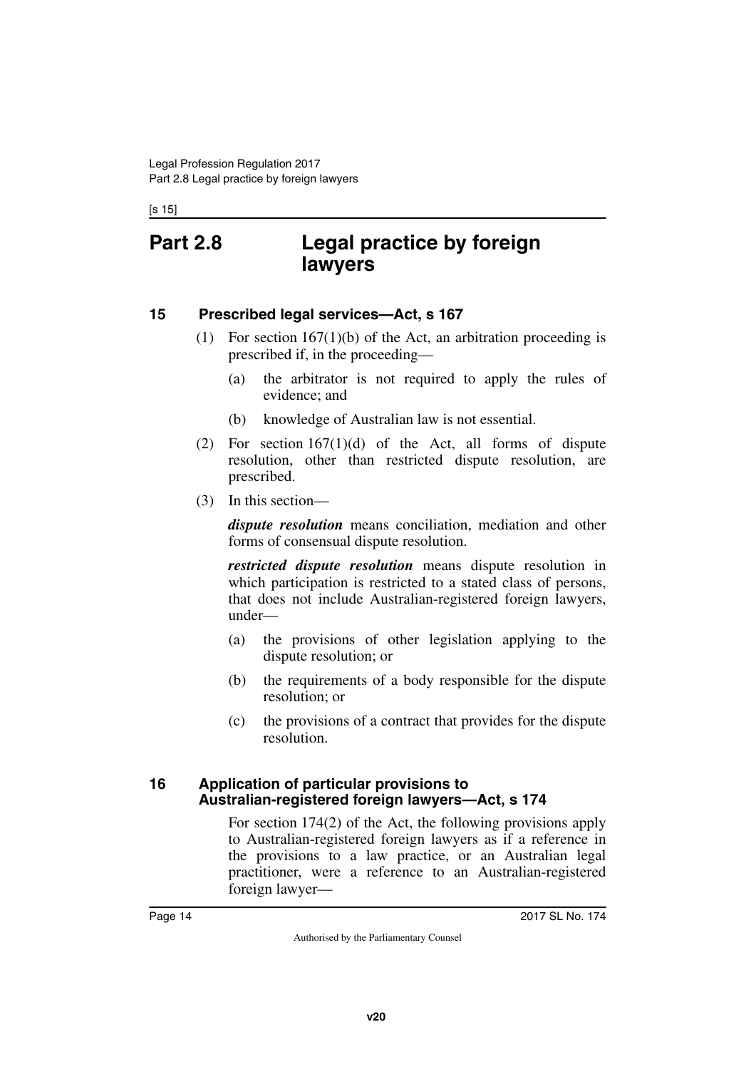# Part 2.8 Legal practice by foreign lawyers

## 15 Prescribed legal services—Act, s 167

(1) For section 167(1)(b) of the Act, an arbitration proceeding is prescribed if, in the proceeding—

(a) the arbitrator is not required to apply the rules of evidence; and

(b) knowledge of Australian law is not essential.

(2) For section 167(1)(d) of the Act, all forms of dispute resolution, other than restricted dispute resolution, are prescribed.

(3) In this section—

***dispute resolution*** means conciliation, mediation and other forms of consensual dispute resolution.

***restricted dispute resolution*** means dispute resolution in which participation is restricted to a stated class of persons, that does not include Australian-registered foreign lawyers, under—

(a) the provisions of other legislation applying to the dispute resolution; or

(b) the requirements of a body responsible for the dispute resolution; or

(c) the provisions of a contract that provides for the dispute resolution.

## 16 Application of particular provisions to Australian-registered foreign lawyers—Act, s 174

For section 174(2) of the Act, the following provisions apply to Australian-registered foreign lawyers as if a reference in the provisions to a law practice, or an Australian legal practitioner, were a reference to an Australian-registered foreign lawyer—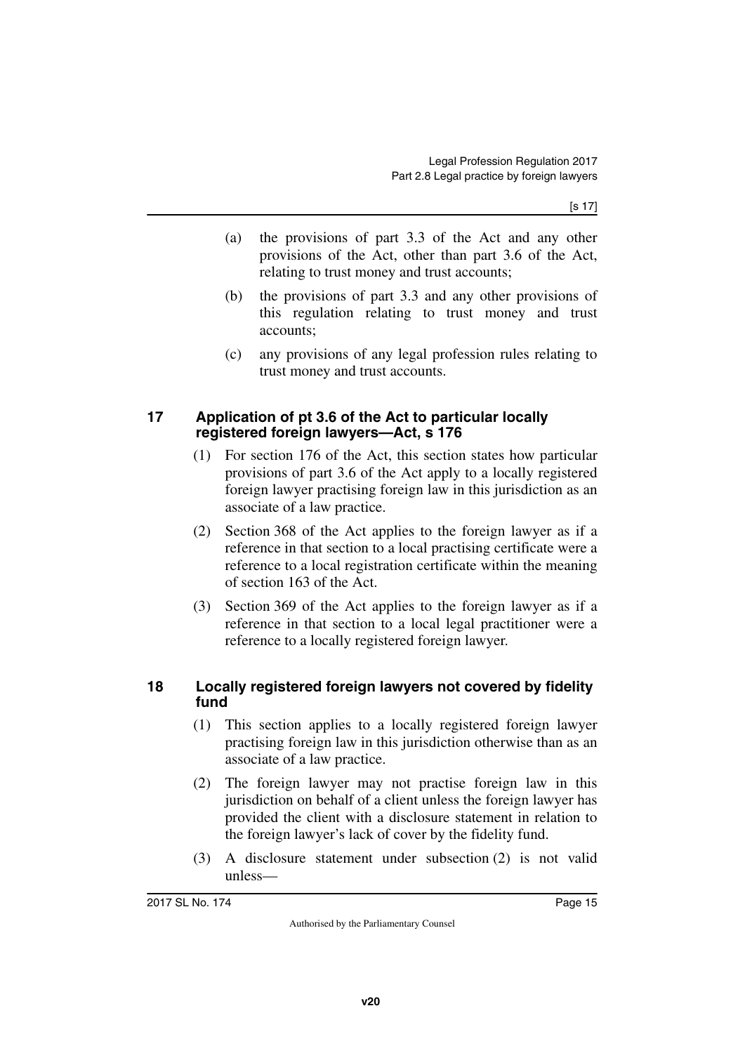(a) the provisions of part 3.3 of the Act and any other provisions of the Act, other than part 3.6 of the Act, relating to trust money and trust accounts;

(b) the provisions of part 3.3 and any other provisions of this regulation relating to trust money and trust accounts;

(c) any provisions of any legal profession rules relating to trust money and trust accounts.

## 17 Application of pt 3.6 of the Act to particular locally registered foreign lawyers—Act, s 176

(1) For section 176 of the Act, this section states how particular provisions of part 3.6 of the Act apply to a locally registered foreign lawyer practising foreign law in this jurisdiction as an associate of a law practice.

(2) Section 368 of the Act applies to the foreign lawyer as if a reference in that section to a local practising certificate were a reference to a local registration certificate within the meaning of section 163 of the Act.

(3) Section 369 of the Act applies to the foreign lawyer as if a reference in that section to a local legal practitioner were a reference to a locally registered foreign lawyer.

## 18 Locally registered foreign lawyers not covered by fidelity fund

(1) This section applies to a locally registered foreign lawyer practising foreign law in this jurisdiction otherwise than as an associate of a law practice.

(2) The foreign lawyer may not practise foreign law in this jurisdiction on behalf of a client unless the foreign lawyer has provided the client with a disclosure statement in relation to the foreign lawyer's lack of cover by the fidelity fund.

(3) A disclosure statement under subsection (2) is not valid unless—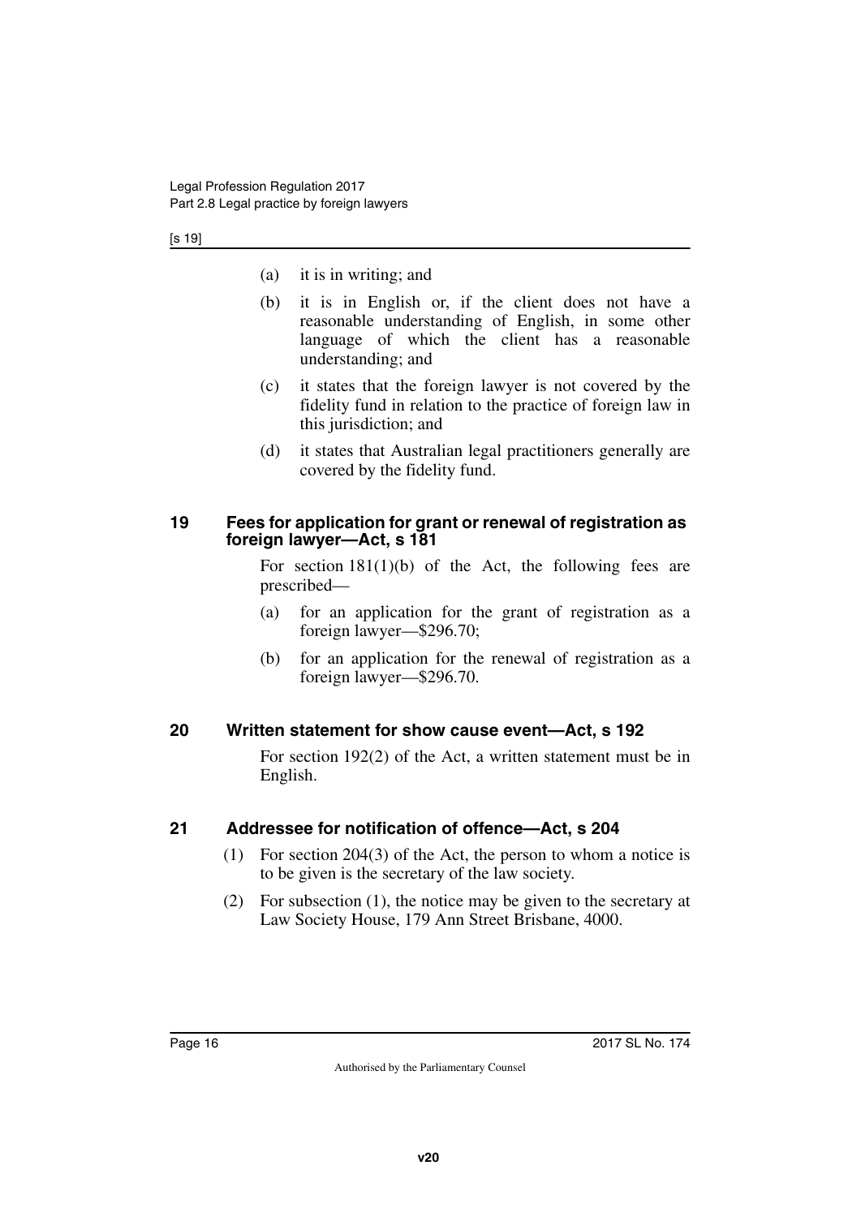(a) it is in writing; and

(b) it is in English or, if the client does not have a reasonable understanding of English, in some other language of which the client has a reasonable understanding; and

(c) it states that the foreign lawyer is not covered by the fidelity fund in relation to the practice of foreign law in this jurisdiction; and

(d) it states that Australian legal practitioners generally are covered by the fidelity fund.

## 19 Fees for application for grant or renewal of registration as foreign lawyer—Act, s 181

For section 181(1)(b) of the Act, the following fees are prescribed—

(a) for an application for the grant of registration as a foreign lawyer—$296.70;

(b) for an application for the renewal of registration as a foreign lawyer—$296.70.

## 20 Written statement for show cause event—Act, s 192

For section 192(2) of the Act, a written statement must be in English.

## 21 Addressee for notification of offence—Act, s 204

(1) For section 204(3) of the Act, the person to whom a notice is to be given is the secretary of the law society.

(2) For subsection (1), the notice may be given to the secretary at Law Society House, 179 Ann Street Brisbane, 4000.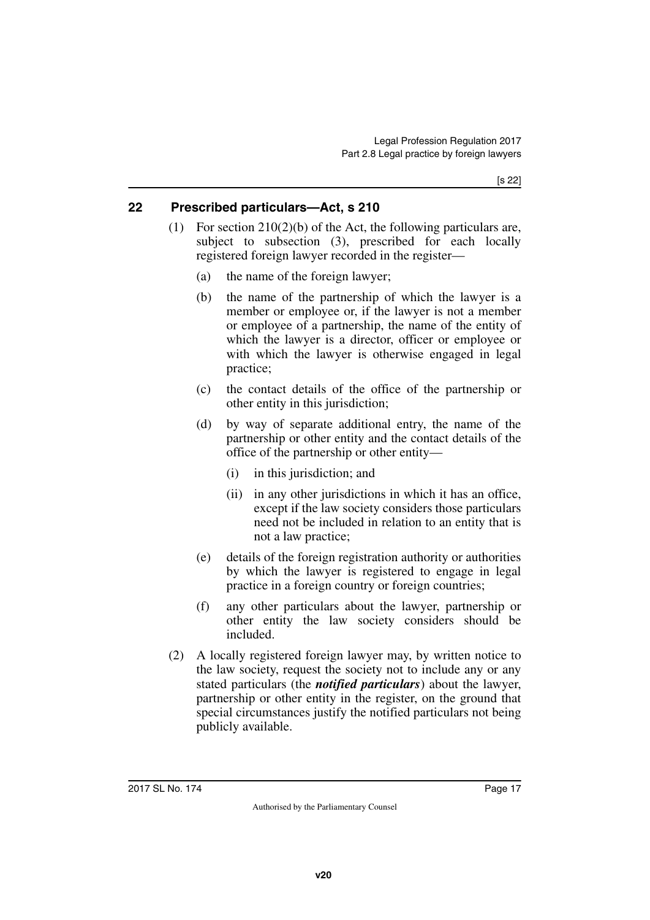## 22 Prescribed particulars—Act, s 210

(1) For section 210(2)(b) of the Act, the following particulars are, subject to subsection (3), prescribed for each locally registered foreign lawyer recorded in the register—

(a) the name of the foreign lawyer;

(b) the name of the partnership of which the lawyer is a member or employee or, if the lawyer is not a member or employee of a partnership, the name of the entity of which the lawyer is a director, officer or employee or with which the lawyer is otherwise engaged in legal practice;

(c) the contact details of the office of the partnership or other entity in this jurisdiction;

(d) by way of separate additional entry, the name of the partnership or other entity and the contact details of the office of the partnership or other entity—

(i) in this jurisdiction; and

(ii) in any other jurisdictions in which it has an office, except if the law society considers those particulars need not be included in relation to an entity that is not a law practice;

(e) details of the foreign registration authority or authorities by which the lawyer is registered to engage in legal practice in a foreign country or foreign countries;

(f) any other particulars about the lawyer, partnership or other entity the law society considers should be included.

(2) A locally registered foreign lawyer may, by written notice to the law society, request the society not to include any or any stated particulars (the ***notified particulars***) about the lawyer, partnership or other entity in the register, on the ground that special circumstances justify the notified particulars not being publicly available.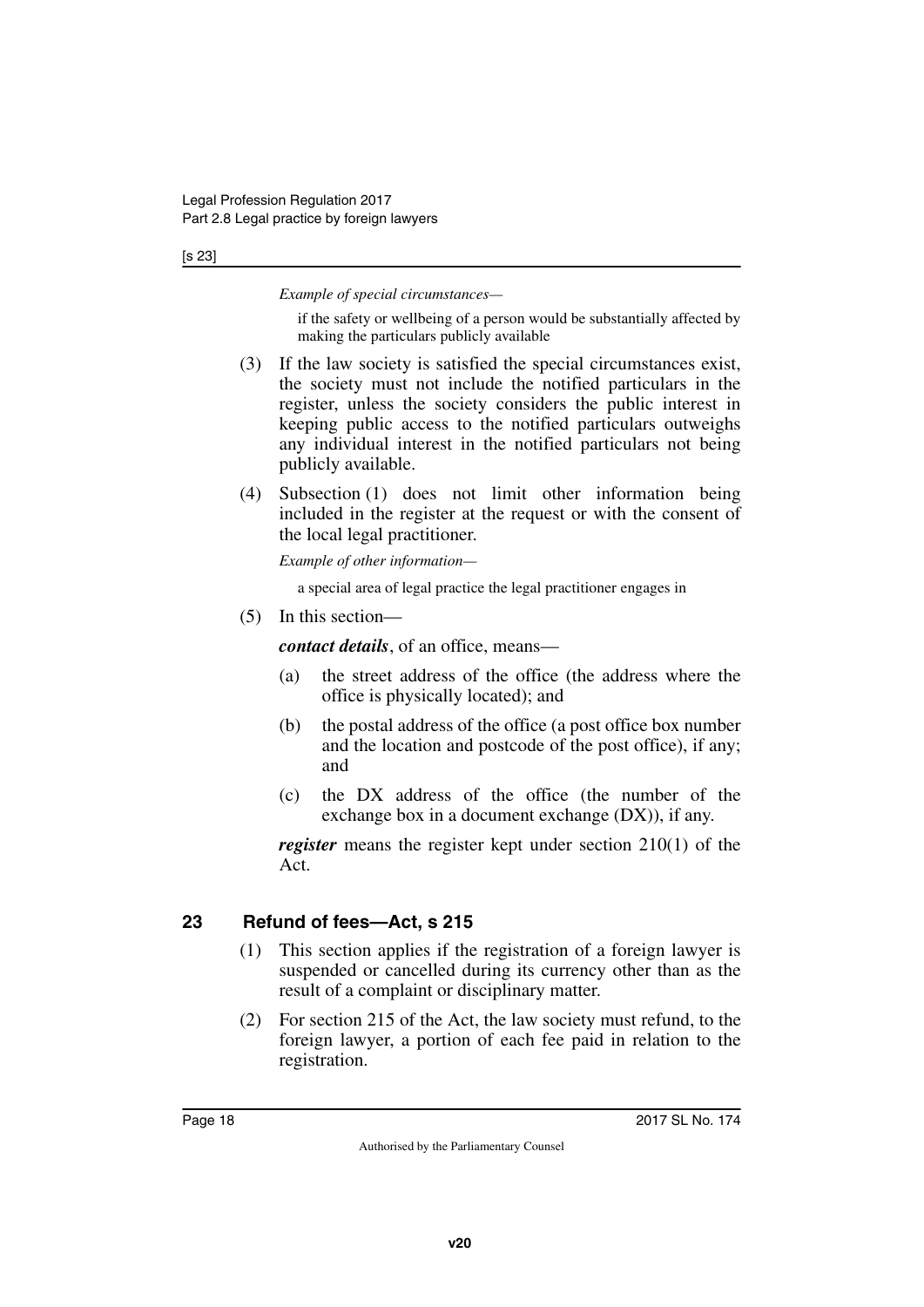*Example of special circumstances—*

if the safety or wellbeing of a person would be substantially affected by making the particulars publicly available

(3) If the law society is satisfied the special circumstances exist, the society must not include the notified particulars in the register, unless the society considers the public interest in keeping public access to the notified particulars outweighs any individual interest in the notified particulars not being publicly available.

(4) Subsection (1) does not limit other information being included in the register at the request or with the consent of the local legal practitioner.

*Example of other information—*

a special area of legal practice the legal practitioner engages in

(5) In this section—

***contact details***, of an office, means—

(a) the street address of the office (the address where the office is physically located); and

(b) the postal address of the office (a post office box number and the location and postcode of the post office), if any; and

(c) the DX address of the office (the number of the exchange box in a document exchange (DX)), if any.

***register*** means the register kept under section 210(1) of the Act.

## 23 Refund of fees—Act, s 215

(1) This section applies if the registration of a foreign lawyer is suspended or cancelled during its currency other than as the result of a complaint or disciplinary matter.

(2) For section 215 of the Act, the law society must refund, to the foreign lawyer, a portion of each fee paid in relation to the registration.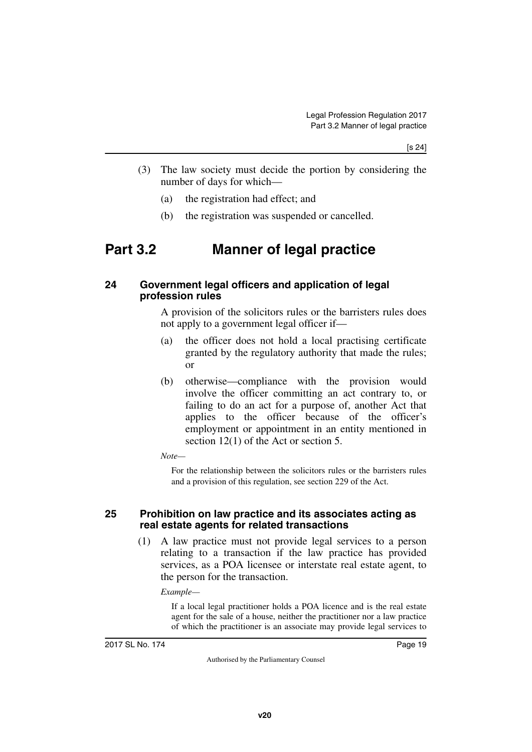(3) The law society must decide the portion by considering the number of days for which—

(a) the registration had effect; and

(b) the registration was suspended or cancelled.

# Part 3.2 Manner of legal practice

### 24 Government legal officers and application of legal profession rules

A provision of the solicitors rules or the barristers rules does not apply to a government legal officer if—

(a) the officer does not hold a local practising certificate granted by the regulatory authority that made the rules; or

(b) otherwise—compliance with the provision would involve the officer committing an act contrary to, or failing to do an act for a purpose of, another Act that applies to the officer because of the officer's employment or appointment in an entity mentioned in section 12(1) of the Act or section 5.

*Note—*

For the relationship between the solicitors rules or the barristers rules and a provision of this regulation, see section 229 of the Act.

### 25 Prohibition on law practice and its associates acting as real estate agents for related transactions

(1) A law practice must not provide legal services to a person relating to a transaction if the law practice has provided services, as a POA licensee or interstate real estate agent, to the person for the transaction.

*Example—*

If a local legal practitioner holds a POA licence and is the real estate agent for the sale of a house, neither the practitioner nor a law practice of which the practitioner is an associate may provide legal services to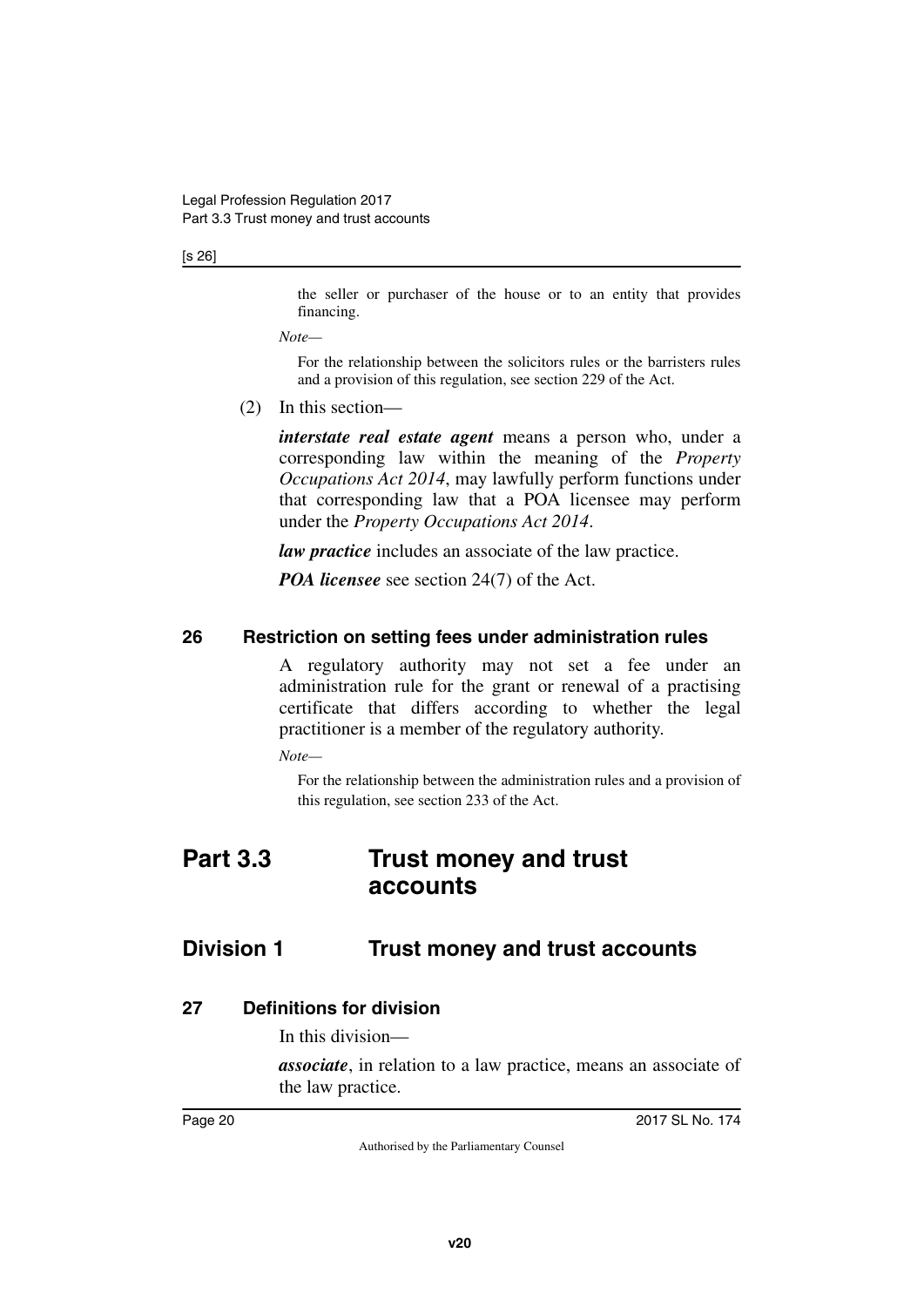the seller or purchaser of the house or to an entity that provides financing.

*Note—*

For the relationship between the solicitors rules or the barristers rules and a provision of this regulation, see section 229 of the Act.

(2) In this section—

***interstate real estate agent*** means a person who, under a corresponding law within the meaning of the *Property Occupations Act 2014*, may lawfully perform functions under that corresponding law that a POA licensee may perform under the *Property Occupations Act 2014*.

***law practice*** includes an associate of the law practice.

***POA licensee*** see section 24(7) of the Act.

### 26 Restriction on setting fees under administration rules

A regulatory authority may not set a fee under an administration rule for the grant or renewal of a practising certificate that differs according to whether the legal practitioner is a member of the regulatory authority.

*Note—*

For the relationship between the administration rules and a provision of this regulation, see section 233 of the Act.

# Part 3.3 Trust money and trust accounts

## Division 1 Trust money and trust accounts

### 27 Definitions for division

In this division—

***associate***, in relation to a law practice, means an associate of the law practice.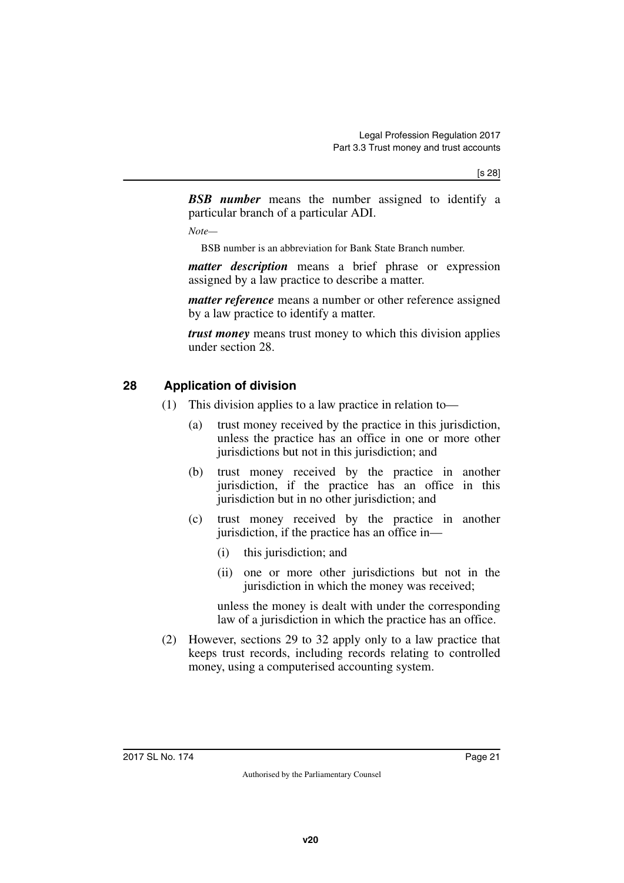***BSB number*** means the number assigned to identify a particular branch of a particular ADI.

*Note—*

BSB number is an abbreviation for Bank State Branch number.

***matter description*** means a brief phrase or expression assigned by a law practice to describe a matter.

***matter reference*** means a number or other reference assigned by a law practice to identify a matter.

***trust money*** means trust money to which this division applies under section 28.

## 28 Application of division

(1) This division applies to a law practice in relation to—

(a) trust money received by the practice in this jurisdiction, unless the practice has an office in one or more other jurisdictions but not in this jurisdiction; and

(b) trust money received by the practice in another jurisdiction, if the practice has an office in this jurisdiction but in no other jurisdiction; and

(c) trust money received by the practice in another jurisdiction, if the practice has an office in—

(i) this jurisdiction; and

(ii) one or more other jurisdictions but not in the jurisdiction in which the money was received;

unless the money is dealt with under the corresponding law of a jurisdiction in which the practice has an office.

(2) However, sections 29 to 32 apply only to a law practice that keeps trust records, including records relating to controlled money, using a computerised accounting system.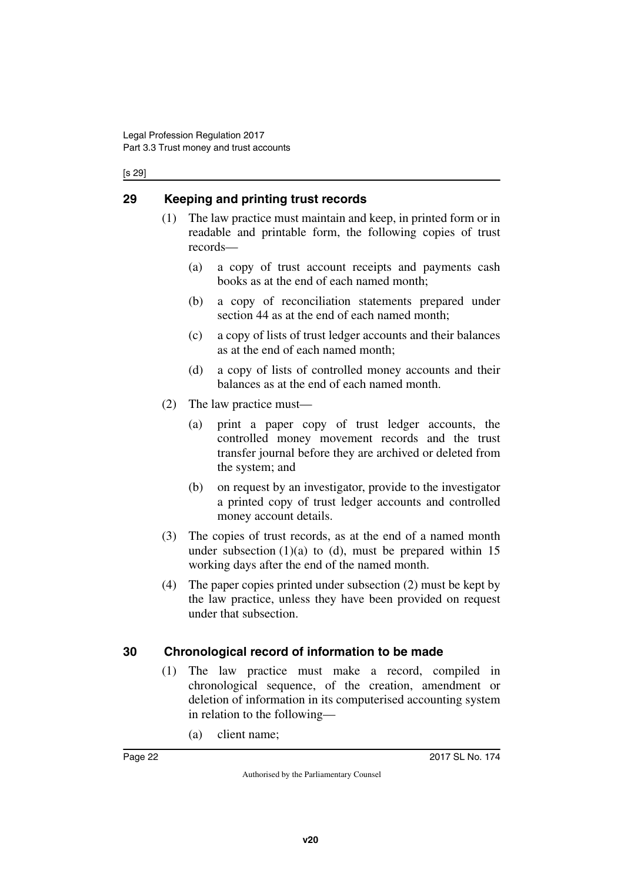## 29 Keeping and printing trust records

(1) The law practice must maintain and keep, in printed form or in readable and printable form, the following copies of trust records—

- (a) a copy of trust account receipts and payments cash books as at the end of each named month;
- (b) a copy of reconciliation statements prepared under section 44 as at the end of each named month;
- (c) a copy of lists of trust ledger accounts and their balances as at the end of each named month;
- (d) a copy of lists of controlled money accounts and their balances as at the end of each named month.

(2) The law practice must—

- (a) print a paper copy of trust ledger accounts, the controlled money movement records and the trust transfer journal before they are archived or deleted from the system; and
- (b) on request by an investigator, provide to the investigator a printed copy of trust ledger accounts and controlled money account details.

(3) The copies of trust records, as at the end of a named month under subsection (1)(a) to (d), must be prepared within 15 working days after the end of the named month.

(4) The paper copies printed under subsection (2) must be kept by the law practice, unless they have been provided on request under that subsection.

## 30 Chronological record of information to be made

(1) The law practice must make a record, compiled in chronological sequence, of the creation, amendment or deletion of information in its computerised accounting system in relation to the following—

- (a) client name;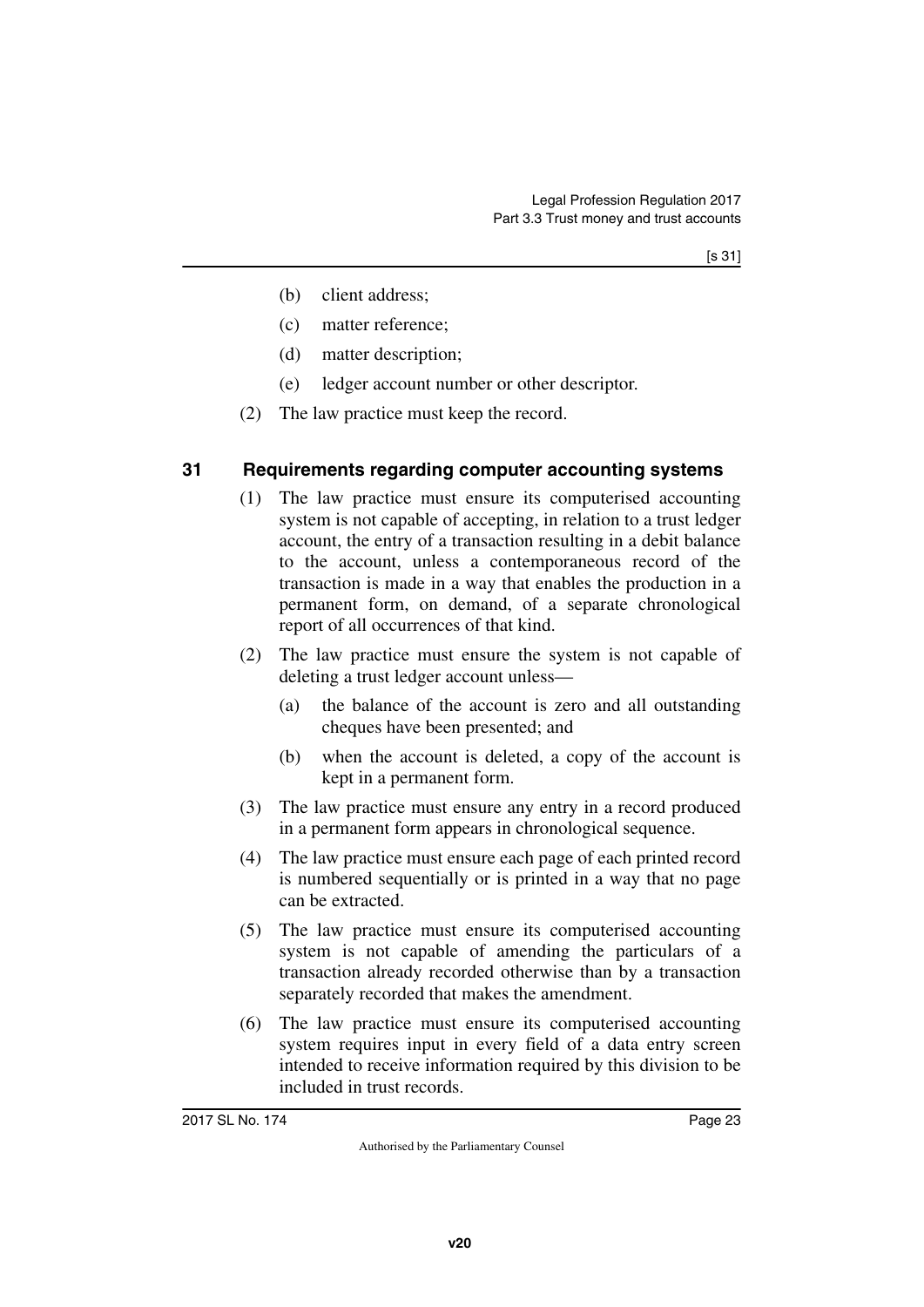(b) client address;

(c) matter reference;

(d) matter description;

(e) ledger account number or other descriptor.

(2) The law practice must keep the record.

## 31 Requirements regarding computer accounting systems

(1) The law practice must ensure its computerised accounting system is not capable of accepting, in relation to a trust ledger account, the entry of a transaction resulting in a debit balance to the account, unless a contemporaneous record of the transaction is made in a way that enables the production in a permanent form, on demand, of a separate chronological report of all occurrences of that kind.

(2) The law practice must ensure the system is not capable of deleting a trust ledger account unless—

(a) the balance of the account is zero and all outstanding cheques have been presented; and

(b) when the account is deleted, a copy of the account is kept in a permanent form.

(3) The law practice must ensure any entry in a record produced in a permanent form appears in chronological sequence.

(4) The law practice must ensure each page of each printed record is numbered sequentially or is printed in a way that no page can be extracted.

(5) The law practice must ensure its computerised accounting system is not capable of amending the particulars of a transaction already recorded otherwise than by a transaction separately recorded that makes the amendment.

(6) The law practice must ensure its computerised accounting system requires input in every field of a data entry screen intended to receive information required by this division to be included in trust records.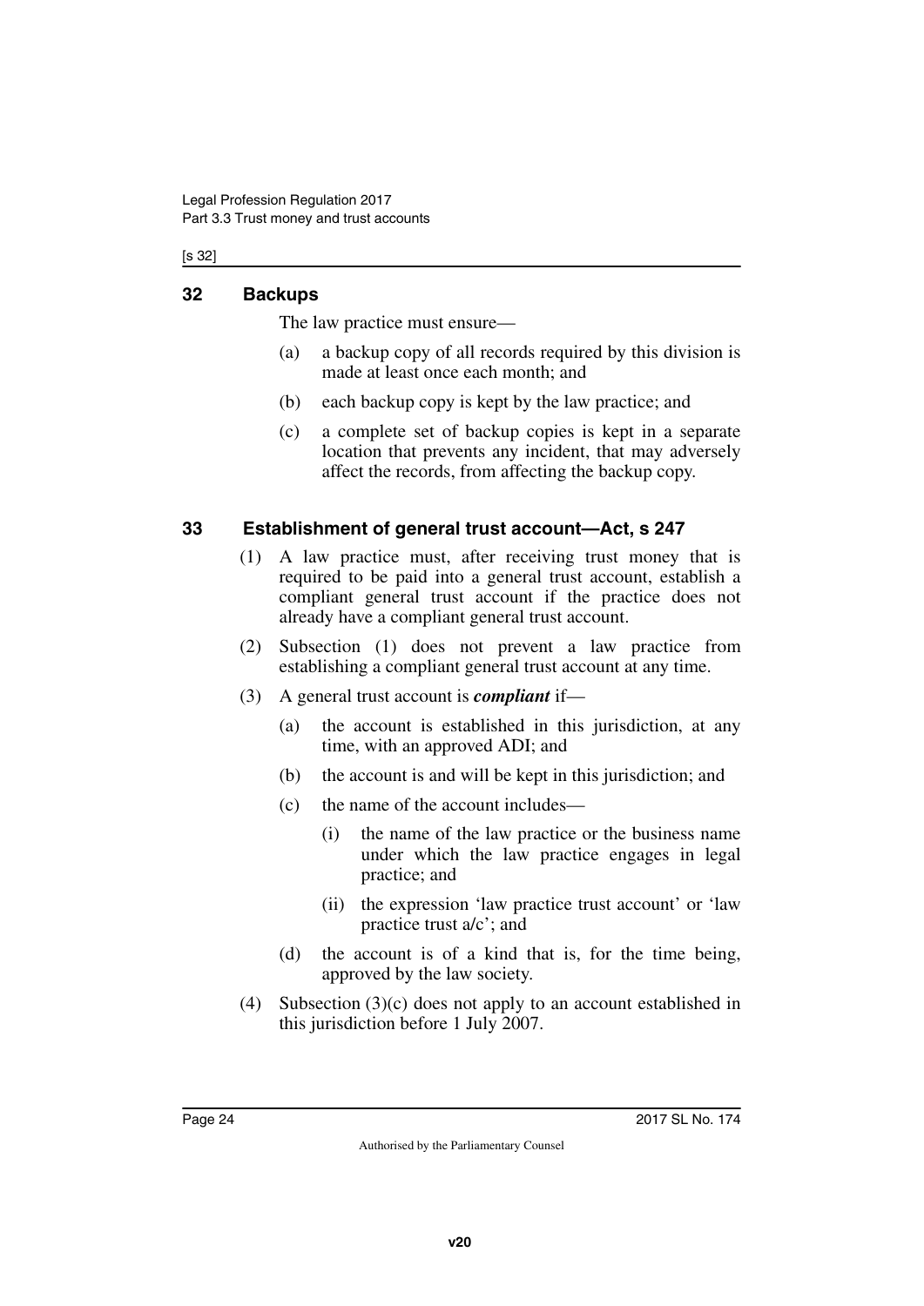## 32 Backups

The law practice must ensure—

(a) a backup copy of all records required by this division is made at least once each month; and

(b) each backup copy is kept by the law practice; and

(c) a complete set of backup copies is kept in a separate location that prevents any incident, that may adversely affect the records, from affecting the backup copy.

## 33 Establishment of general trust account—Act, s 247

(1) A law practice must, after receiving trust money that is required to be paid into a general trust account, establish a compliant general trust account if the practice does not already have a compliant general trust account.

(2) Subsection (1) does not prevent a law practice from establishing a compliant general trust account at any time.

(3) A general trust account is ***compliant*** if—

(a) the account is established in this jurisdiction, at any time, with an approved ADI; and

(b) the account is and will be kept in this jurisdiction; and

(c) the name of the account includes—

(i) the name of the law practice or the business name under which the law practice engages in legal practice; and

(ii) the expression 'law practice trust account' or 'law practice trust a/c'; and

(d) the account is of a kind that is, for the time being, approved by the law society.

(4) Subsection (3)(c) does not apply to an account established in this jurisdiction before 1 July 2007.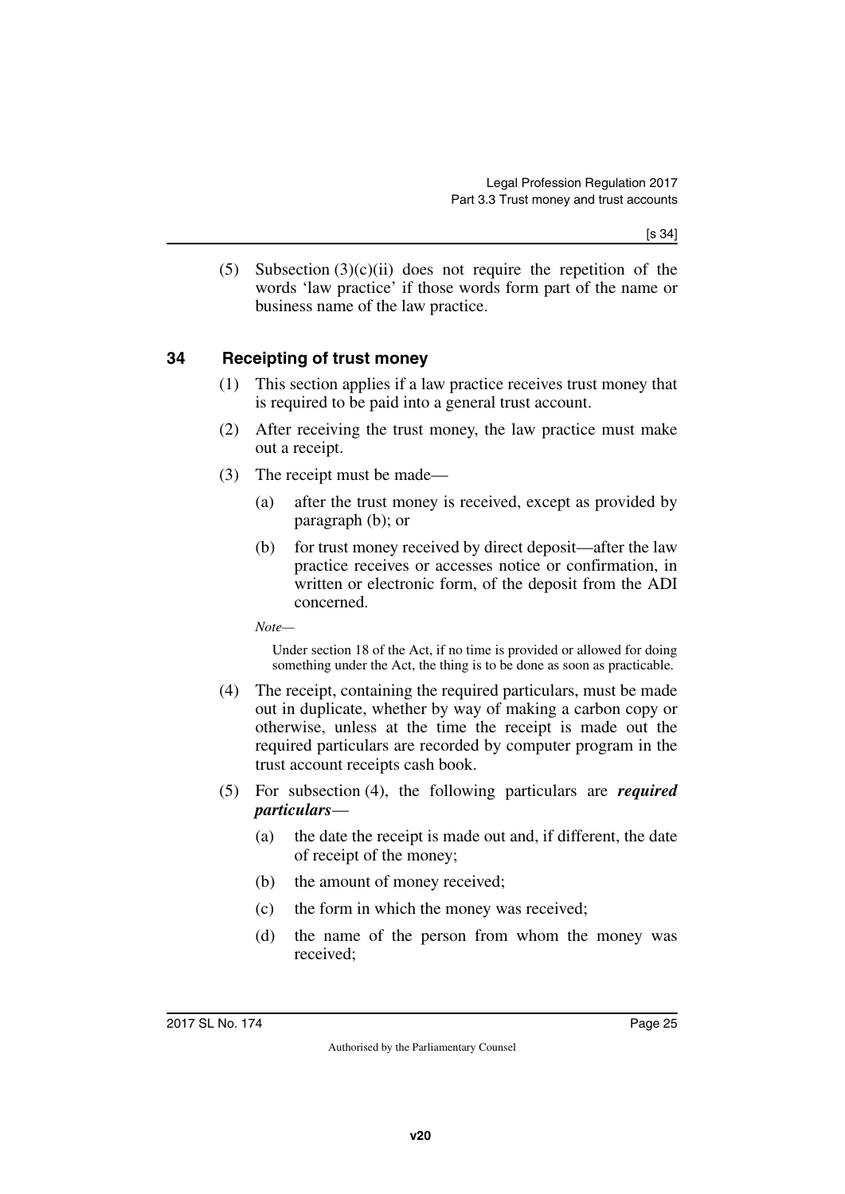(5) Subsection (3)(c)(ii) does not require the repetition of the words 'law practice' if those words form part of the name or business name of the law practice.

## 34 Receipting of trust money

(1) This section applies if a law practice receives trust money that is required to be paid into a general trust account.

(2) After receiving the trust money, the law practice must make out a receipt.

(3) The receipt must be made—

(a) after the trust money is received, except as provided by paragraph (b); or

(b) for trust money received by direct deposit—after the law practice receives or accesses notice or confirmation, in written or electronic form, of the deposit from the ADI concerned.

*Note—*

Under section 18 of the Act, if no time is provided or allowed for doing something under the Act, the thing is to be done as soon as practicable.

(4) The receipt, containing the required particulars, must be made out in duplicate, whether by way of making a carbon copy or otherwise, unless at the time the receipt is made out the required particulars are recorded by computer program in the trust account receipts cash book.

(5) For subsection (4), the following particulars are ***required particulars***—

(a) the date the receipt is made out and, if different, the date of receipt of the money;

(b) the amount of money received;

(c) the form in which the money was received;

(d) the name of the person from whom the money was received;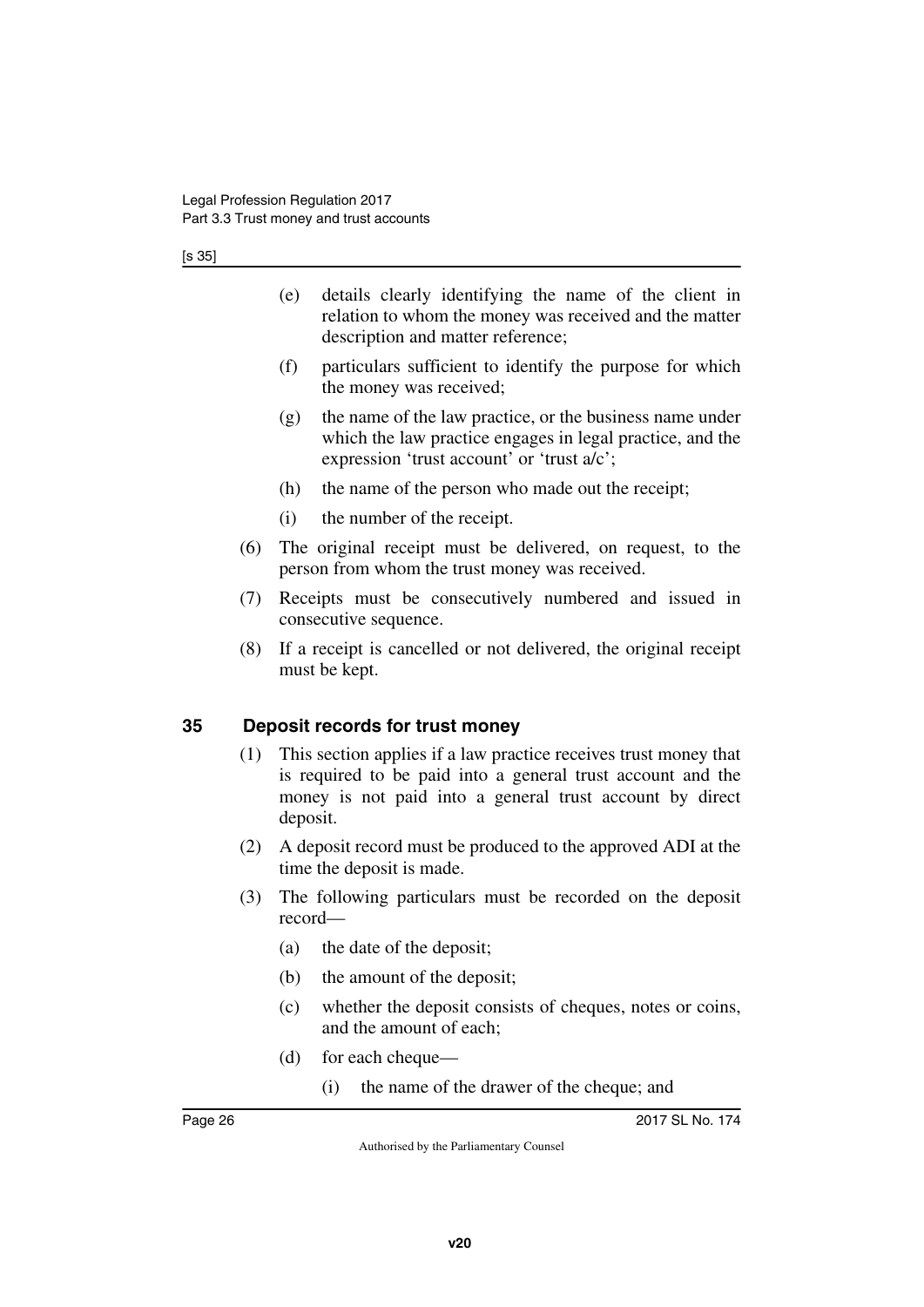(e) details clearly identifying the name of the client in relation to whom the money was received and the matter description and matter reference;

(f) particulars sufficient to identify the purpose for which the money was received;

(g) the name of the law practice, or the business name under which the law practice engages in legal practice, and the expression 'trust account' or 'trust a/c';

(h) the name of the person who made out the receipt;

(i) the number of the receipt.

(6) The original receipt must be delivered, on request, to the person from whom the trust money was received.

(7) Receipts must be consecutively numbered and issued in consecutive sequence.

(8) If a receipt is cancelled or not delivered, the original receipt must be kept.

## 35 Deposit records for trust money

(1) This section applies if a law practice receives trust money that is required to be paid into a general trust account and the money is not paid into a general trust account by direct deposit.

(2) A deposit record must be produced to the approved ADI at the time the deposit is made.

(3) The following particulars must be recorded on the deposit record—

(a) the date of the deposit;

(b) the amount of the deposit;

(c) whether the deposit consists of cheques, notes or coins, and the amount of each;

(d) for each cheque—

(i) the name of the drawer of the cheque; and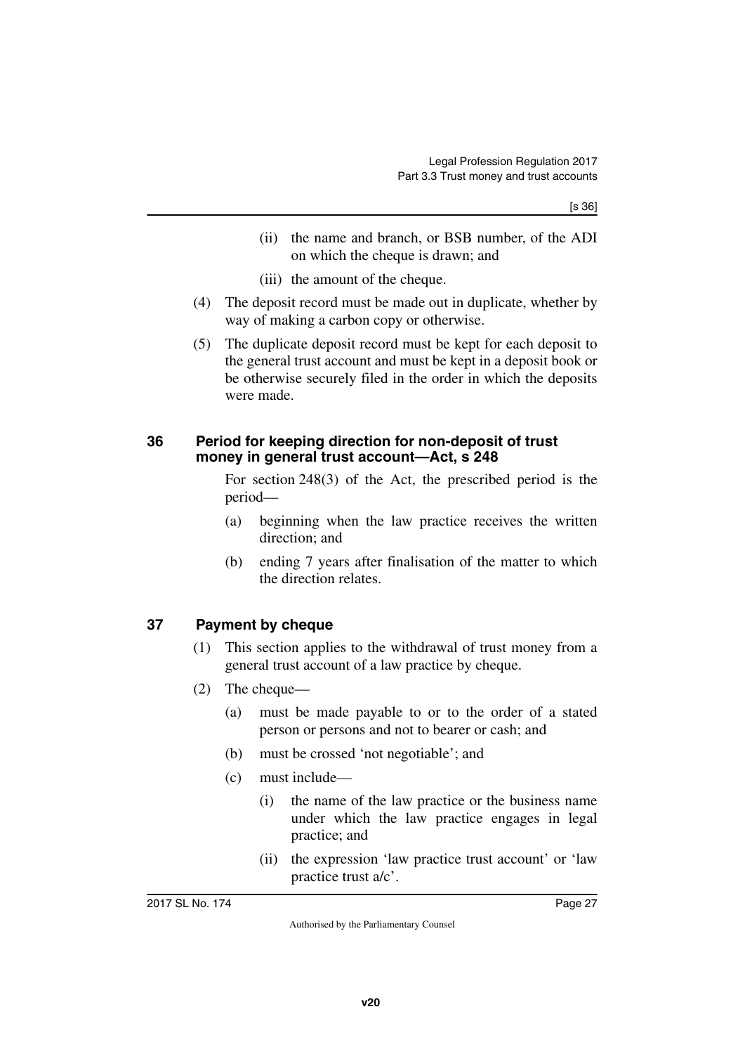(ii) the name and branch, or BSB number, of the ADI on which the cheque is drawn; and

(iii) the amount of the cheque.

(4) The deposit record must be made out in duplicate, whether by way of making a carbon copy or otherwise.

(5) The duplicate deposit record must be kept for each deposit to the general trust account and must be kept in a deposit book or be otherwise securely filed in the order in which the deposits were made.

## 36 Period for keeping direction for non-deposit of trust money in general trust account—Act, s 248

For section 248(3) of the Act, the prescribed period is the period—

(a) beginning when the law practice receives the written direction; and

(b) ending 7 years after finalisation of the matter to which the direction relates.

## 37 Payment by cheque

(1) This section applies to the withdrawal of trust money from a general trust account of a law practice by cheque.

(2) The cheque—

(a) must be made payable to or to the order of a stated person or persons and not to bearer or cash; and

(b) must be crossed 'not negotiable'; and

(c) must include—

(i) the name of the law practice or the business name under which the law practice engages in legal practice; and

(ii) the expression 'law practice trust account' or 'law practice trust a/c'.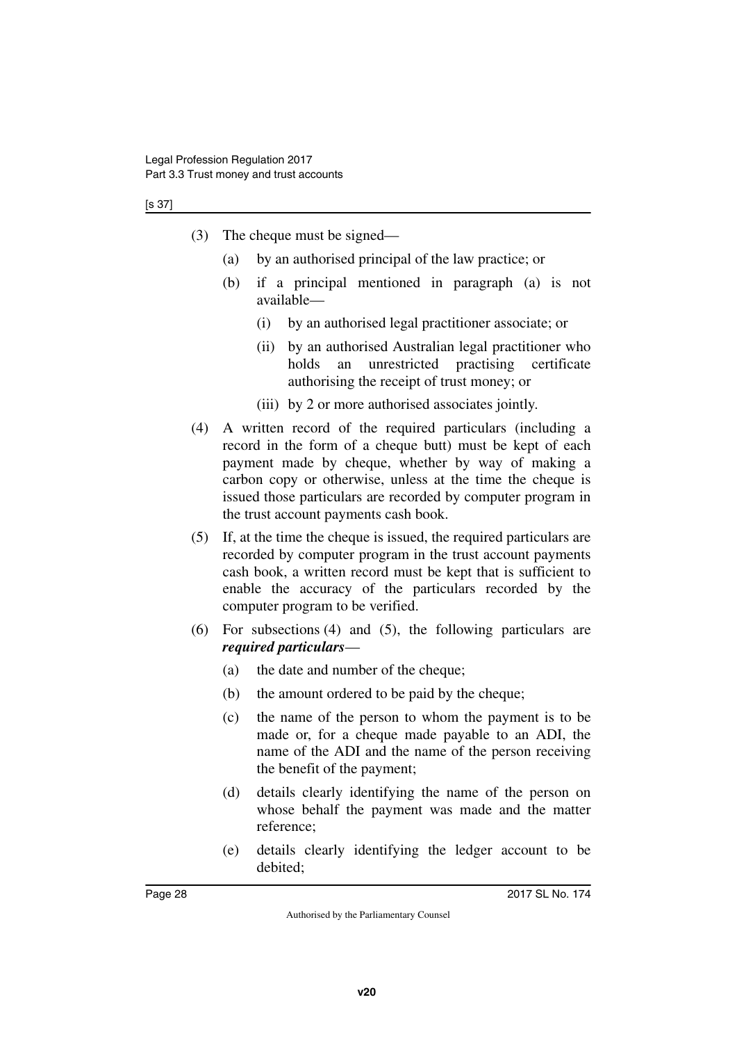(3) The cheque must be signed—

(a) by an authorised principal of the law practice; or

(b) if a principal mentioned in paragraph (a) is not available—

(i) by an authorised legal practitioner associate; or

(ii) by an authorised Australian legal practitioner who holds an unrestricted practising certificate authorising the receipt of trust money; or

(iii) by 2 or more authorised associates jointly.

(4) A written record of the required particulars (including a record in the form of a cheque butt) must be kept of each payment made by cheque, whether by way of making a carbon copy or otherwise, unless at the time the cheque is issued those particulars are recorded by computer program in the trust account payments cash book.

(5) If, at the time the cheque is issued, the required particulars are recorded by computer program in the trust account payments cash book, a written record must be kept that is sufficient to enable the accuracy of the particulars recorded by the computer program to be verified.

(6) For subsections (4) and (5), the following particulars are ***required particulars***—

(a) the date and number of the cheque;

(b) the amount ordered to be paid by the cheque;

(c) the name of the person to whom the payment is to be made or, for a cheque made payable to an ADI, the name of the ADI and the name of the person receiving the benefit of the payment;

(d) details clearly identifying the name of the person on whose behalf the payment was made and the matter reference;

(e) details clearly identifying the ledger account to be debited;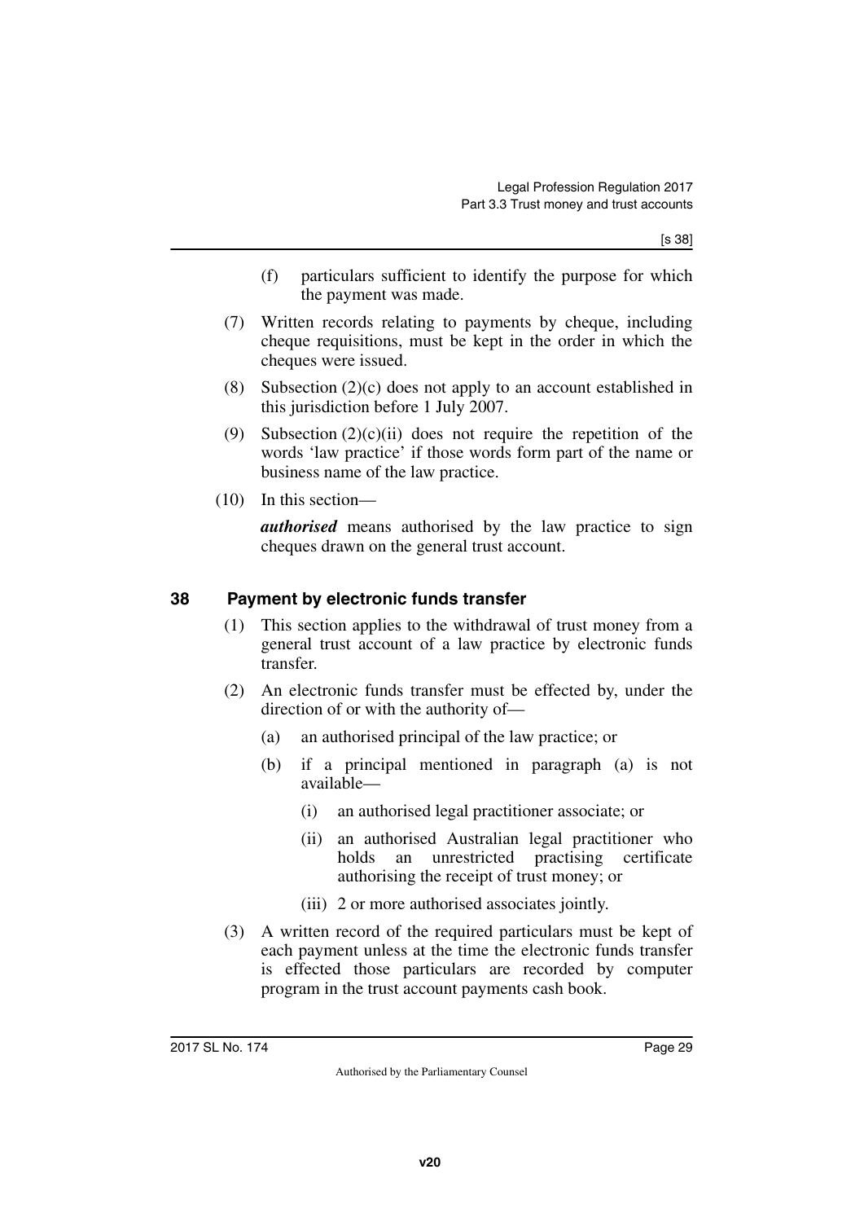(f) particulars sufficient to identify the purpose for which the payment was made.

(7) Written records relating to payments by cheque, including cheque requisitions, must be kept in the order in which the cheques were issued.

(8) Subsection (2)(c) does not apply to an account established in this jurisdiction before 1 July 2007.

(9) Subsection (2)(c)(ii) does not require the repetition of the words 'law practice' if those words form part of the name or business name of the law practice.

(10) In this section—

***authorised*** means authorised by the law practice to sign cheques drawn on the general trust account.

## 38 Payment by electronic funds transfer

(1) This section applies to the withdrawal of trust money from a general trust account of a law practice by electronic funds transfer.

(2) An electronic funds transfer must be effected by, under the direction of or with the authority of—

- (a) an authorised principal of the law practice; or
- (b) if a principal mentioned in paragraph (a) is not available—
  - (i) an authorised legal practitioner associate; or
  - (ii) an authorised Australian legal practitioner who holds an unrestricted practising certificate authorising the receipt of trust money; or
  - (iii) 2 or more authorised associates jointly.

(3) A written record of the required particulars must be kept of each payment unless at the time the electronic funds transfer is effected those particulars are recorded by computer program in the trust account payments cash book.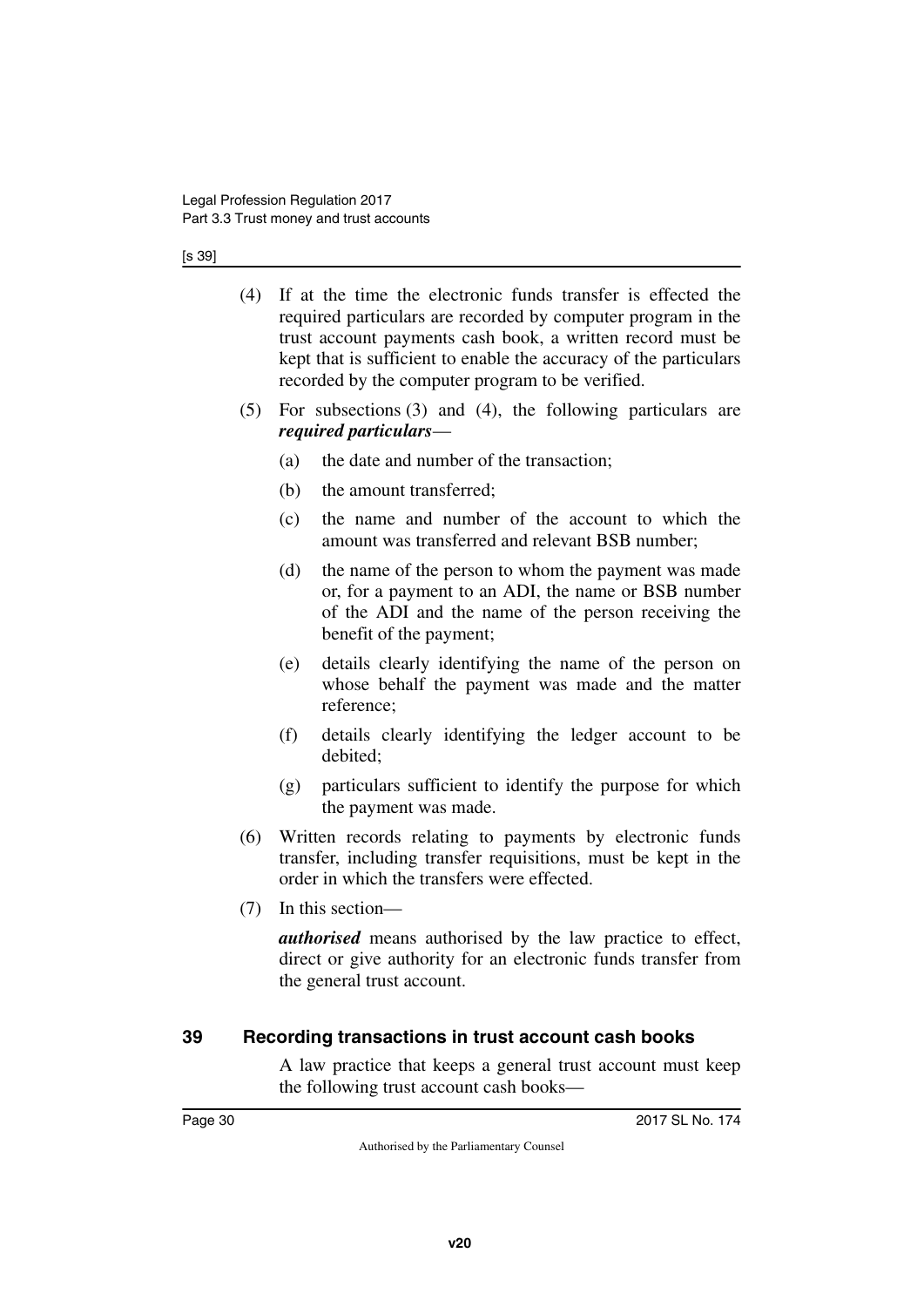(4) If at the time the electronic funds transfer is effected the required particulars are recorded by computer program in the trust account payments cash book, a written record must be kept that is sufficient to enable the accuracy of the particulars recorded by the computer program to be verified.

(5) For subsections (3) and (4), the following particulars are ***required particulars***—

- (a) the date and number of the transaction;
- (b) the amount transferred;
- (c) the name and number of the account to which the amount was transferred and relevant BSB number;
- (d) the name of the person to whom the payment was made or, for a payment to an ADI, the name or BSB number of the ADI and the name of the person receiving the benefit of the payment;
- (e) details clearly identifying the name of the person on whose behalf the payment was made and the matter reference;
- (f) details clearly identifying the ledger account to be debited;
- (g) particulars sufficient to identify the purpose for which the payment was made.

(6) Written records relating to payments by electronic funds transfer, including transfer requisitions, must be kept in the order in which the transfers were effected.

(7) In this section—

***authorised*** means authorised by the law practice to effect, direct or give authority for an electronic funds transfer from the general trust account.

## 39 Recording transactions in trust account cash books

A law practice that keeps a general trust account must keep the following trust account cash books—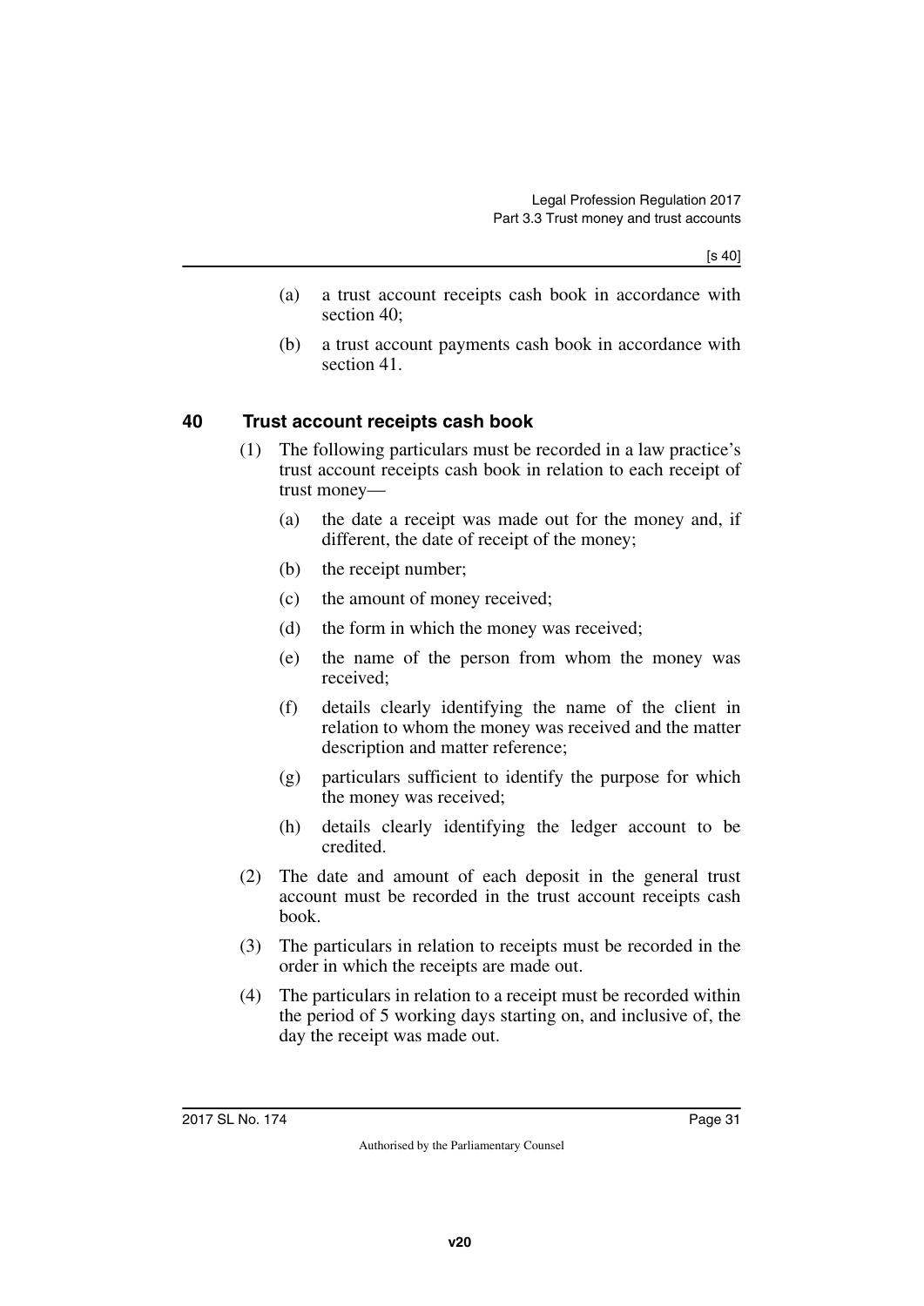(a) a trust account receipts cash book in accordance with section 40;

(b) a trust account payments cash book in accordance with section 41.

## 40 Trust account receipts cash book

(1) The following particulars must be recorded in a law practice's trust account receipts cash book in relation to each receipt of trust money—

(a) the date a receipt was made out for the money and, if different, the date of receipt of the money;

(b) the receipt number;

(c) the amount of money received;

(d) the form in which the money was received;

(e) the name of the person from whom the money was received;

(f) details clearly identifying the name of the client in relation to whom the money was received and the matter description and matter reference;

(g) particulars sufficient to identify the purpose for which the money was received;

(h) details clearly identifying the ledger account to be credited.

(2) The date and amount of each deposit in the general trust account must be recorded in the trust account receipts cash book.

(3) The particulars in relation to receipts must be recorded in the order in which the receipts are made out.

(4) The particulars in relation to a receipt must be recorded within the period of 5 working days starting on, and inclusive of, the day the receipt was made out.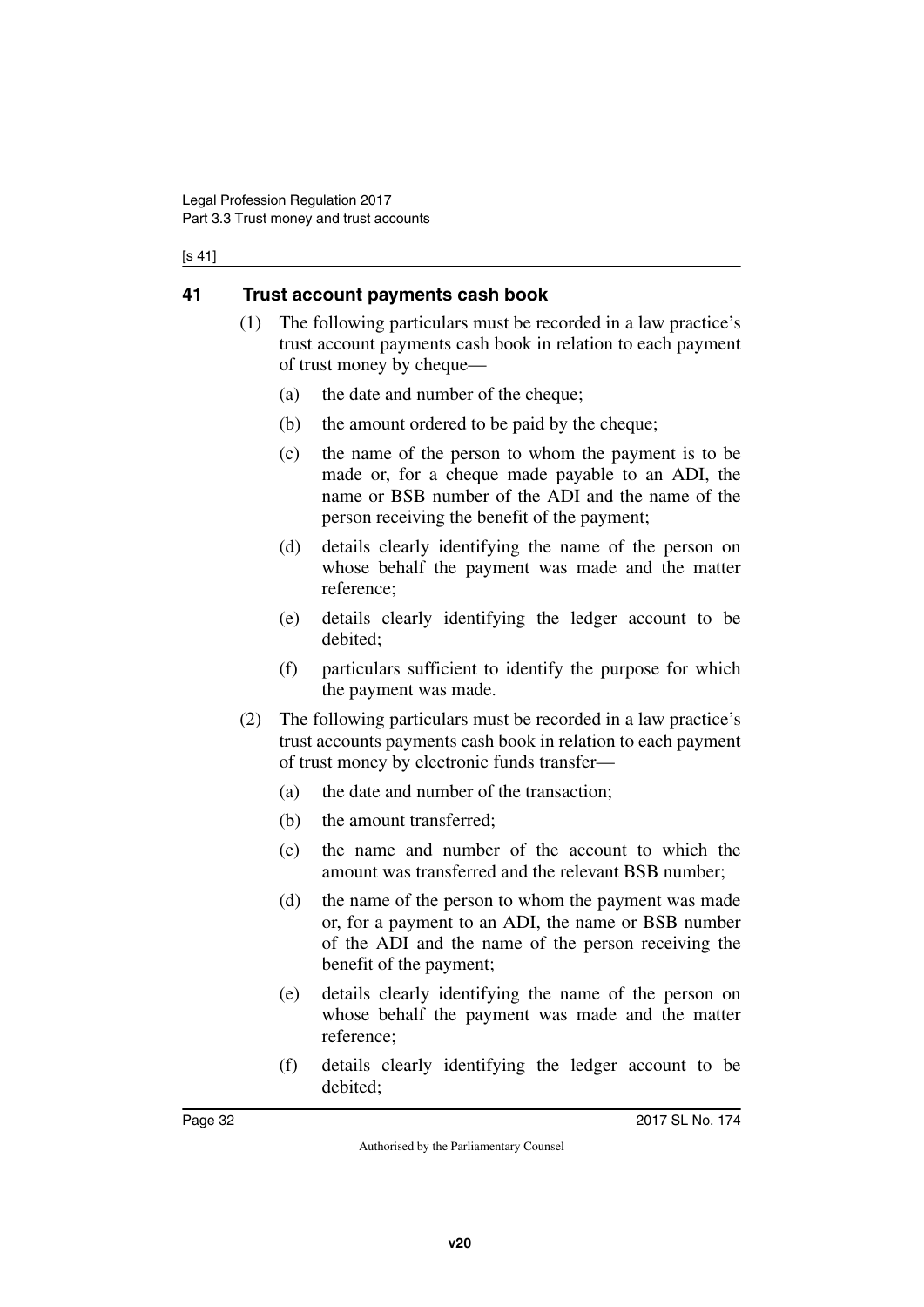## 41 Trust account payments cash book

(1) The following particulars must be recorded in a law practice's trust account payments cash book in relation to each payment of trust money by cheque—

(a) the date and number of the cheque;

(b) the amount ordered to be paid by the cheque;

(c) the name of the person to whom the payment is to be made or, for a cheque made payable to an ADI, the name or BSB number of the ADI and the name of the person receiving the benefit of the payment;

(d) details clearly identifying the name of the person on whose behalf the payment was made and the matter reference;

(e) details clearly identifying the ledger account to be debited;

(f) particulars sufficient to identify the purpose for which the payment was made.

(2) The following particulars must be recorded in a law practice's trust accounts payments cash book in relation to each payment of trust money by electronic funds transfer—

(a) the date and number of the transaction;

(b) the amount transferred;

(c) the name and number of the account to which the amount was transferred and the relevant BSB number;

(d) the name of the person to whom the payment was made or, for a payment to an ADI, the name or BSB number of the ADI and the name of the person receiving the benefit of the payment;

(e) details clearly identifying the name of the person on whose behalf the payment was made and the matter reference;

(f) details clearly identifying the ledger account to be debited;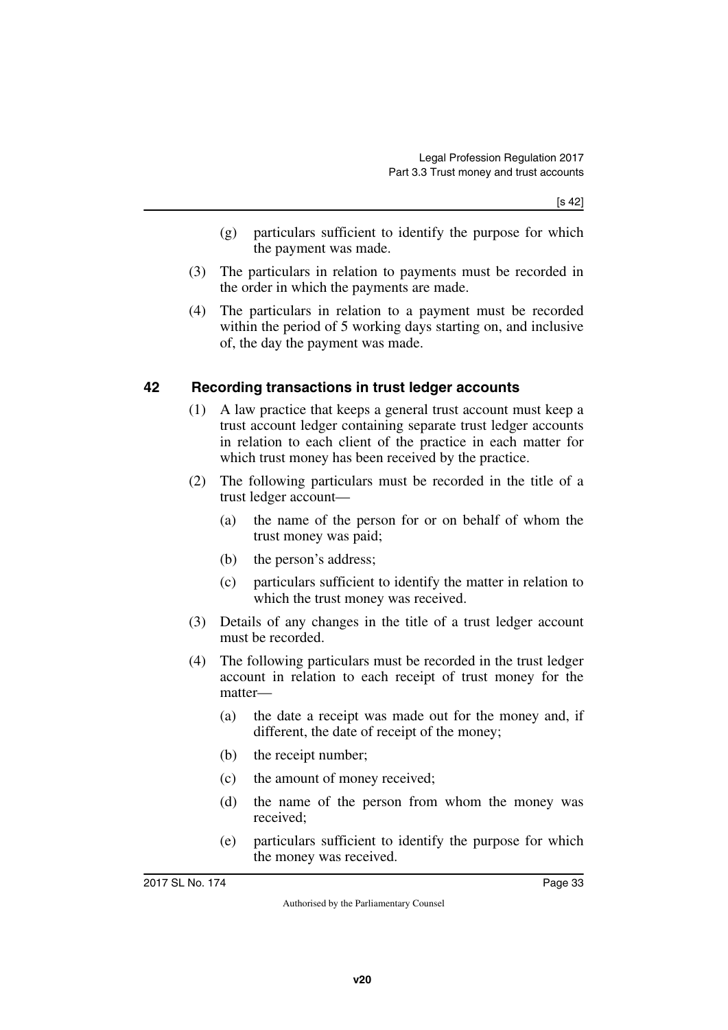(g) particulars sufficient to identify the purpose for which the payment was made.

(3) The particulars in relation to payments must be recorded in the order in which the payments are made.

(4) The particulars in relation to a payment must be recorded within the period of 5 working days starting on, and inclusive of, the day the payment was made.

### 42 Recording transactions in trust ledger accounts

(1) A law practice that keeps a general trust account must keep a trust account ledger containing separate trust ledger accounts in relation to each client of the practice in each matter for which trust money has been received by the practice.

(2) The following particulars must be recorded in the title of a trust ledger account—

(a) the name of the person for or on behalf of whom the trust money was paid;

(b) the person's address;

(c) particulars sufficient to identify the matter in relation to which the trust money was received.

(3) Details of any changes in the title of a trust ledger account must be recorded.

(4) The following particulars must be recorded in the trust ledger account in relation to each receipt of trust money for the matter—

(a) the date a receipt was made out for the money and, if different, the date of receipt of the money;

(b) the receipt number;

(c) the amount of money received;

(d) the name of the person from whom the money was received;

(e) particulars sufficient to identify the purpose for which the money was received.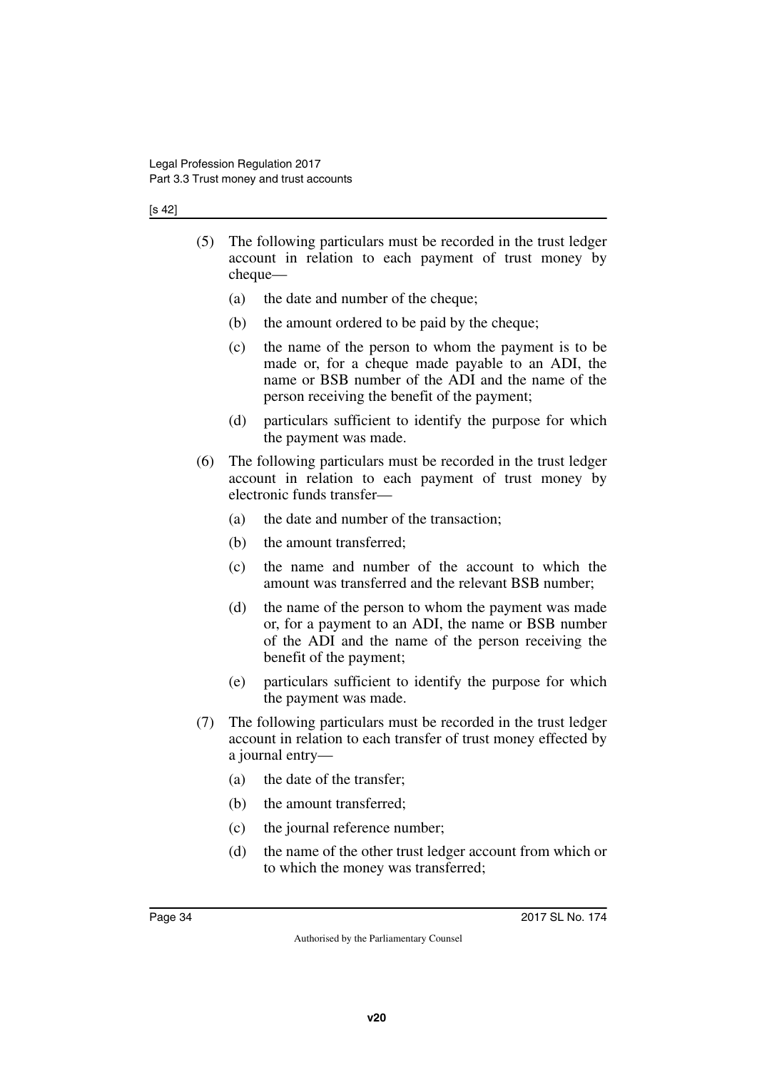(5) The following particulars must be recorded in the trust ledger account in relation to each payment of trust money by cheque—

   (a) the date and number of the cheque;

   (b) the amount ordered to be paid by the cheque;

   (c) the name of the person to whom the payment is to be made or, for a cheque made payable to an ADI, the name or BSB number of the ADI and the name of the person receiving the benefit of the payment;

   (d) particulars sufficient to identify the purpose for which the payment was made.

(6) The following particulars must be recorded in the trust ledger account in relation to each payment of trust money by electronic funds transfer—

   (a) the date and number of the transaction;

   (b) the amount transferred;

   (c) the name and number of the account to which the amount was transferred and the relevant BSB number;

   (d) the name of the person to whom the payment was made or, for a payment to an ADI, the name or BSB number of the ADI and the name of the person receiving the benefit of the payment;

   (e) particulars sufficient to identify the purpose for which the payment was made.

(7) The following particulars must be recorded in the trust ledger account in relation to each transfer of trust money effected by a journal entry—

   (a) the date of the transfer;

   (b) the amount transferred;

   (c) the journal reference number;

   (d) the name of the other trust ledger account from which or to which the money was transferred;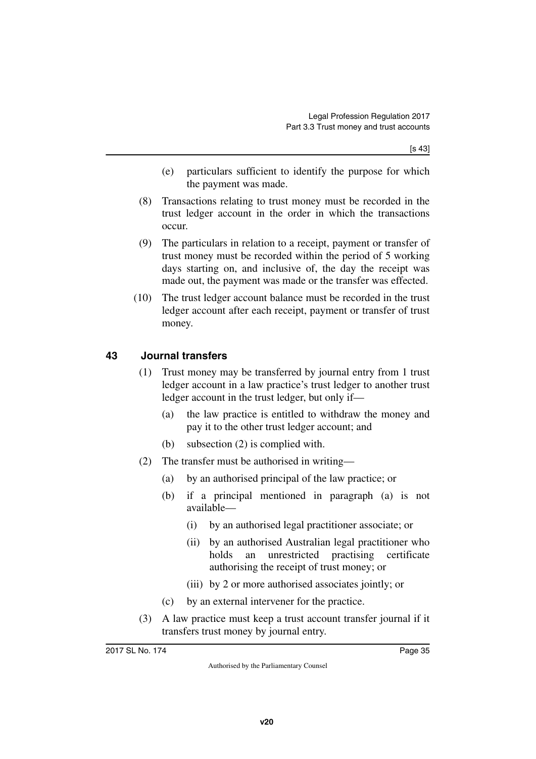(e) particulars sufficient to identify the purpose for which the payment was made.

(8) Transactions relating to trust money must be recorded in the trust ledger account in the order in which the transactions occur.

(9) The particulars in relation to a receipt, payment or transfer of trust money must be recorded within the period of 5 working days starting on, and inclusive of, the day the receipt was made out, the payment was made or the transfer was effected.

(10) The trust ledger account balance must be recorded in the trust ledger account after each receipt, payment or transfer of trust money.

## 43 Journal transfers

(1) Trust money may be transferred by journal entry from 1 trust ledger account in a law practice's trust ledger to another trust ledger account in the trust ledger, but only if—

(a) the law practice is entitled to withdraw the money and pay it to the other trust ledger account; and

(b) subsection (2) is complied with.

(2) The transfer must be authorised in writing—

(a) by an authorised principal of the law practice; or

(b) if a principal mentioned in paragraph (a) is not available—

(i) by an authorised legal practitioner associate; or

(ii) by an authorised Australian legal practitioner who holds an unrestricted practising certificate authorising the receipt of trust money; or

(iii) by 2 or more authorised associates jointly; or

(c) by an external intervener for the practice.

(3) A law practice must keep a trust account transfer journal if it transfers trust money by journal entry.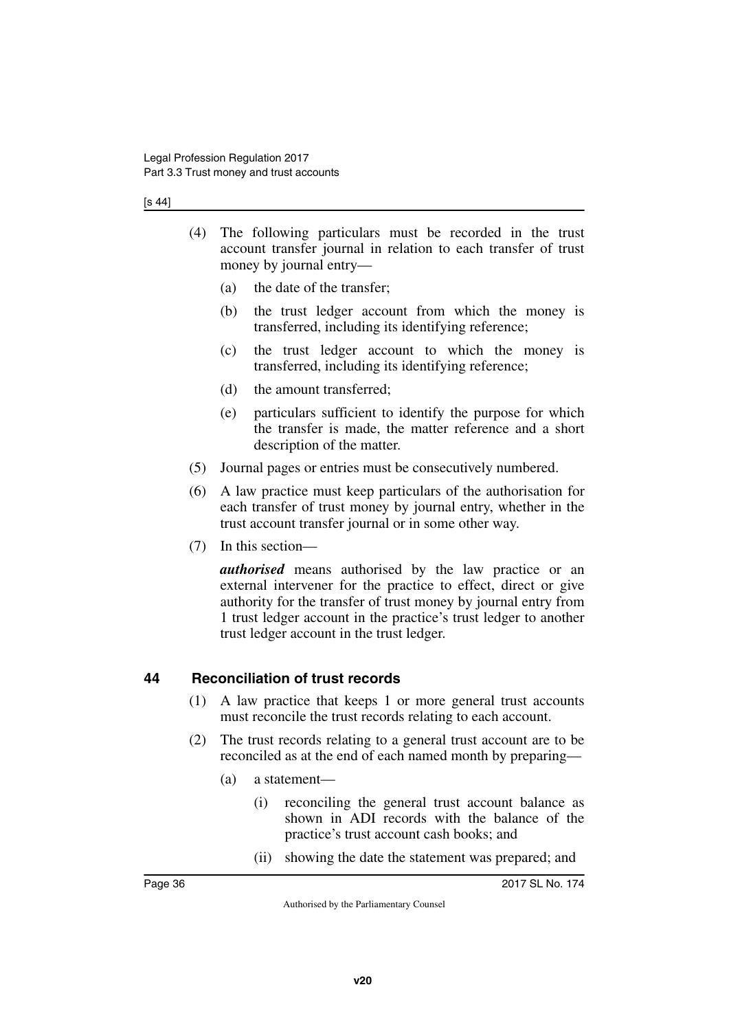(4) The following particulars must be recorded in the trust account transfer journal in relation to each transfer of trust money by journal entry—

(a) the date of the transfer;

(b) the trust ledger account from which the money is transferred, including its identifying reference;

(c) the trust ledger account to which the money is transferred, including its identifying reference;

(d) the amount transferred;

(e) particulars sufficient to identify the purpose for which the transfer is made, the matter reference and a short description of the matter.

(5) Journal pages or entries must be consecutively numbered.

(6) A law practice must keep particulars of the authorisation for each transfer of trust money by journal entry, whether in the trust account transfer journal or in some other way.

(7) In this section—

***authorised*** means authorised by the law practice or an external intervener for the practice to effect, direct or give authority for the transfer of trust money by journal entry from 1 trust ledger account in the practice's trust ledger to another trust ledger account in the trust ledger.

## 44 Reconciliation of trust records

(1) A law practice that keeps 1 or more general trust accounts must reconcile the trust records relating to each account.

(2) The trust records relating to a general trust account are to be reconciled as at the end of each named month by preparing—

(a) a statement—

(i) reconciling the general trust account balance as shown in ADI records with the balance of the practice's trust account cash books; and

(ii) showing the date the statement was prepared; and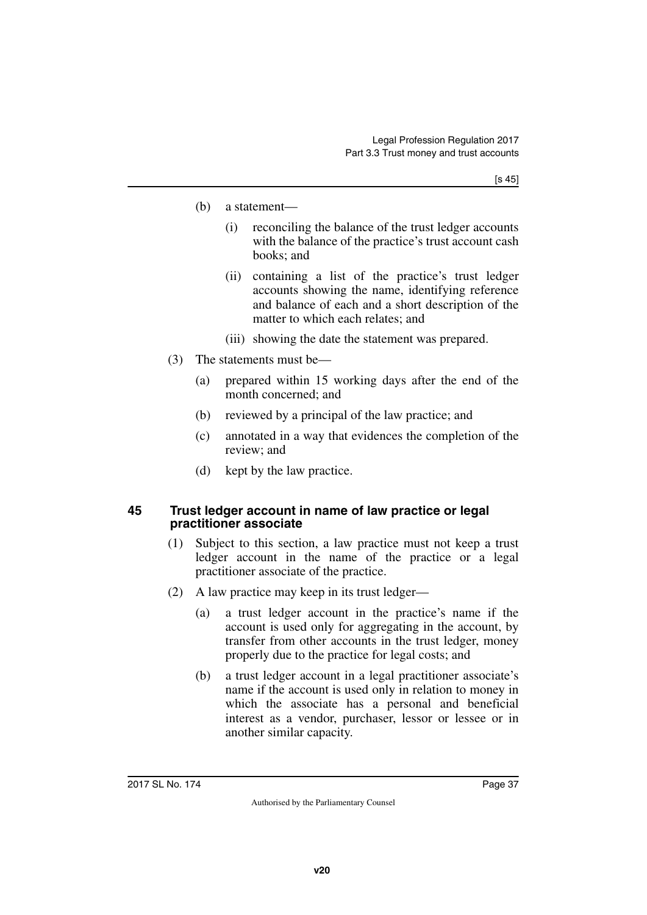(b) a statement—

(i) reconciling the balance of the trust ledger accounts with the balance of the practice's trust account cash books; and

(ii) containing a list of the practice's trust ledger accounts showing the name, identifying reference and balance of each and a short description of the matter to which each relates; and

(iii) showing the date the statement was prepared.

(3) The statements must be—

(a) prepared within 15 working days after the end of the month concerned; and

(b) reviewed by a principal of the law practice; and

(c) annotated in a way that evidences the completion of the review; and

(d) kept by the law practice.

### 45 Trust ledger account in name of law practice or legal practitioner associate

(1) Subject to this section, a law practice must not keep a trust ledger account in the name of the practice or a legal practitioner associate of the practice.

(2) A law practice may keep in its trust ledger—

(a) a trust ledger account in the practice's name if the account is used only for aggregating in the account, by transfer from other accounts in the trust ledger, money properly due to the practice for legal costs; and

(b) a trust ledger account in a legal practitioner associate's name if the account is used only in relation to money in which the associate has a personal and beneficial interest as a vendor, purchaser, lessor or lessee or in another similar capacity.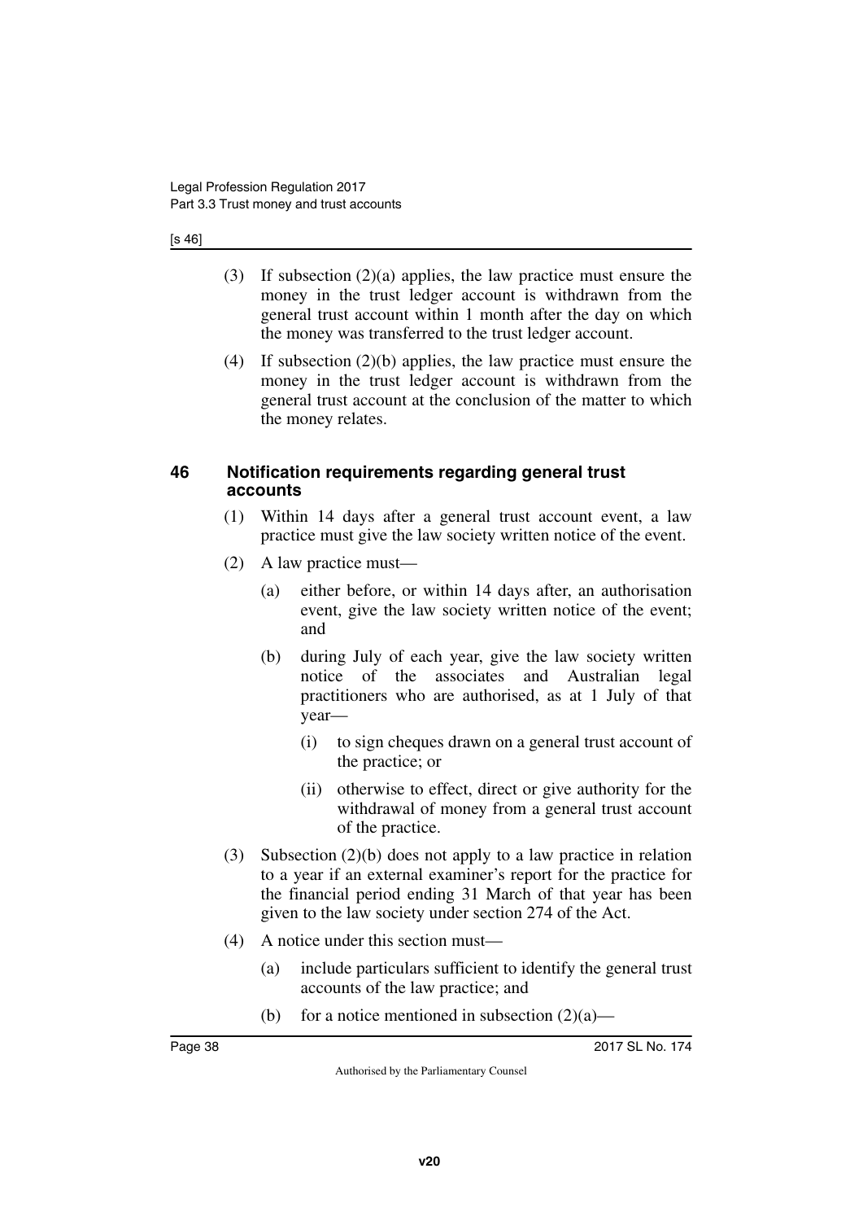(3) If subsection (2)(a) applies, the law practice must ensure the money in the trust ledger account is withdrawn from the general trust account within 1 month after the day on which the money was transferred to the trust ledger account.

(4) If subsection (2)(b) applies, the law practice must ensure the money in the trust ledger account is withdrawn from the general trust account at the conclusion of the matter to which the money relates.

### 46 Notification requirements regarding general trust accounts

(1) Within 14 days after a general trust account event, a law practice must give the law society written notice of the event.

(2) A law practice must—

(a) either before, or within 14 days after, an authorisation event, give the law society written notice of the event; and

(b) during July of each year, give the law society written notice of the associates and Australian legal practitioners who are authorised, as at 1 July of that year—

(i) to sign cheques drawn on a general trust account of the practice; or

(ii) otherwise to effect, direct or give authority for the withdrawal of money from a general trust account of the practice.

(3) Subsection (2)(b) does not apply to a law practice in relation to a year if an external examiner's report for the practice for the financial period ending 31 March of that year has been given to the law society under section 274 of the Act.

(4) A notice under this section must—

(a) include particulars sufficient to identify the general trust accounts of the law practice; and

(b) for a notice mentioned in subsection (2)(a)—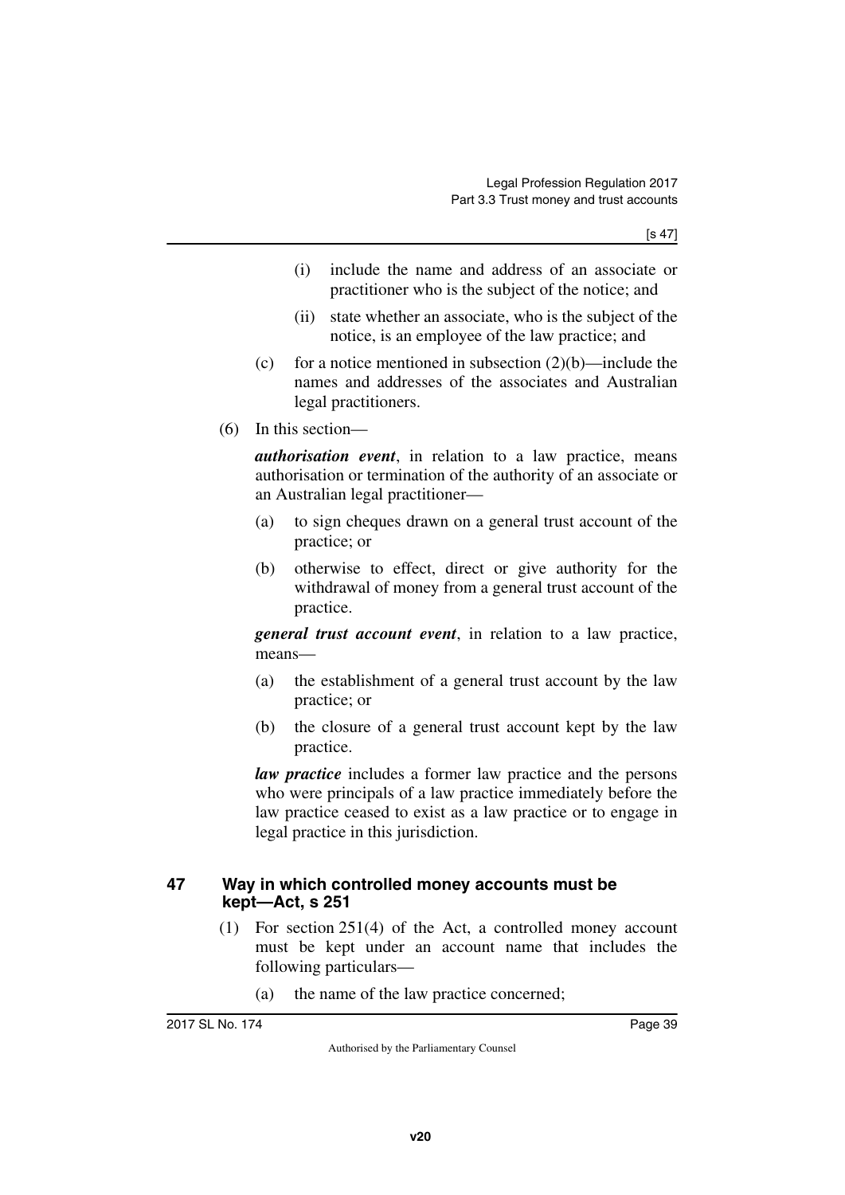(i) include the name and address of an associate or practitioner who is the subject of the notice; and

(ii) state whether an associate, who is the subject of the notice, is an employee of the law practice; and

(c) for a notice mentioned in subsection (2)(b)—include the names and addresses of the associates and Australian legal practitioners.

(6) In this section—

***authorisation event***, in relation to a law practice, means authorisation or termination of the authority of an associate or an Australian legal practitioner—

(a) to sign cheques drawn on a general trust account of the practice; or

(b) otherwise to effect, direct or give authority for the withdrawal of money from a general trust account of the practice.

***general trust account event***, in relation to a law practice, means—

(a) the establishment of a general trust account by the law practice; or

(b) the closure of a general trust account kept by the law practice.

***law practice*** includes a former law practice and the persons who were principals of a law practice immediately before the law practice ceased to exist as a law practice or to engage in legal practice in this jurisdiction.

## 47 Way in which controlled money accounts must be kept—Act, s 251

(1) For section 251(4) of the Act, a controlled money account must be kept under an account name that includes the following particulars—

(a) the name of the law practice concerned;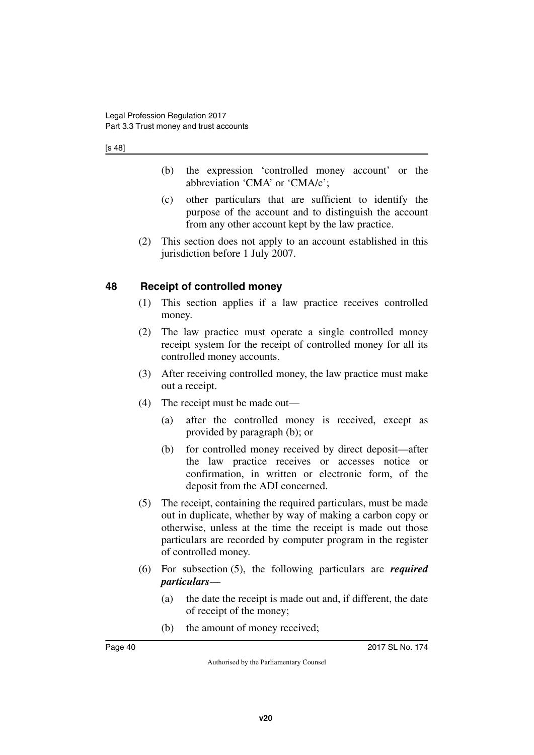(b) the expression 'controlled money account' or the abbreviation 'CMA' or 'CMA/c';

(c) other particulars that are sufficient to identify the purpose of the account and to distinguish the account from any other account kept by the law practice.

(2) This section does not apply to an account established in this jurisdiction before 1 July 2007.

## 48 Receipt of controlled money

(1) This section applies if a law practice receives controlled money.

(2) The law practice must operate a single controlled money receipt system for the receipt of controlled money for all its controlled money accounts.

(3) After receiving controlled money, the law practice must make out a receipt.

(4) The receipt must be made out—

(a) after the controlled money is received, except as provided by paragraph (b); or

(b) for controlled money received by direct deposit—after the law practice receives or accesses notice or confirmation, in written or electronic form, of the deposit from the ADI concerned.

(5) The receipt, containing the required particulars, must be made out in duplicate, whether by way of making a carbon copy or otherwise, unless at the time the receipt is made out those particulars are recorded by computer program in the register of controlled money.

(6) For subsection (5), the following particulars are ***required particulars***—

(a) the date the receipt is made out and, if different, the date of receipt of the money;

(b) the amount of money received;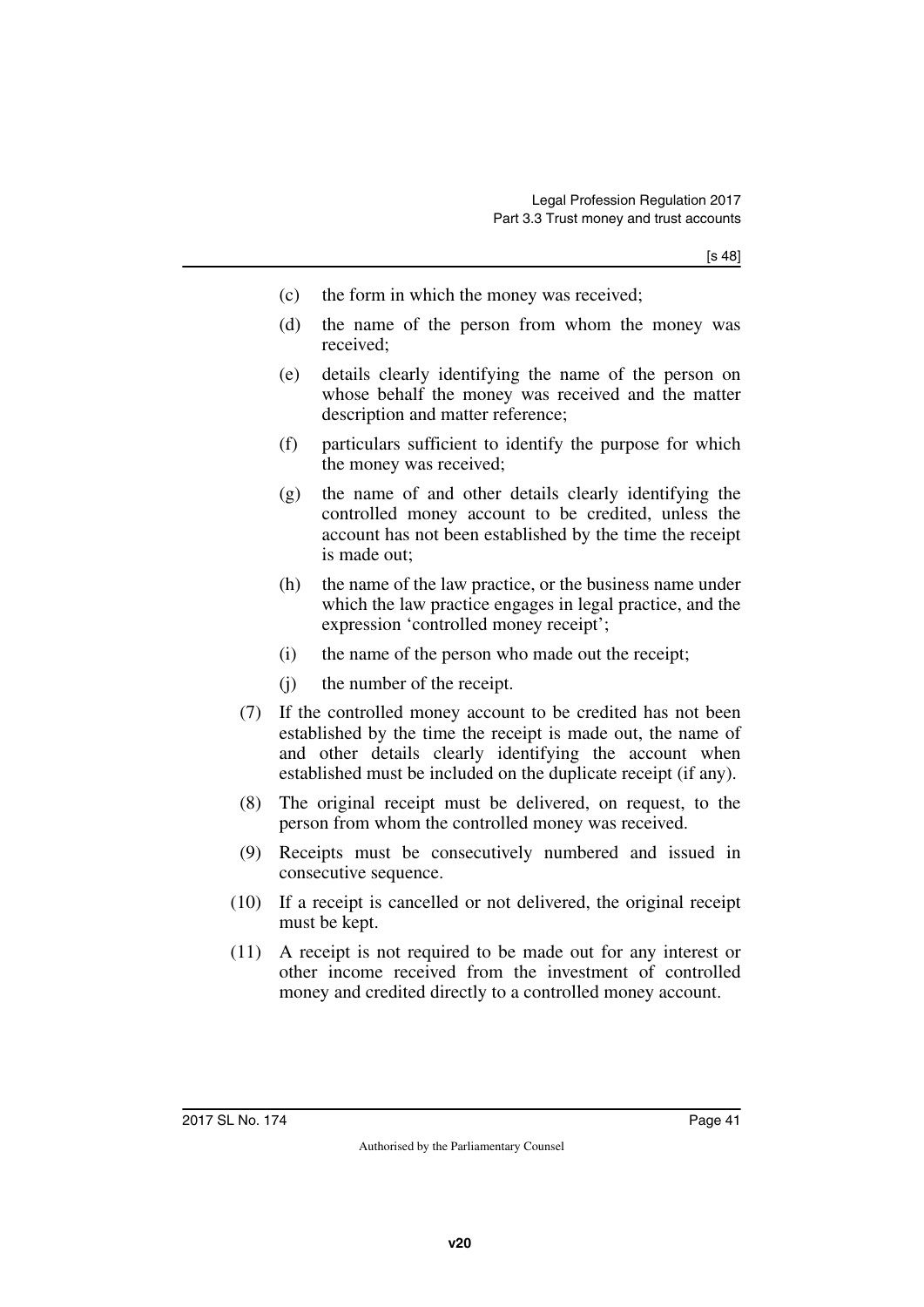(c) the form in which the money was received;

(d) the name of the person from whom the money was received;

(e) details clearly identifying the name of the person on whose behalf the money was received and the matter description and matter reference;

(f) particulars sufficient to identify the purpose for which the money was received;

(g) the name of and other details clearly identifying the controlled money account to be credited, unless the account has not been established by the time the receipt is made out;

(h) the name of the law practice, or the business name under which the law practice engages in legal practice, and the expression 'controlled money receipt';

(i) the name of the person who made out the receipt;

(j) the number of the receipt.

(7) If the controlled money account to be credited has not been established by the time the receipt is made out, the name of and other details clearly identifying the account when established must be included on the duplicate receipt (if any).

(8) The original receipt must be delivered, on request, to the person from whom the controlled money was received.

(9) Receipts must be consecutively numbered and issued in consecutive sequence.

(10) If a receipt is cancelled or not delivered, the original receipt must be kept.

(11) A receipt is not required to be made out for any interest or other income received from the investment of controlled money and credited directly to a controlled money account.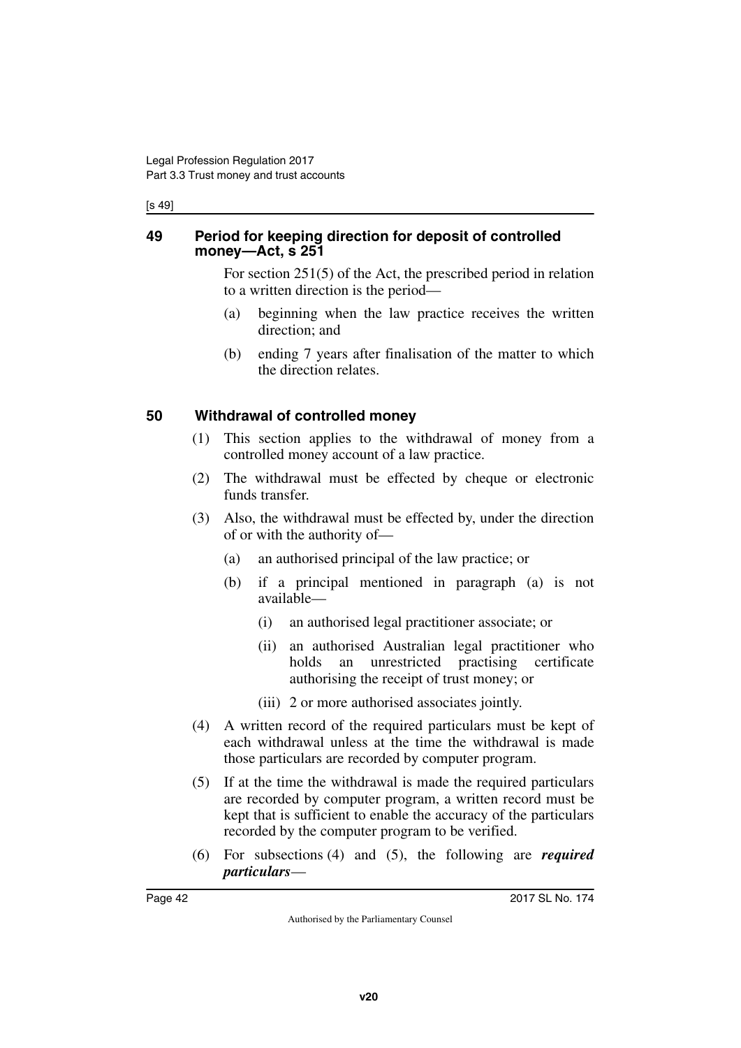## 49 Period for keeping direction for deposit of controlled money—Act, s 251

For section 251(5) of the Act, the prescribed period in relation to a written direction is the period—

(a) beginning when the law practice receives the written direction; and

(b) ending 7 years after finalisation of the matter to which the direction relates.

## 50 Withdrawal of controlled money

(1) This section applies to the withdrawal of money from a controlled money account of a law practice.

(2) The withdrawal must be effected by cheque or electronic funds transfer.

(3) Also, the withdrawal must be effected by, under the direction of or with the authority of—

(a) an authorised principal of the law practice; or

(b) if a principal mentioned in paragraph (a) is not available—

(i) an authorised legal practitioner associate; or

(ii) an authorised Australian legal practitioner who holds an unrestricted practising certificate authorising the receipt of trust money; or

(iii) 2 or more authorised associates jointly.

(4) A written record of the required particulars must be kept of each withdrawal unless at the time the withdrawal is made those particulars are recorded by computer program.

(5) If at the time the withdrawal is made the required particulars are recorded by computer program, a written record must be kept that is sufficient to enable the accuracy of the particulars recorded by the computer program to be verified.

(6) For subsections (4) and (5), the following are ***required particulars***—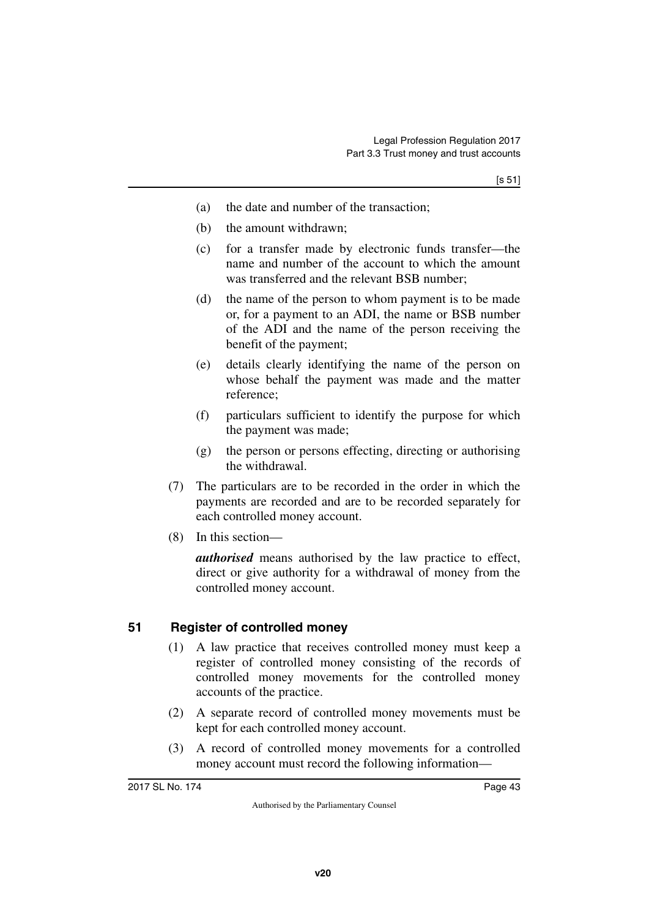(a) the date and number of the transaction;

(b) the amount withdrawn;

(c) for a transfer made by electronic funds transfer—the name and number of the account to which the amount was transferred and the relevant BSB number;

(d) the name of the person to whom payment is to be made or, for a payment to an ADI, the name or BSB number of the ADI and the name of the person receiving the benefit of the payment;

(e) details clearly identifying the name of the person on whose behalf the payment was made and the matter reference;

(f) particulars sufficient to identify the purpose for which the payment was made;

(g) the person or persons effecting, directing or authorising the withdrawal.

(7) The particulars are to be recorded in the order in which the payments are recorded and are to be recorded separately for each controlled money account.

(8) In this section—

***authorised*** means authorised by the law practice to effect, direct or give authority for a withdrawal of money from the controlled money account.

## 51 Register of controlled money

(1) A law practice that receives controlled money must keep a register of controlled money consisting of the records of controlled money movements for the controlled money accounts of the practice.

(2) A separate record of controlled money movements must be kept for each controlled money account.

(3) A record of controlled money movements for a controlled money account must record the following information—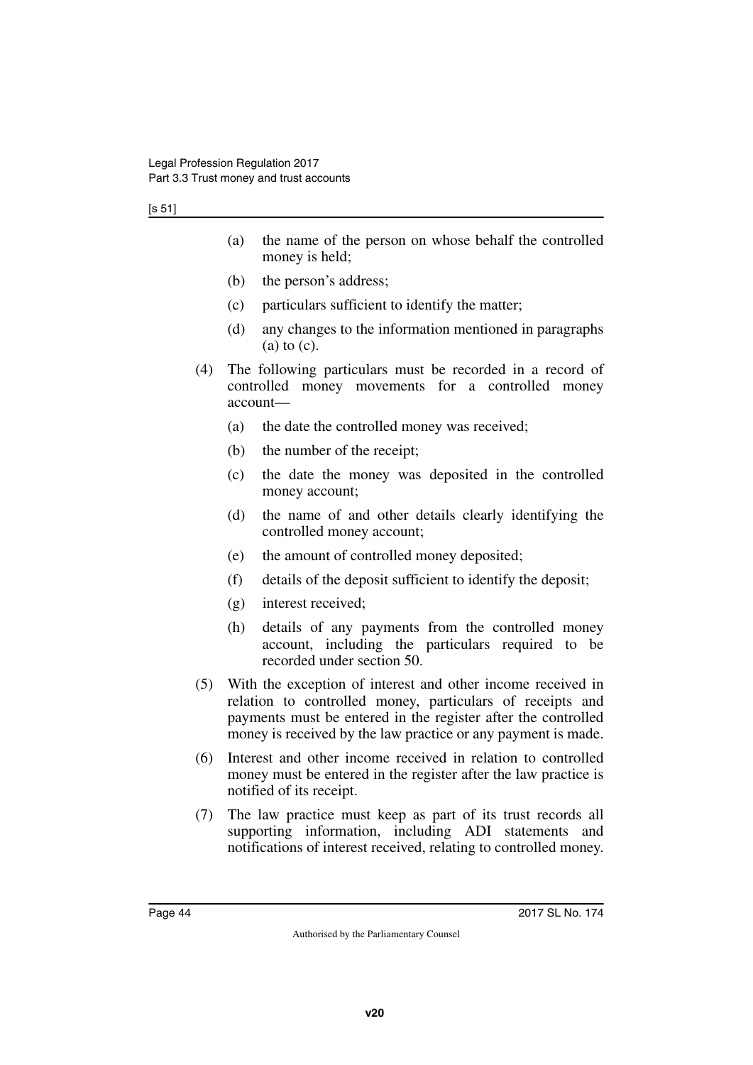(a) the name of the person on whose behalf the controlled money is held;

(b) the person's address;

(c) particulars sufficient to identify the matter;

(d) any changes to the information mentioned in paragraphs (a) to (c).

(4) The following particulars must be recorded in a record of controlled money movements for a controlled money account—

(a) the date the controlled money was received;

(b) the number of the receipt;

(c) the date the money was deposited in the controlled money account;

(d) the name of and other details clearly identifying the controlled money account;

(e) the amount of controlled money deposited;

(f) details of the deposit sufficient to identify the deposit;

(g) interest received;

(h) details of any payments from the controlled money account, including the particulars required to be recorded under section 50.

(5) With the exception of interest and other income received in relation to controlled money, particulars of receipts and payments must be entered in the register after the controlled money is received by the law practice or any payment is made.

(6) Interest and other income received in relation to controlled money must be entered in the register after the law practice is notified of its receipt.

(7) The law practice must keep as part of its trust records all supporting information, including ADI statements and notifications of interest received, relating to controlled money.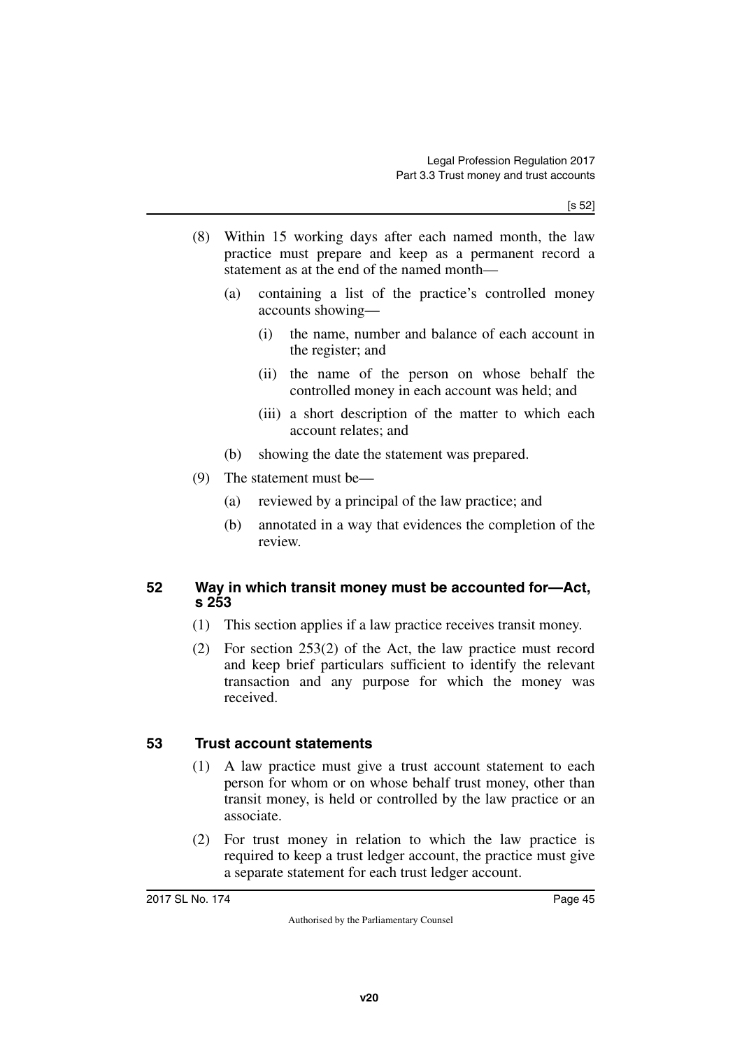(8) Within 15 working days after each named month, the law practice must prepare and keep as a permanent record a statement as at the end of the named month—

   (a) containing a list of the practice's controlled money accounts showing—

      (i) the name, number and balance of each account in the register; and

      (ii) the name of the person on whose behalf the controlled money in each account was held; and

      (iii) a short description of the matter to which each account relates; and

   (b) showing the date the statement was prepared.

(9) The statement must be—

   (a) reviewed by a principal of the law practice; and

   (b) annotated in a way that evidences the completion of the review.

## 52 Way in which transit money must be accounted for—Act, s 253

(1) This section applies if a law practice receives transit money.

(2) For section 253(2) of the Act, the law practice must record and keep brief particulars sufficient to identify the relevant transaction and any purpose for which the money was received.

## 53 Trust account statements

(1) A law practice must give a trust account statement to each person for whom or on whose behalf trust money, other than transit money, is held or controlled by the law practice or an associate.

(2) For trust money in relation to which the law practice is required to keep a trust ledger account, the practice must give a separate statement for each trust ledger account.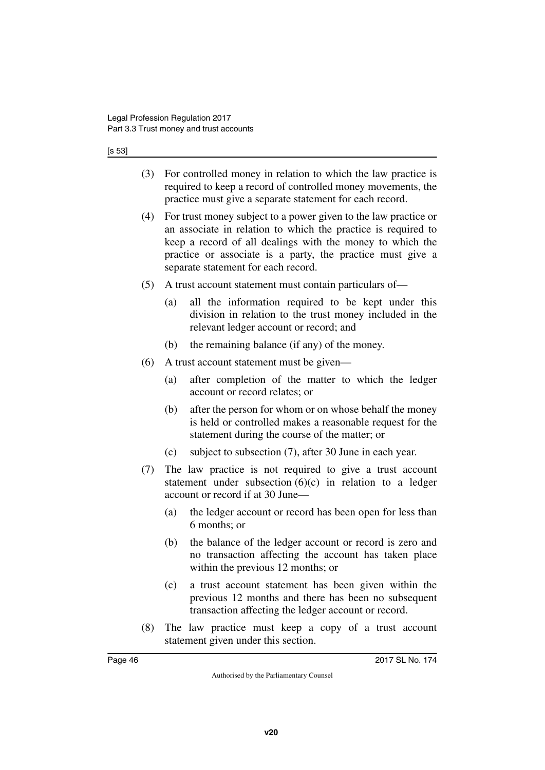(3) For controlled money in relation to which the law practice is required to keep a record of controlled money movements, the practice must give a separate statement for each record.

(4) For trust money subject to a power given to the law practice or an associate in relation to which the practice is required to keep a record of all dealings with the money to which the practice or associate is a party, the practice must give a separate statement for each record.

(5) A trust account statement must contain particulars of—

 (a) all the information required to be kept under this division in relation to the trust money included in the relevant ledger account or record; and

 (b) the remaining balance (if any) of the money.

(6) A trust account statement must be given—

 (a) after completion of the matter to which the ledger account or record relates; or

 (b) after the person for whom or on whose behalf the money is held or controlled makes a reasonable request for the statement during the course of the matter; or

 (c) subject to subsection (7), after 30 June in each year.

(7) The law practice is not required to give a trust account statement under subsection (6)(c) in relation to a ledger account or record if at 30 June—

 (a) the ledger account or record has been open for less than 6 months; or

 (b) the balance of the ledger account or record is zero and no transaction affecting the account has taken place within the previous 12 months; or

 (c) a trust account statement has been given within the previous 12 months and there has been no subsequent transaction affecting the ledger account or record.

(8) The law practice must keep a copy of a trust account statement given under this section.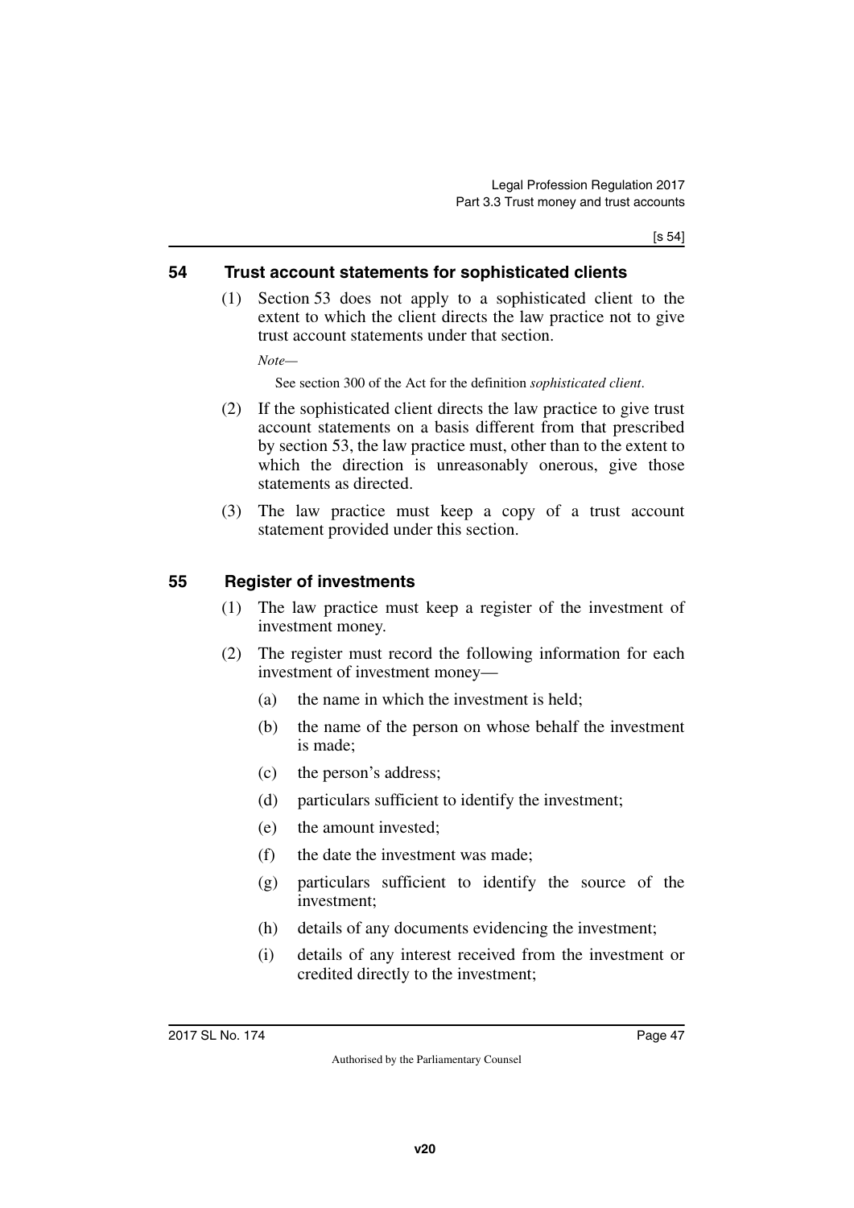## 54 Trust account statements for sophisticated clients

(1) Section 53 does not apply to a sophisticated client to the extent to which the client directs the law practice not to give trust account statements under that section.

*Note—*

See section 300 of the Act for the definition *sophisticated client*.

(2) If the sophisticated client directs the law practice to give trust account statements on a basis different from that prescribed by section 53, the law practice must, other than to the extent to which the direction is unreasonably onerous, give those statements as directed.

(3) The law practice must keep a copy of a trust account statement provided under this section.

## 55 Register of investments

(1) The law practice must keep a register of the investment of investment money.

(2) The register must record the following information for each investment of investment money—

(a) the name in which the investment is held;

(b) the name of the person on whose behalf the investment is made;

(c) the person's address;

(d) particulars sufficient to identify the investment;

(e) the amount invested;

(f) the date the investment was made;

(g) particulars sufficient to identify the source of the investment;

(h) details of any documents evidencing the investment;

(i) details of any interest received from the investment or credited directly to the investment;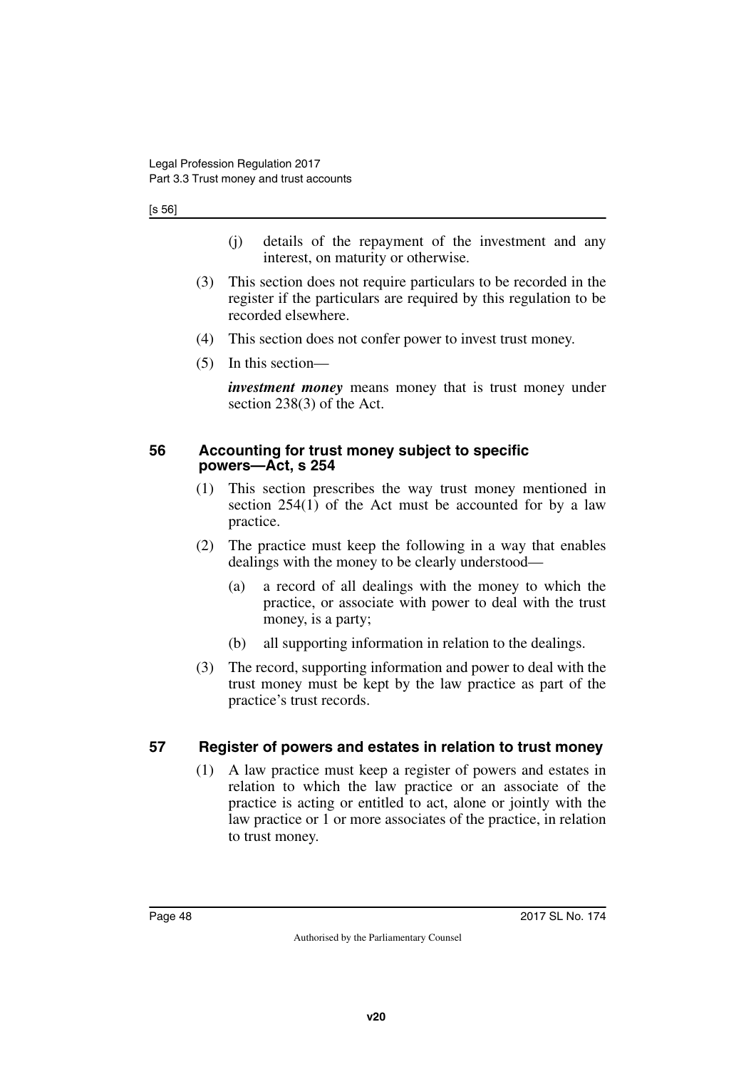(j) details of the repayment of the investment and any interest, on maturity or otherwise.

(3) This section does not require particulars to be recorded in the register if the particulars are required by this regulation to be recorded elsewhere.

(4) This section does not confer power to invest trust money.

(5) In this section—

***investment money*** means money that is trust money under section 238(3) of the Act.

## 56 Accounting for trust money subject to specific powers—Act, s 254

(1) This section prescribes the way trust money mentioned in section 254(1) of the Act must be accounted for by a law practice.

(2) The practice must keep the following in a way that enables dealings with the money to be clearly understood—

(a) a record of all dealings with the money to which the practice, or associate with power to deal with the trust money, is a party;

(b) all supporting information in relation to the dealings.

(3) The record, supporting information and power to deal with the trust money must be kept by the law practice as part of the practice's trust records.

## 57 Register of powers and estates in relation to trust money

(1) A law practice must keep a register of powers and estates in relation to which the law practice or an associate of the practice is acting or entitled to act, alone or jointly with the law practice or 1 or more associates of the practice, in relation to trust money.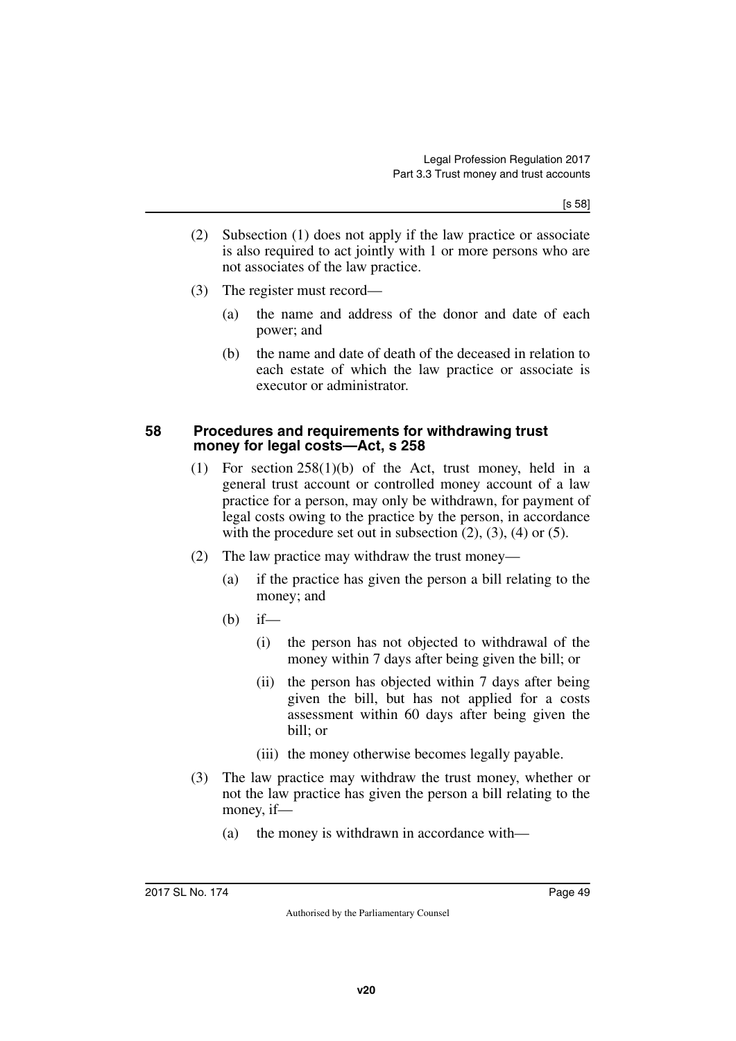(2) Subsection (1) does not apply if the law practice or associate is also required to act jointly with 1 or more persons who are not associates of the law practice.

(3) The register must record—

(a) the name and address of the donor and date of each power; and

(b) the name and date of death of the deceased in relation to each estate of which the law practice or associate is executor or administrator.

### 58 Procedures and requirements for withdrawing trust money for legal costs—Act, s 258

(1) For section 258(1)(b) of the Act, trust money, held in a general trust account or controlled money account of a law practice for a person, may only be withdrawn, for payment of legal costs owing to the practice by the person, in accordance with the procedure set out in subsection (2), (3), (4) or (5).

(2) The law practice may withdraw the trust money—

(a) if the practice has given the person a bill relating to the money; and

(b) if—

(i) the person has not objected to withdrawal of the money within 7 days after being given the bill; or

(ii) the person has objected within 7 days after being given the bill, but has not applied for a costs assessment within 60 days after being given the bill; or

(iii) the money otherwise becomes legally payable.

(3) The law practice may withdraw the trust money, whether or not the law practice has given the person a bill relating to the money, if—

(a) the money is withdrawn in accordance with—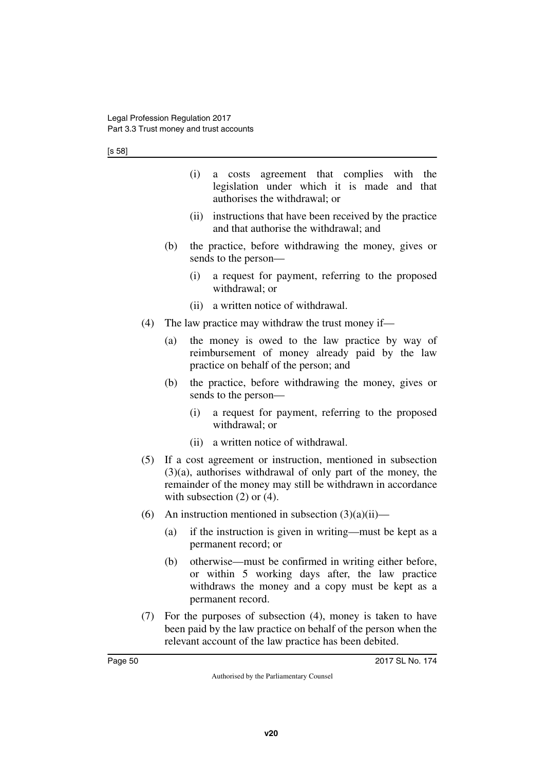(i) a costs agreement that complies with the legislation under which it is made and that authorises the withdrawal; or

(ii) instructions that have been received by the practice and that authorise the withdrawal; and

(b) the practice, before withdrawing the money, gives or sends to the person—

(i) a request for payment, referring to the proposed withdrawal; or

(ii) a written notice of withdrawal.

(4) The law practice may withdraw the trust money if—

(a) the money is owed to the law practice by way of reimbursement of money already paid by the law practice on behalf of the person; and

(b) the practice, before withdrawing the money, gives or sends to the person—

(i) a request for payment, referring to the proposed withdrawal; or

(ii) a written notice of withdrawal.

(5) If a cost agreement or instruction, mentioned in subsection (3)(a), authorises withdrawal of only part of the money, the remainder of the money may still be withdrawn in accordance with subsection (2) or (4).

(6) An instruction mentioned in subsection (3)(a)(ii)—

(a) if the instruction is given in writing—must be kept as a permanent record; or

(b) otherwise—must be confirmed in writing either before, or within 5 working days after, the law practice withdraws the money and a copy must be kept as a permanent record.

(7) For the purposes of subsection (4), money is taken to have been paid by the law practice on behalf of the person when the relevant account of the law practice has been debited.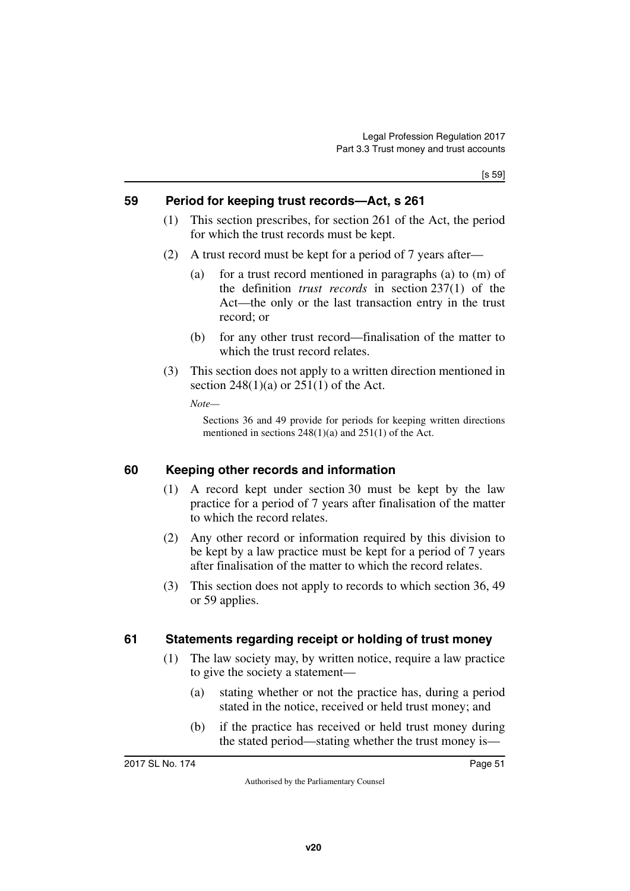## 59 Period for keeping trust records—Act, s 261

(1) This section prescribes, for section 261 of the Act, the period for which the trust records must be kept.

(2) A trust record must be kept for a period of 7 years after—

- (a) for a trust record mentioned in paragraphs (a) to (m) of the definition *trust records* in section 237(1) of the Act—the only or the last transaction entry in the trust record; or
- (b) for any other trust record—finalisation of the matter to which the trust record relates.

(3) This section does not apply to a written direction mentioned in section 248(1)(a) or 251(1) of the Act.

*Note—*

Sections 36 and 49 provide for periods for keeping written directions mentioned in sections 248(1)(a) and 251(1) of the Act.

## 60 Keeping other records and information

(1) A record kept under section 30 must be kept by the law practice for a period of 7 years after finalisation of the matter to which the record relates.

(2) Any other record or information required by this division to be kept by a law practice must be kept for a period of 7 years after finalisation of the matter to which the record relates.

(3) This section does not apply to records to which section 36, 49 or 59 applies.

## 61 Statements regarding receipt or holding of trust money

(1) The law society may, by written notice, require a law practice to give the society a statement—

- (a) stating whether or not the practice has, during a period stated in the notice, received or held trust money; and
- (b) if the practice has received or held trust money during the stated period—stating whether the trust money is—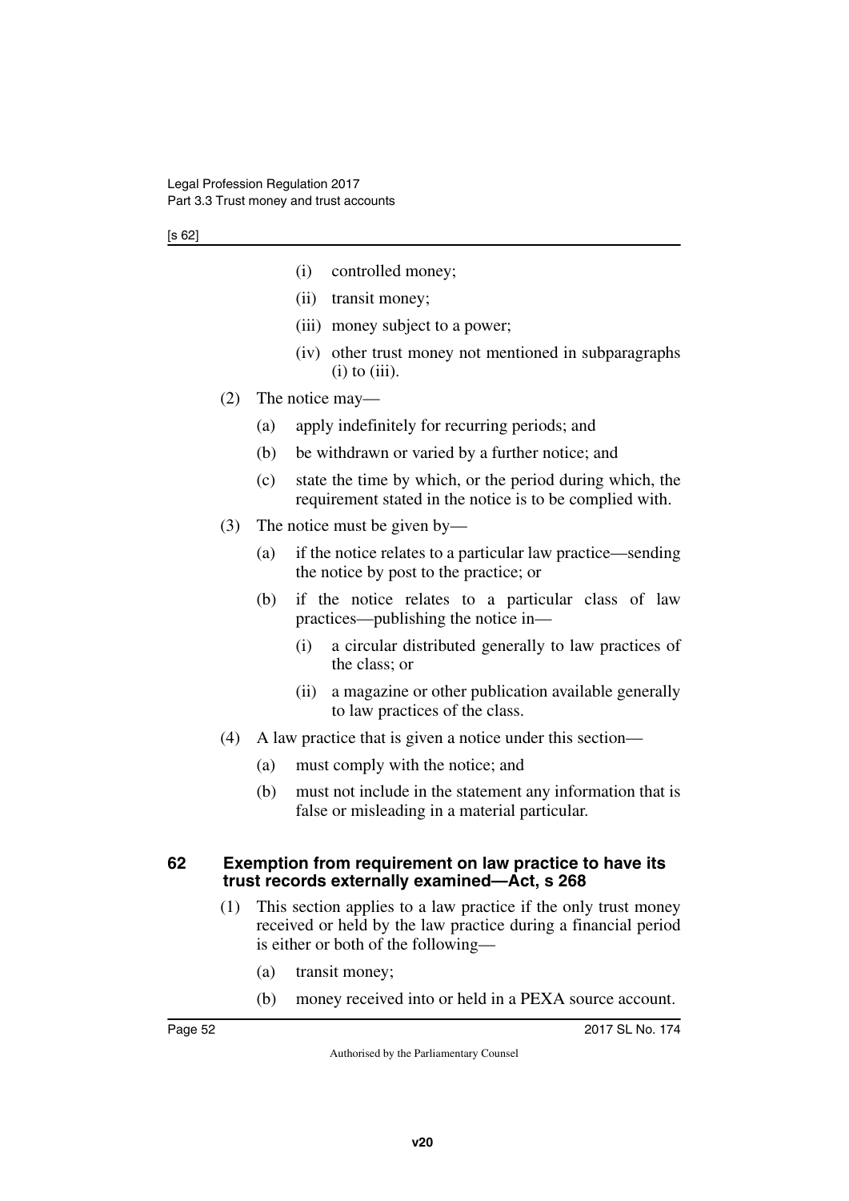(i) controlled money;

(ii) transit money;

(iii) money subject to a power;

(iv) other trust money not mentioned in subparagraphs (i) to (iii).

(2) The notice may—

(a) apply indefinitely for recurring periods; and

(b) be withdrawn or varied by a further notice; and

(c) state the time by which, or the period during which, the requirement stated in the notice is to be complied with.

(3) The notice must be given by—

(a) if the notice relates to a particular law practice—sending the notice by post to the practice; or

(b) if the notice relates to a particular class of law practices—publishing the notice in—

(i) a circular distributed generally to law practices of the class; or

(ii) a magazine or other publication available generally to law practices of the class.

(4) A law practice that is given a notice under this section—

(a) must comply with the notice; and

(b) must not include in the statement any information that is false or misleading in a material particular.

## 62 Exemption from requirement on law practice to have its trust records externally examined—Act, s 268

(1) This section applies to a law practice if the only trust money received or held by the law practice during a financial period is either or both of the following—

(a) transit money;

(b) money received into or held in a PEXA source account.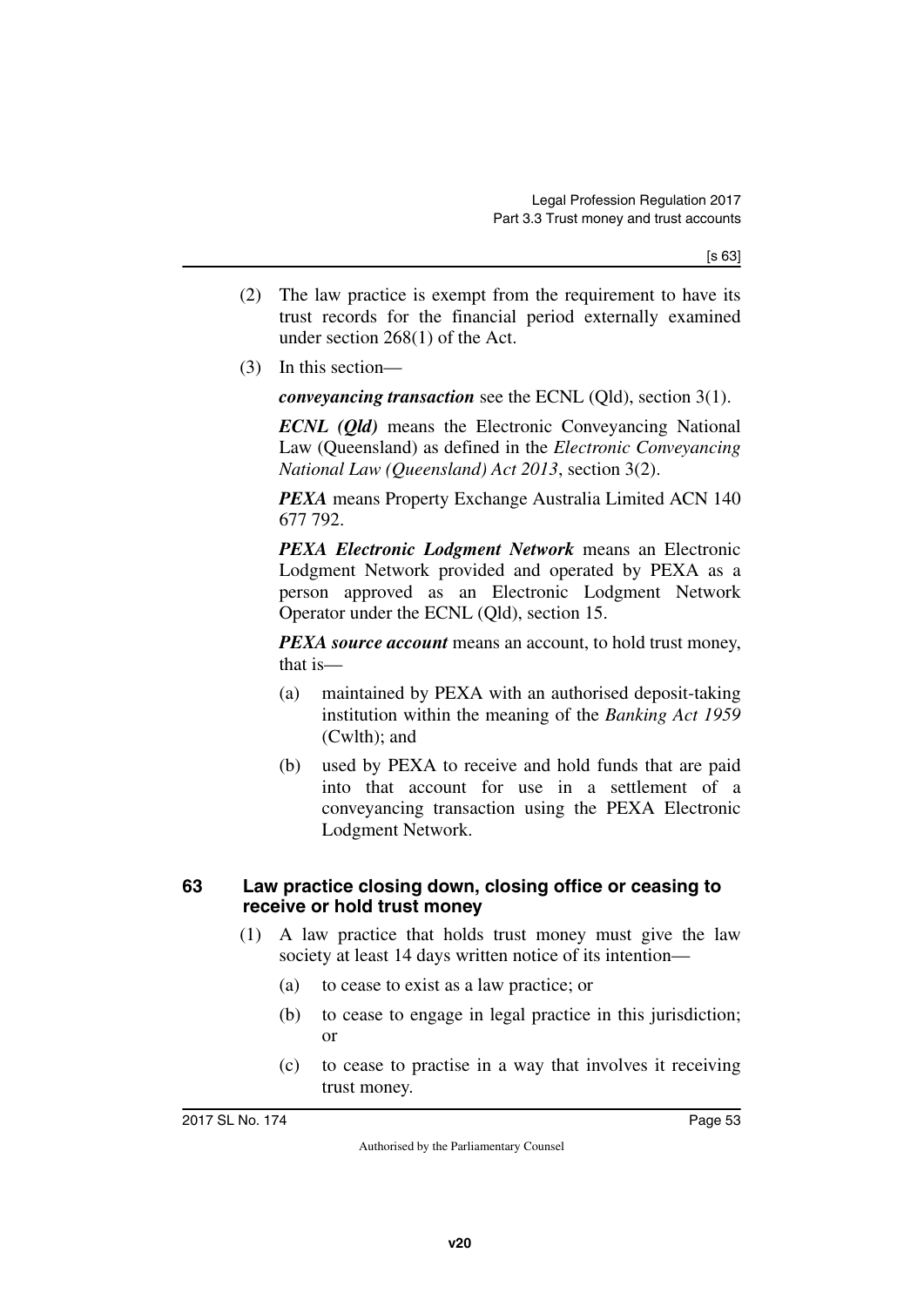(2) The law practice is exempt from the requirement to have its trust records for the financial period externally examined under section 268(1) of the Act.

(3) In this section—

***conveyancing transaction*** see the ECNL (Qld), section 3(1).

***ECNL (Qld)*** means the Electronic Conveyancing National Law (Queensland) as defined in the *Electronic Conveyancing National Law (Queensland) Act 2013*, section 3(2).

***PEXA*** means Property Exchange Australia Limited ACN 140 677 792.

***PEXA Electronic Lodgment Network*** means an Electronic Lodgment Network provided and operated by PEXA as a person approved as an Electronic Lodgment Network Operator under the ECNL (Qld), section 15.

***PEXA source account*** means an account, to hold trust money, that is—

(a) maintained by PEXA with an authorised deposit-taking institution within the meaning of the *Banking Act 1959* (Cwlth); and

(b) used by PEXA to receive and hold funds that are paid into that account for use in a settlement of a conveyancing transaction using the PEXA Electronic Lodgment Network.

## 63 Law practice closing down, closing office or ceasing to receive or hold trust money

(1) A law practice that holds trust money must give the law society at least 14 days written notice of its intention—

(a) to cease to exist as a law practice; or

(b) to cease to engage in legal practice in this jurisdiction; or

(c) to cease to practise in a way that involves it receiving trust money.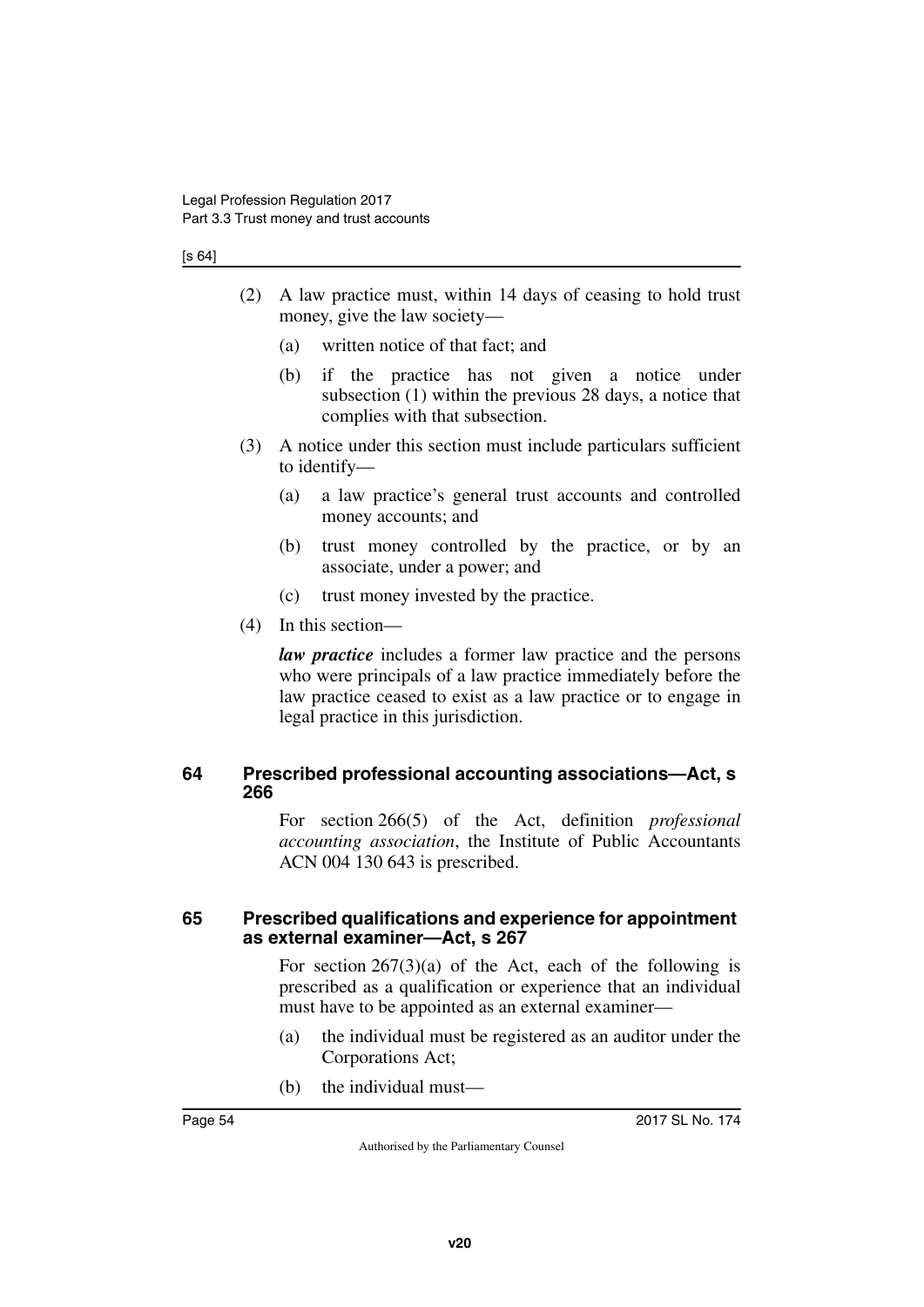(2) A law practice must, within 14 days of ceasing to hold trust money, give the law society—

(a) written notice of that fact; and

(b) if the practice has not given a notice under subsection (1) within the previous 28 days, a notice that complies with that subsection.

(3) A notice under this section must include particulars sufficient to identify—

(a) a law practice's general trust accounts and controlled money accounts; and

(b) trust money controlled by the practice, or by an associate, under a power; and

(c) trust money invested by the practice.

(4) In this section—

***law practice*** includes a former law practice and the persons who were principals of a law practice immediately before the law practice ceased to exist as a law practice or to engage in legal practice in this jurisdiction.

## 64 Prescribed professional accounting associations—Act, s 266

For section 266(5) of the Act, definition *professional accounting association*, the Institute of Public Accountants ACN 004 130 643 is prescribed.

## 65 Prescribed qualifications and experience for appointment as external examiner—Act, s 267

For section 267(3)(a) of the Act, each of the following is prescribed as a qualification or experience that an individual must have to be appointed as an external examiner—

(a) the individual must be registered as an auditor under the Corporations Act;

(b) the individual must—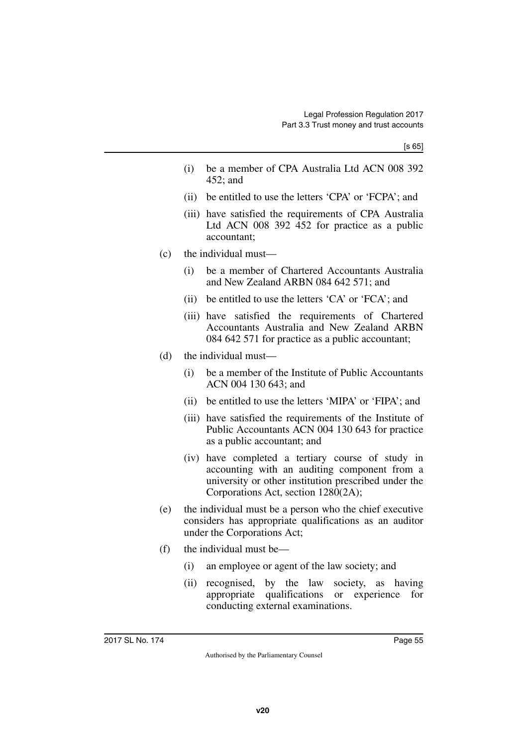(i) be a member of CPA Australia Ltd ACN 008 392 452; and

(ii) be entitled to use the letters 'CPA' or 'FCPA'; and

(iii) have satisfied the requirements of CPA Australia Ltd ACN 008 392 452 for practice as a public accountant;

(c) the individual must—

(i) be a member of Chartered Accountants Australia and New Zealand ARBN 084 642 571; and

(ii) be entitled to use the letters 'CA' or 'FCA'; and

(iii) have satisfied the requirements of Chartered Accountants Australia and New Zealand ARBN 084 642 571 for practice as a public accountant;

(d) the individual must—

(i) be a member of the Institute of Public Accountants ACN 004 130 643; and

(ii) be entitled to use the letters 'MIPA' or 'FIPA'; and

(iii) have satisfied the requirements of the Institute of Public Accountants ACN 004 130 643 for practice as a public accountant; and

(iv) have completed a tertiary course of study in accounting with an auditing component from a university or other institution prescribed under the Corporations Act, section 1280(2A);

(e) the individual must be a person who the chief executive considers has appropriate qualifications as an auditor under the Corporations Act;

(f) the individual must be—

(i) an employee or agent of the law society; and

(ii) recognised, by the law society, as having appropriate qualifications or experience for conducting external examinations.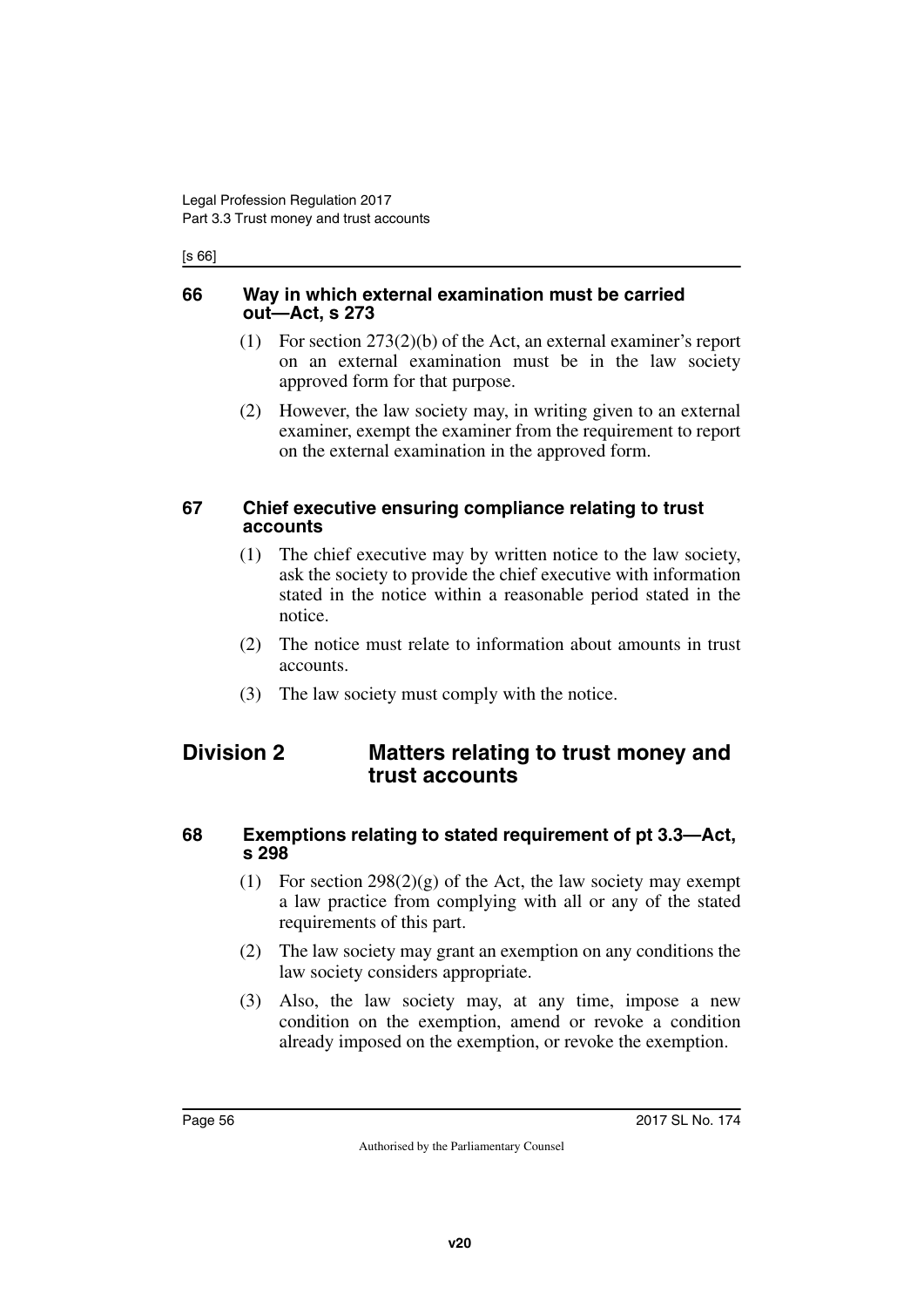### 66 Way in which external examination must be carried out—Act, s 273

(1) For section 273(2)(b) of the Act, an external examiner's report on an external examination must be in the law society approved form for that purpose.

(2) However, the law society may, in writing given to an external examiner, exempt the examiner from the requirement to report on the external examination in the approved form.

### 67 Chief executive ensuring compliance relating to trust accounts

(1) The chief executive may by written notice to the law society, ask the society to provide the chief executive with information stated in the notice within a reasonable period stated in the notice.

(2) The notice must relate to information about amounts in trust accounts.

(3) The law society must comply with the notice.

## Division 2 Matters relating to trust money and trust accounts

### 68 Exemptions relating to stated requirement of pt 3.3—Act, s 298

(1) For section 298(2)(g) of the Act, the law society may exempt a law practice from complying with all or any of the stated requirements of this part.

(2) The law society may grant an exemption on any conditions the law society considers appropriate.

(3) Also, the law society may, at any time, impose a new condition on the exemption, amend or revoke a condition already imposed on the exemption, or revoke the exemption.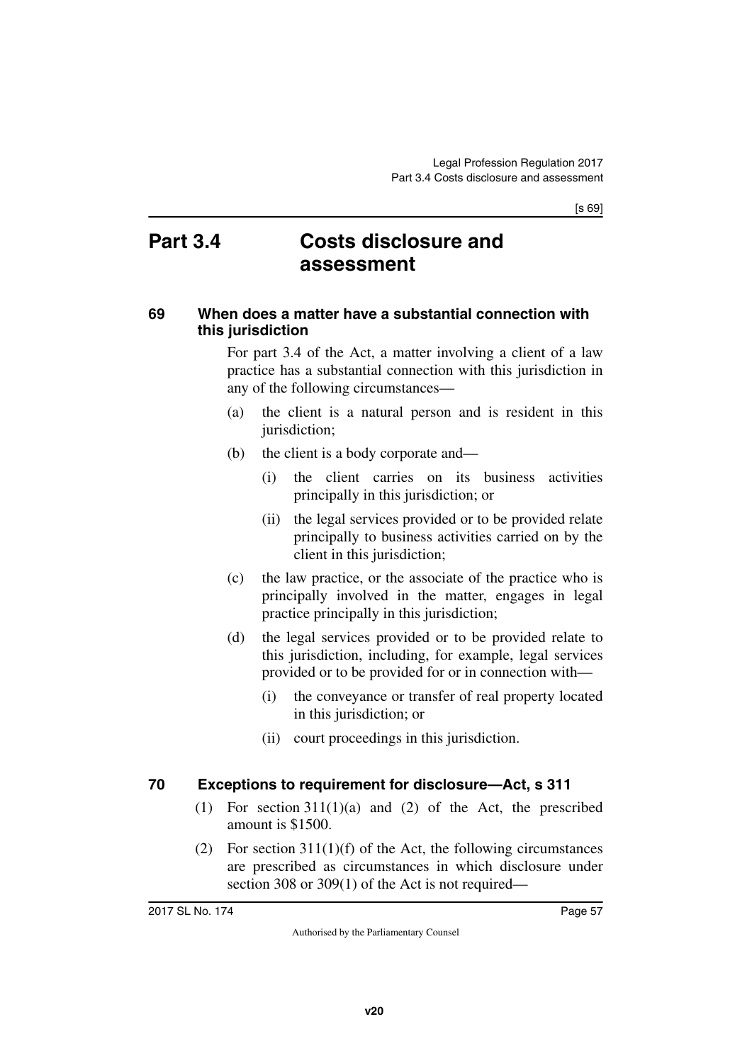# Part 3.4 Costs disclosure and assessment

## 69 When does a matter have a substantial connection with this jurisdiction

For part 3.4 of the Act, a matter involving a client of a law practice has a substantial connection with this jurisdiction in any of the following circumstances—

(a) the client is a natural person and is resident in this jurisdiction;

(b) the client is a body corporate and—

(i) the client carries on its business activities principally in this jurisdiction; or

(ii) the legal services provided or to be provided relate principally to business activities carried on by the client in this jurisdiction;

(c) the law practice, or the associate of the practice who is principally involved in the matter, engages in legal practice principally in this jurisdiction;

(d) the legal services provided or to be provided relate to this jurisdiction, including, for example, legal services provided or to be provided for or in connection with—

(i) the conveyance or transfer of real property located in this jurisdiction; or

(ii) court proceedings in this jurisdiction.

## 70 Exceptions to requirement for disclosure—Act, s 311

(1) For section 311(1)(a) and (2) of the Act, the prescribed amount is $1500.

(2) For section 311(1)(f) of the Act, the following circumstances are prescribed as circumstances in which disclosure under section 308 or 309(1) of the Act is not required—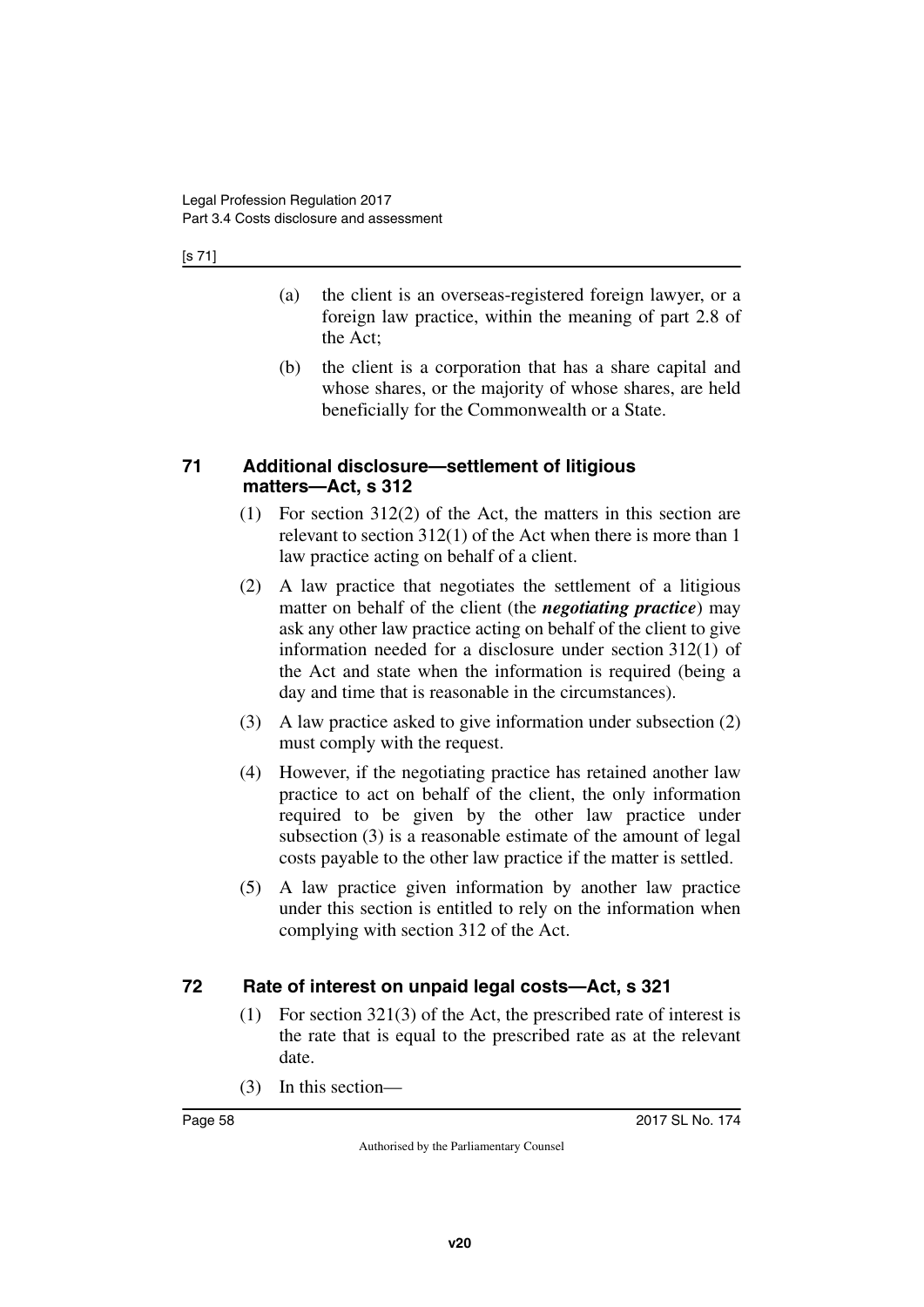(a) the client is an overseas-registered foreign lawyer, or a foreign law practice, within the meaning of part 2.8 of the Act;

(b) the client is a corporation that has a share capital and whose shares, or the majority of whose shares, are held beneficially for the Commonwealth or a State.

## 71 Additional disclosure—settlement of litigious matters—Act, s 312

(1) For section 312(2) of the Act, the matters in this section are relevant to section 312(1) of the Act when there is more than 1 law practice acting on behalf of a client.

(2) A law practice that negotiates the settlement of a litigious matter on behalf of the client (the ***negotiating practice***) may ask any other law practice acting on behalf of the client to give information needed for a disclosure under section 312(1) of the Act and state when the information is required (being a day and time that is reasonable in the circumstances).

(3) A law practice asked to give information under subsection (2) must comply with the request.

(4) However, if the negotiating practice has retained another law practice to act on behalf of the client, the only information required to be given by the other law practice under subsection (3) is a reasonable estimate of the amount of legal costs payable to the other law practice if the matter is settled.

(5) A law practice given information by another law practice under this section is entitled to rely on the information when complying with section 312 of the Act.

## 72 Rate of interest on unpaid legal costs—Act, s 321

(1) For section 321(3) of the Act, the prescribed rate of interest is the rate that is equal to the prescribed rate as at the relevant date.

(3) In this section—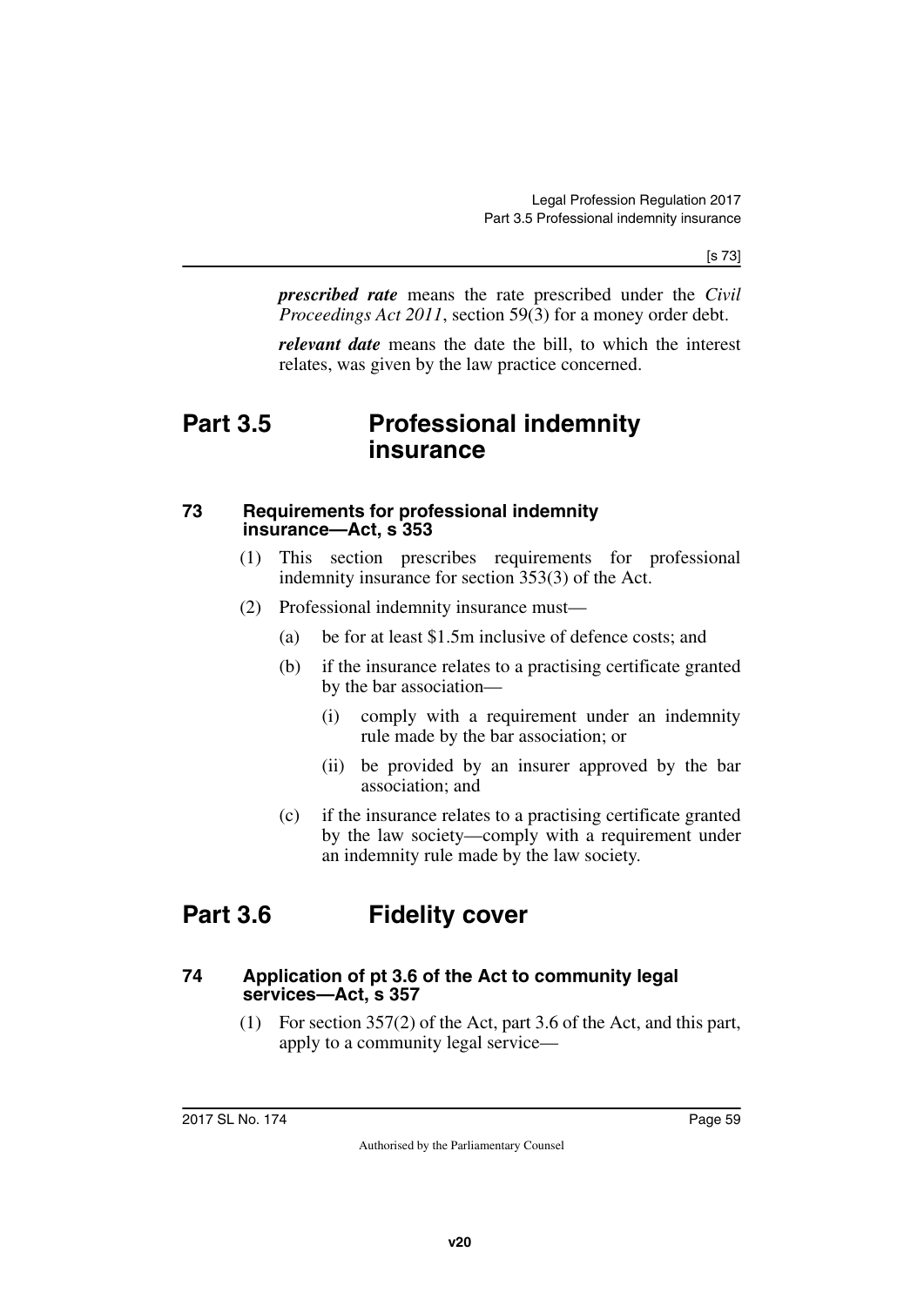***prescribed rate*** means the rate prescribed under the *Civil Proceedings Act 2011*, section 59(3) for a money order debt.

***relevant date*** means the date the bill, to which the interest relates, was given by the law practice concerned.

# Part 3.5 Professional indemnity insurance

### 73 Requirements for professional indemnity insurance—Act, s 353

(1) This section prescribes requirements for professional indemnity insurance for section 353(3) of the Act.

(2) Professional indemnity insurance must—

(a) be for at least $1.5m inclusive of defence costs; and

(b) if the insurance relates to a practising certificate granted by the bar association—

(i) comply with a requirement under an indemnity rule made by the bar association; or

(ii) be provided by an insurer approved by the bar association; and

(c) if the insurance relates to a practising certificate granted by the law society—comply with a requirement under an indemnity rule made by the law society.

# Part 3.6 Fidelity cover

### 74 Application of pt 3.6 of the Act to community legal services—Act, s 357

(1) For section 357(2) of the Act, part 3.6 of the Act, and this part, apply to a community legal service—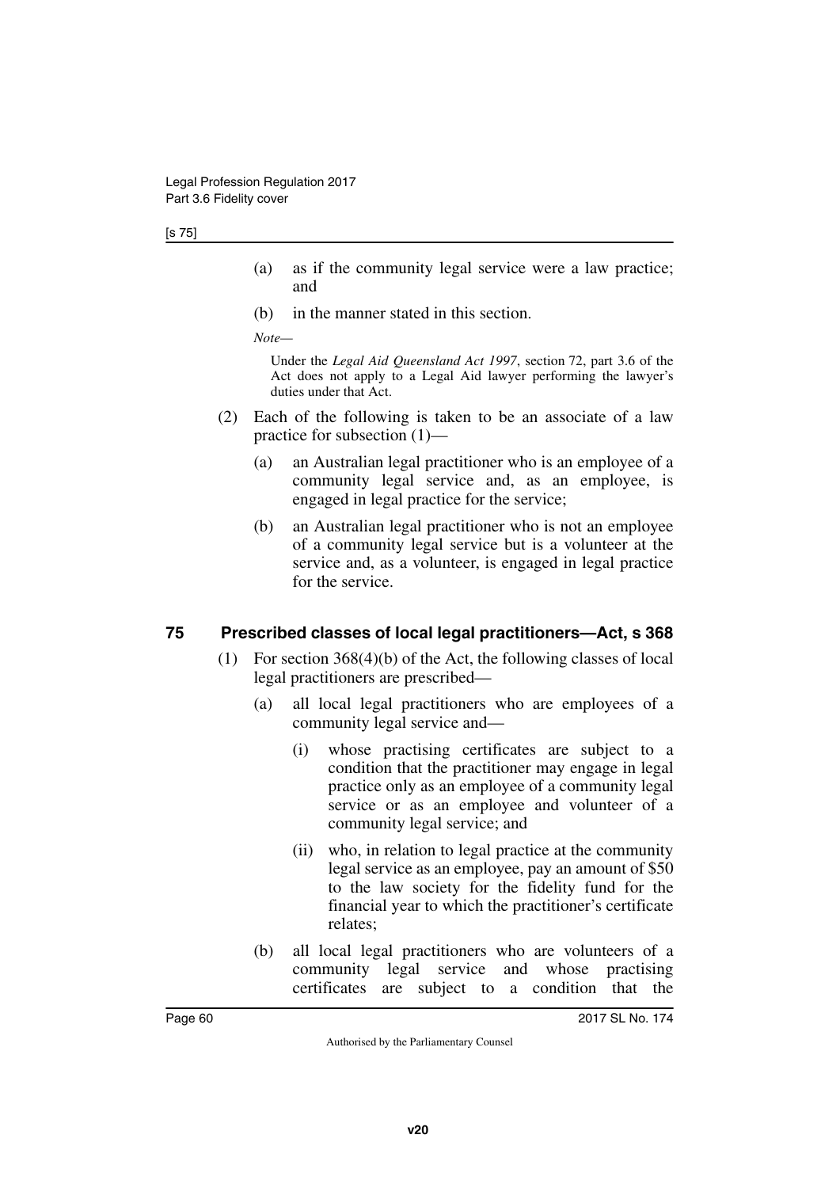(a) as if the community legal service were a law practice; and

(b) in the manner stated in this section.

*Note—*

Under the *Legal Aid Queensland Act 1997*, section 72, part 3.6 of the Act does not apply to a Legal Aid lawyer performing the lawyer's duties under that Act.

(2) Each of the following is taken to be an associate of a law practice for subsection (1)—

(a) an Australian legal practitioner who is an employee of a community legal service and, as an employee, is engaged in legal practice for the service;

(b) an Australian legal practitioner who is not an employee of a community legal service but is a volunteer at the service and, as a volunteer, is engaged in legal practice for the service.

## 75 Prescribed classes of local legal practitioners—Act, s 368

(1) For section 368(4)(b) of the Act, the following classes of local legal practitioners are prescribed—

(a) all local legal practitioners who are employees of a community legal service and—

(i) whose practising certificates are subject to a condition that the practitioner may engage in legal practice only as an employee of a community legal service or as an employee and volunteer of a community legal service; and

(ii) who, in relation to legal practice at the community legal service as an employee, pay an amount of $50 to the law society for the fidelity fund for the financial year to which the practitioner's certificate relates;

(b) all local legal practitioners who are volunteers of a community legal service and whose practising certificates are subject to a condition that the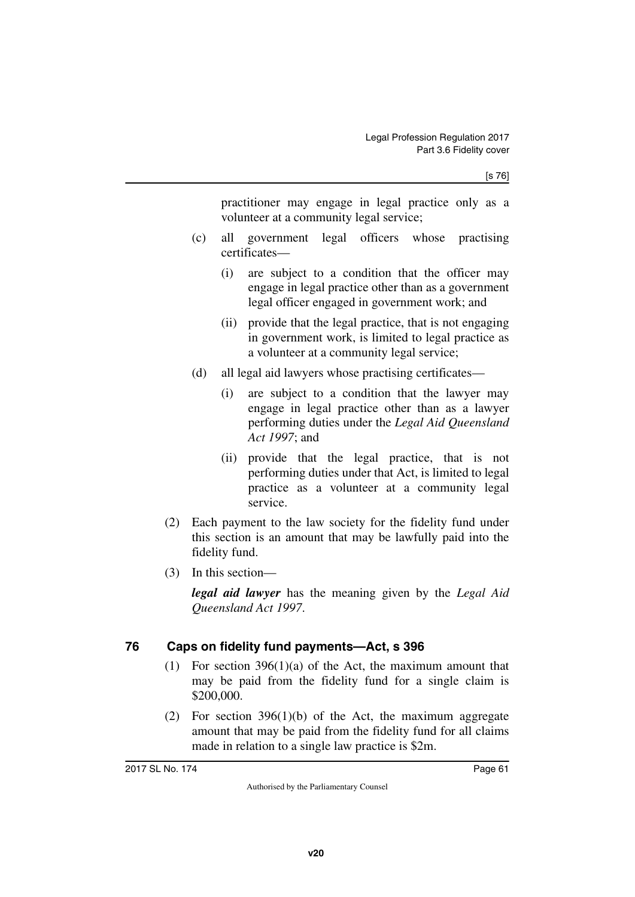practitioner may engage in legal practice only as a volunteer at a community legal service;

(c) all government legal officers whose practising certificates—

(i) are subject to a condition that the officer may engage in legal practice other than as a government legal officer engaged in government work; and

(ii) provide that the legal practice, that is not engaging in government work, is limited to legal practice as a volunteer at a community legal service;

(d) all legal aid lawyers whose practising certificates—

(i) are subject to a condition that the lawyer may engage in legal practice other than as a lawyer performing duties under the *Legal Aid Queensland Act 1997*; and

(ii) provide that the legal practice, that is not performing duties under that Act, is limited to legal practice as a volunteer at a community legal service.

(2) Each payment to the law society for the fidelity fund under this section is an amount that may be lawfully paid into the fidelity fund.

(3) In this section—

***legal aid lawyer*** has the meaning given by the *Legal Aid Queensland Act 1997*.

## 76 Caps on fidelity fund payments—Act, s 396

(1) For section 396(1)(a) of the Act, the maximum amount that may be paid from the fidelity fund for a single claim is $200,000.

(2) For section 396(1)(b) of the Act, the maximum aggregate amount that may be paid from the fidelity fund for all claims made in relation to a single law practice is $2m.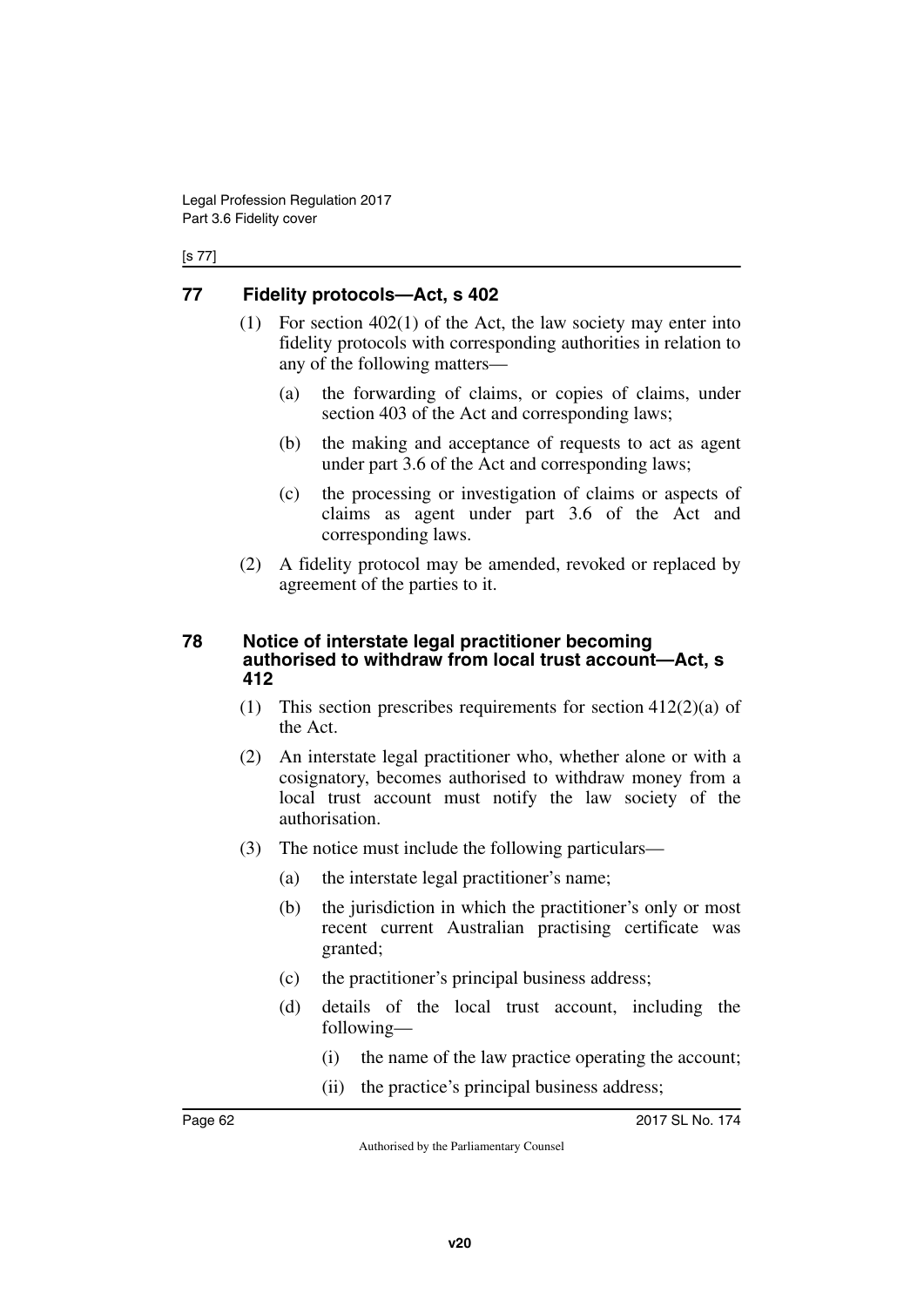## 77 Fidelity protocols—Act, s 402

(1) For section 402(1) of the Act, the law society may enter into fidelity protocols with corresponding authorities in relation to any of the following matters—

(a) the forwarding of claims, or copies of claims, under section 403 of the Act and corresponding laws;

(b) the making and acceptance of requests to act as agent under part 3.6 of the Act and corresponding laws;

(c) the processing or investigation of claims or aspects of claims as agent under part 3.6 of the Act and corresponding laws.

(2) A fidelity protocol may be amended, revoked or replaced by agreement of the parties to it.

## 78 Notice of interstate legal practitioner becoming authorised to withdraw from local trust account—Act, s 412

(1) This section prescribes requirements for section 412(2)(a) of the Act.

(2) An interstate legal practitioner who, whether alone or with a cosignatory, becomes authorised to withdraw money from a local trust account must notify the law society of the authorisation.

(3) The notice must include the following particulars—

(a) the interstate legal practitioner's name;

(b) the jurisdiction in which the practitioner's only or most recent current Australian practising certificate was granted;

(c) the practitioner's principal business address;

(d) details of the local trust account, including the following—

(i) the name of the law practice operating the account;

(ii) the practice's principal business address;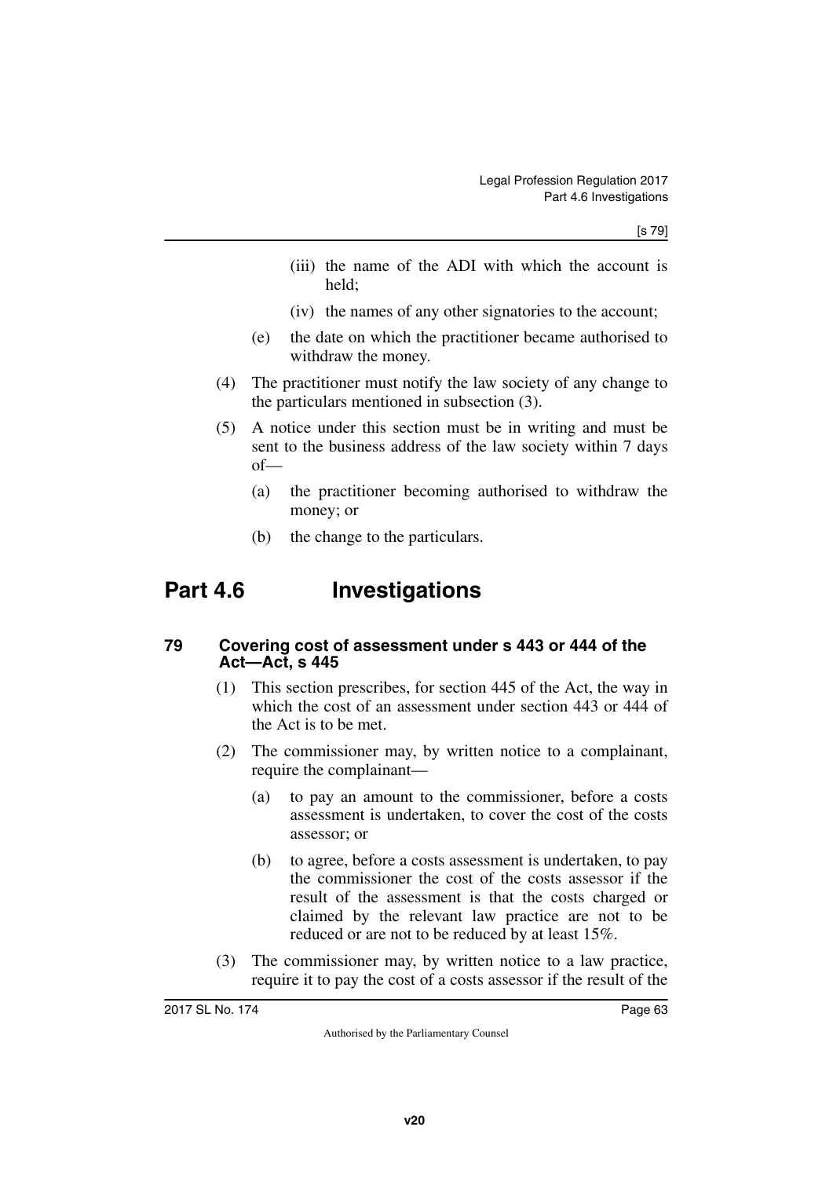(iii) the name of the ADI with which the account is held;

(iv) the names of any other signatories to the account;

(e) the date on which the practitioner became authorised to withdraw the money.

(4) The practitioner must notify the law society of any change to the particulars mentioned in subsection (3).

(5) A notice under this section must be in writing and must be sent to the business address of the law society within 7 days of—

(a) the practitioner becoming authorised to withdraw the money; or

(b) the change to the particulars.

# Part 4.6 Investigations

### 79 Covering cost of assessment under s 443 or 444 of the Act—Act, s 445

(1) This section prescribes, for section 445 of the Act, the way in which the cost of an assessment under section 443 or 444 of the Act is to be met.

(2) The commissioner may, by written notice to a complainant, require the complainant—

(a) to pay an amount to the commissioner, before a costs assessment is undertaken, to cover the cost of the costs assessor; or

(b) to agree, before a costs assessment is undertaken, to pay the commissioner the cost of the costs assessor if the result of the assessment is that the costs charged or claimed by the relevant law practice are not to be reduced or are not to be reduced by at least 15%.

(3) The commissioner may, by written notice to a law practice, require it to pay the cost of a costs assessor if the result of the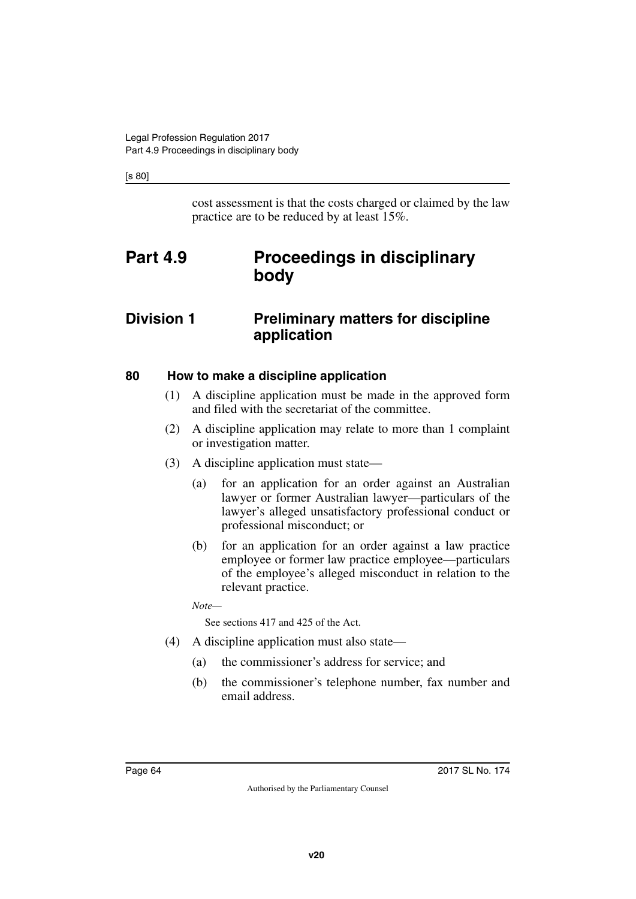cost assessment is that the costs charged or claimed by the law practice are to be reduced by at least 15%.

# Part 4.9 Proceedings in disciplinary body

## Division 1 Preliminary matters for discipline application

### 80 How to make a discipline application

(1) A discipline application must be made in the approved form and filed with the secretariat of the committee.

(2) A discipline application may relate to more than 1 complaint or investigation matter.

(3) A discipline application must state—

(a) for an application for an order against an Australian lawyer or former Australian lawyer—particulars of the lawyer's alleged unsatisfactory professional conduct or professional misconduct; or

(b) for an application for an order against a law practice employee or former law practice employee—particulars of the employee's alleged misconduct in relation to the relevant practice.

*Note—*

See sections 417 and 425 of the Act.

(4) A discipline application must also state—

(a) the commissioner's address for service; and

(b) the commissioner's telephone number, fax number and email address.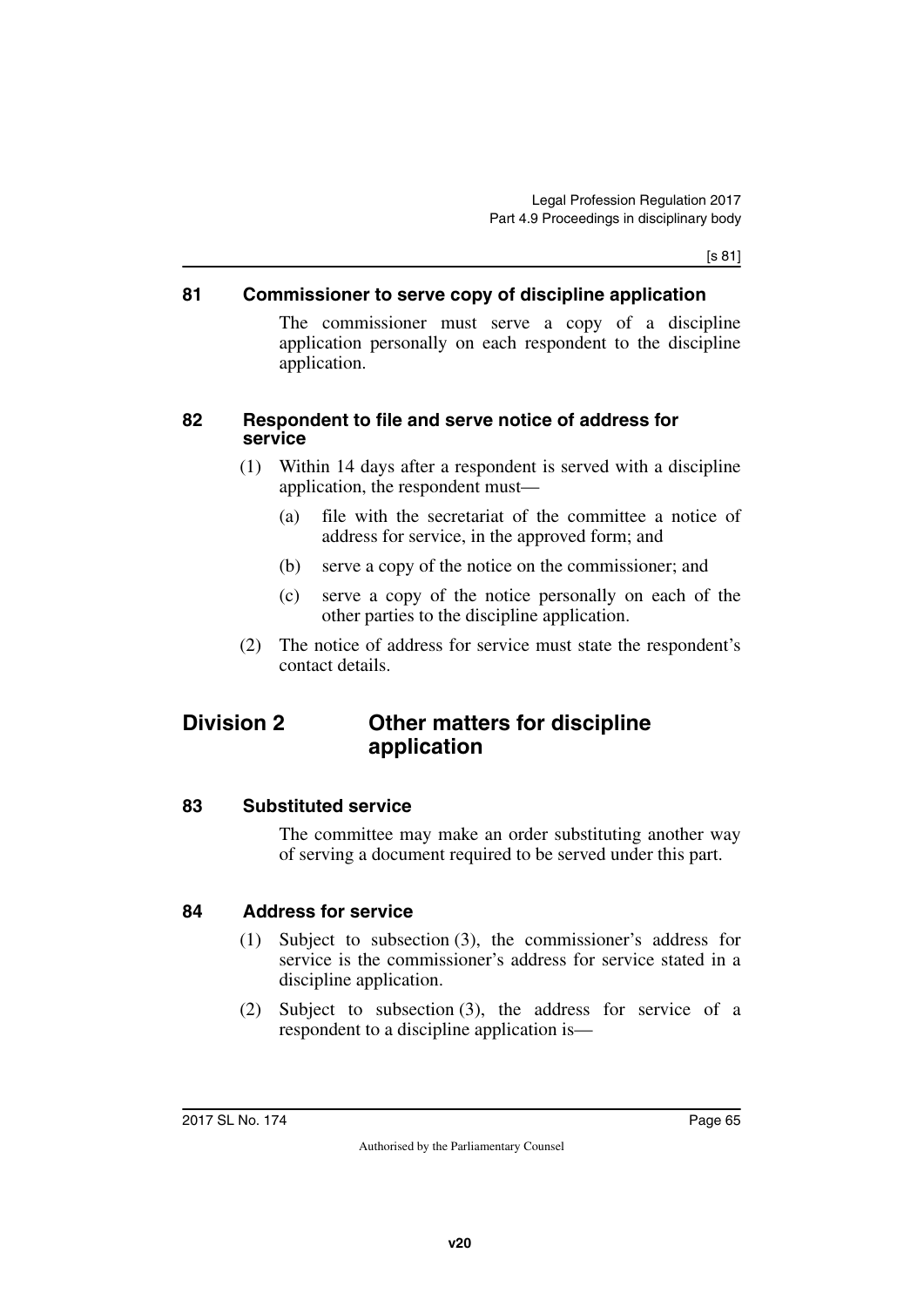### 81 Commissioner to serve copy of discipline application

The commissioner must serve a copy of a discipline application personally on each respondent to the discipline application.

### 82 Respondent to file and serve notice of address for service

(1) Within 14 days after a respondent is served with a discipline application, the respondent must—

(a) file with the secretariat of the committee a notice of address for service, in the approved form; and

(b) serve a copy of the notice on the commissioner; and

(c) serve a copy of the notice personally on each of the other parties to the discipline application.

(2) The notice of address for service must state the respondent's contact details.

## Division 2 Other matters for discipline application

### 83 Substituted service

The committee may make an order substituting another way of serving a document required to be served under this part.

### 84 Address for service

(1) Subject to subsection (3), the commissioner's address for service is the commissioner's address for service stated in a discipline application.

(2) Subject to subsection (3), the address for service of a respondent to a discipline application is—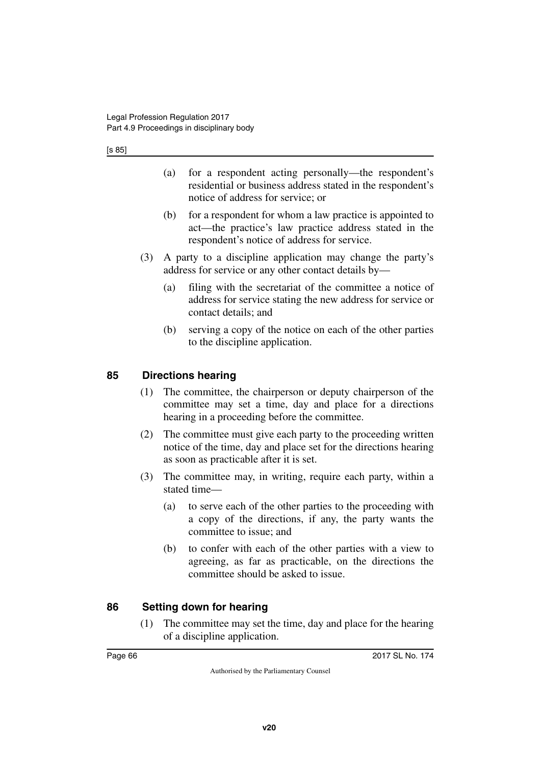(a) for a respondent acting personally—the respondent's residential or business address stated in the respondent's notice of address for service; or

(b) for a respondent for whom a law practice is appointed to act—the practice's law practice address stated in the respondent's notice of address for service.

(3) A party to a discipline application may change the party's address for service or any other contact details by—

(a) filing with the secretariat of the committee a notice of address for service stating the new address for service or contact details; and

(b) serving a copy of the notice on each of the other parties to the discipline application.

## 85 Directions hearing

(1) The committee, the chairperson or deputy chairperson of the committee may set a time, day and place for a directions hearing in a proceeding before the committee.

(2) The committee must give each party to the proceeding written notice of the time, day and place set for the directions hearing as soon as practicable after it is set.

(3) The committee may, in writing, require each party, within a stated time—

(a) to serve each of the other parties to the proceeding with a copy of the directions, if any, the party wants the committee to issue; and

(b) to confer with each of the other parties with a view to agreeing, as far as practicable, on the directions the committee should be asked to issue.

## 86 Setting down for hearing

(1) The committee may set the time, day and place for the hearing of a discipline application.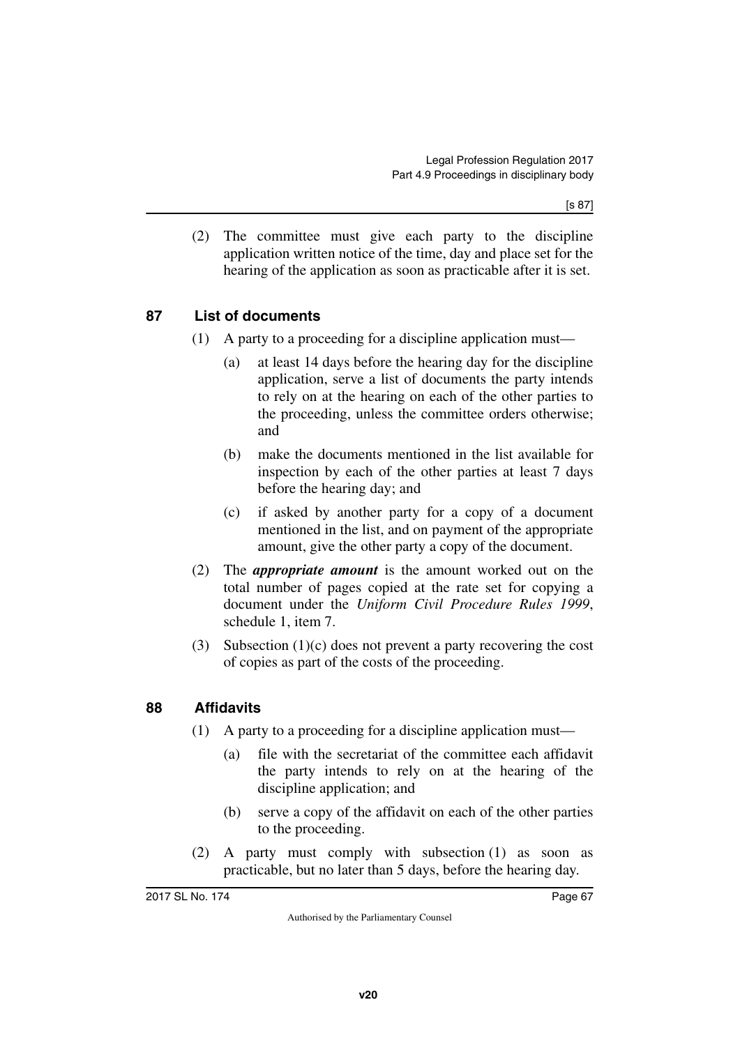(2) The committee must give each party to the discipline application written notice of the time, day and place set for the hearing of the application as soon as practicable after it is set.

## 87 List of documents

(1) A party to a proceeding for a discipline application must—

(a) at least 14 days before the hearing day for the discipline application, serve a list of documents the party intends to rely on at the hearing on each of the other parties to the proceeding, unless the committee orders otherwise; and

(b) make the documents mentioned in the list available for inspection by each of the other parties at least 7 days before the hearing day; and

(c) if asked by another party for a copy of a document mentioned in the list, and on payment of the appropriate amount, give the other party a copy of the document.

(2) The ***appropriate amount*** is the amount worked out on the total number of pages copied at the rate set for copying a document under the *Uniform Civil Procedure Rules 1999*, schedule 1, item 7.

(3) Subsection (1)(c) does not prevent a party recovering the cost of copies as part of the costs of the proceeding.

## 88 Affidavits

(1) A party to a proceeding for a discipline application must—

(a) file with the secretariat of the committee each affidavit the party intends to rely on at the hearing of the discipline application; and

(b) serve a copy of the affidavit on each of the other parties to the proceeding.

(2) A party must comply with subsection (1) as soon as practicable, but no later than 5 days, before the hearing day.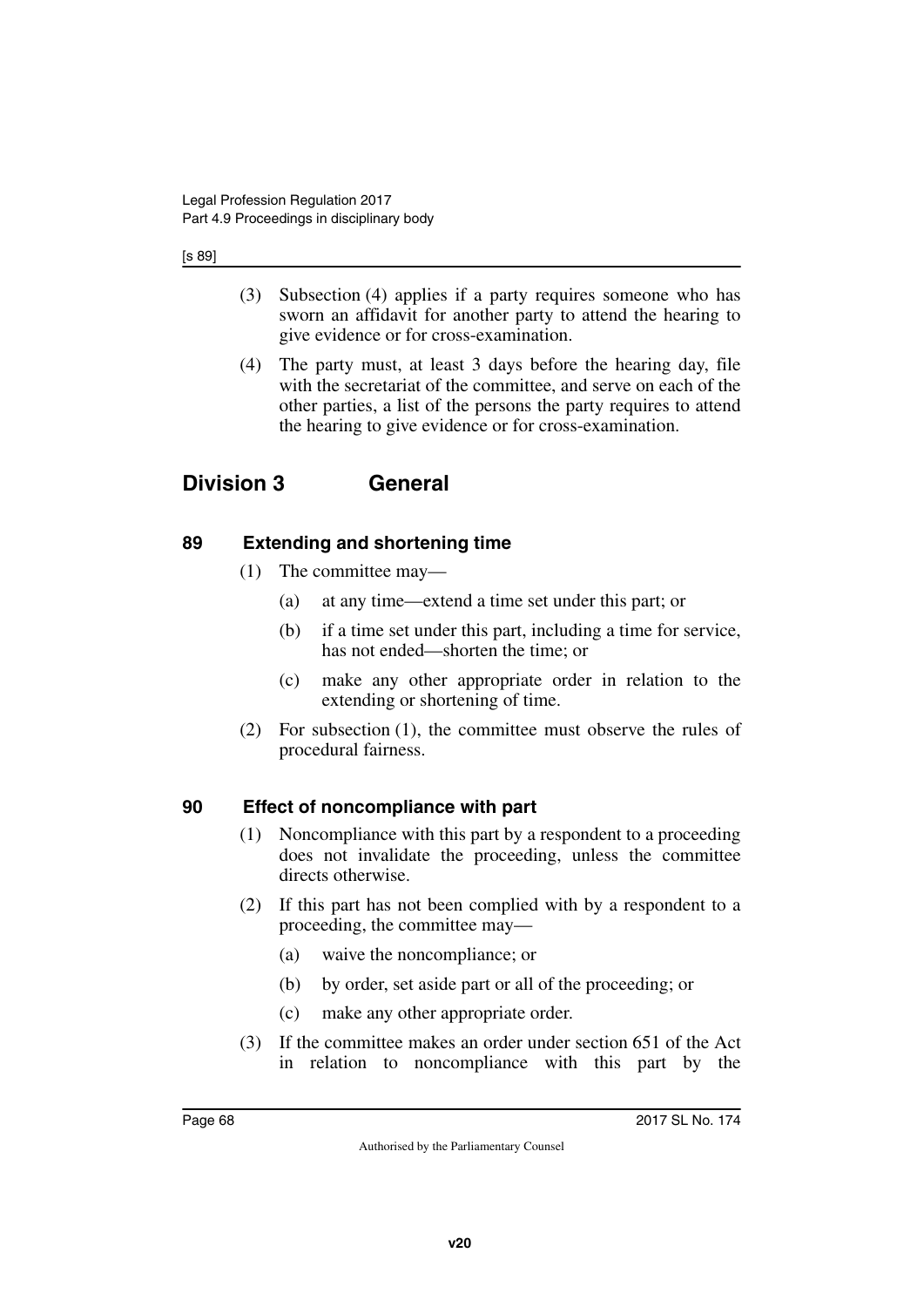(3) Subsection (4) applies if a party requires someone who has sworn an affidavit for another party to attend the hearing to give evidence or for cross-examination.

(4) The party must, at least 3 days before the hearing day, file with the secretariat of the committee, and serve on each of the other parties, a list of the persons the party requires to attend the hearing to give evidence or for cross-examination.

## Division 3 General

### 89 Extending and shortening time

(1) The committee may—

(a) at any time—extend a time set under this part; or

(b) if a time set under this part, including a time for service, has not ended—shorten the time; or

(c) make any other appropriate order in relation to the extending or shortening of time.

(2) For subsection (1), the committee must observe the rules of procedural fairness.

### 90 Effect of noncompliance with part

(1) Noncompliance with this part by a respondent to a proceeding does not invalidate the proceeding, unless the committee directs otherwise.

(2) If this part has not been complied with by a respondent to a proceeding, the committee may—

(a) waive the noncompliance; or

(b) by order, set aside part or all of the proceeding; or

(c) make any other appropriate order.

(3) If the committee makes an order under section 651 of the Act in relation to noncompliance with this part by the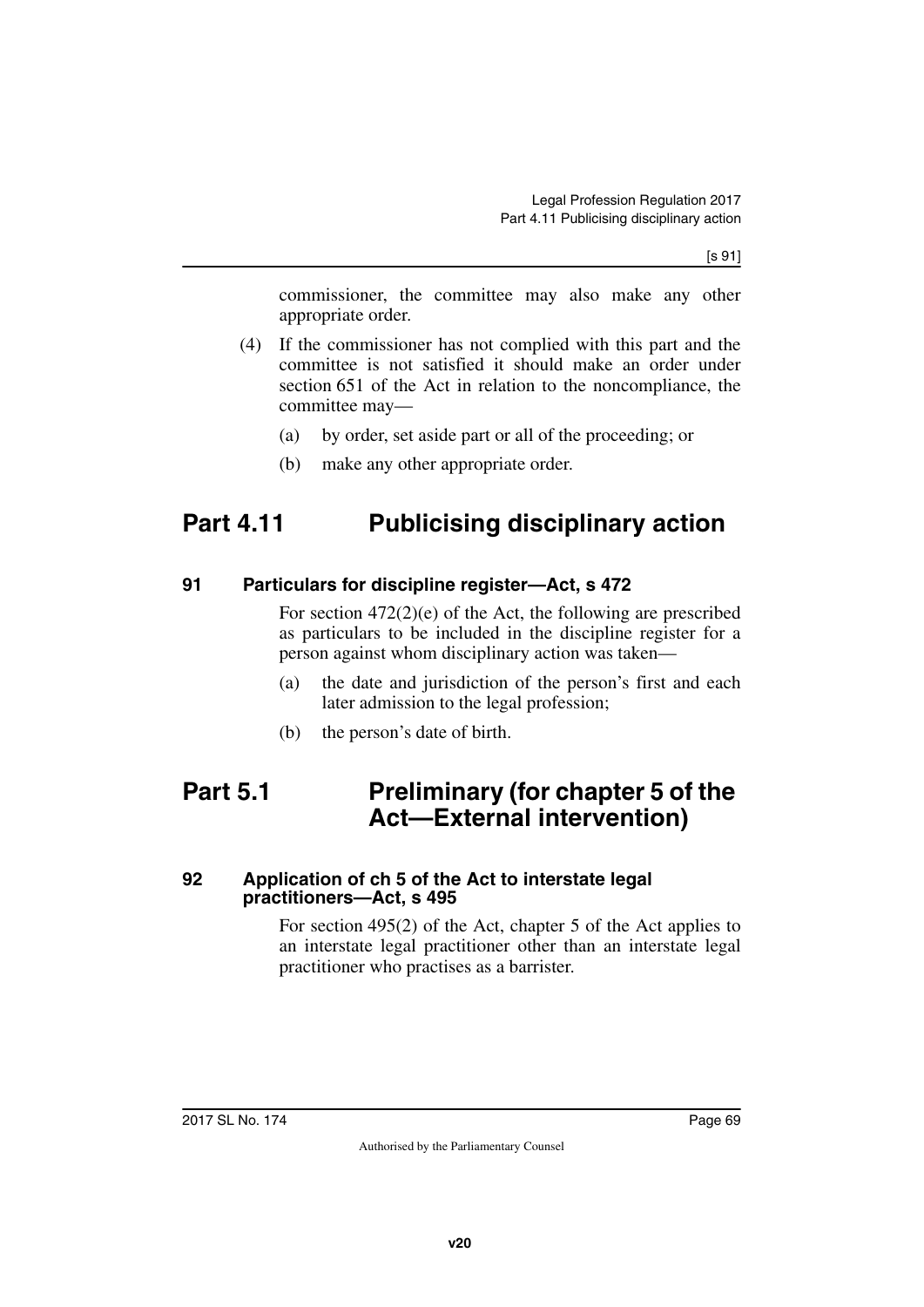commissioner, the committee may also make any other appropriate order.

(4) If the commissioner has not complied with this part and the committee is not satisfied it should make an order under section 651 of the Act in relation to the noncompliance, the committee may—

(a) by order, set aside part or all of the proceeding; or

(b) make any other appropriate order.

# Part 4.11 Publicising disciplinary action

### 91 Particulars for discipline register—Act, s 472

For section 472(2)(e) of the Act, the following are prescribed as particulars to be included in the discipline register for a person against whom disciplinary action was taken—

(a) the date and jurisdiction of the person's first and each later admission to the legal profession;

(b) the person's date of birth.

# Part 5.1 Preliminary (for chapter 5 of the Act—External intervention)

### 92 Application of ch 5 of the Act to interstate legal practitioners—Act, s 495

For section 495(2) of the Act, chapter 5 of the Act applies to an interstate legal practitioner other than an interstate legal practitioner who practises as a barrister.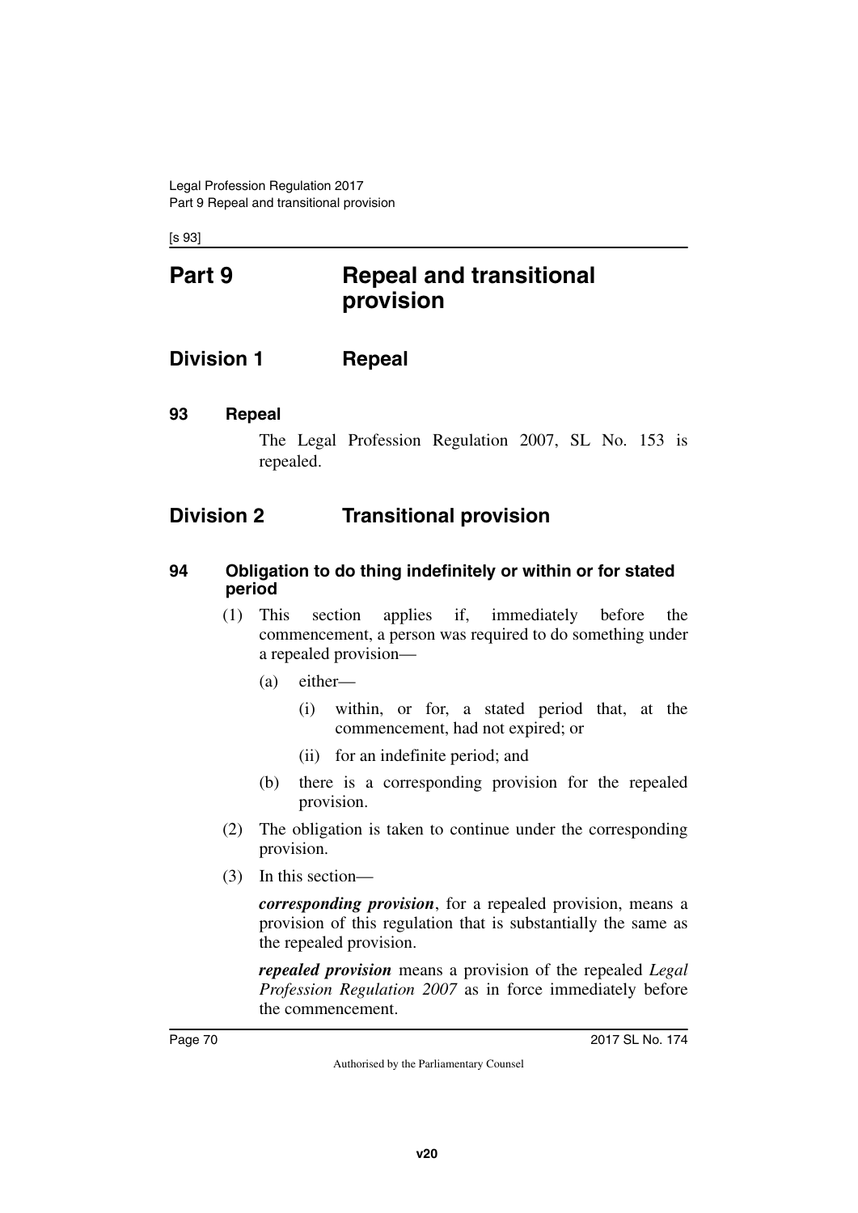# Part 9 Repeal and transitional provision

## Division 1 Repeal

### 93 Repeal

The Legal Profession Regulation 2007, SL No. 153 is repealed.

## Division 2 Transitional provision

### 94 Obligation to do thing indefinitely or within or for stated period

(1) This section applies if, immediately before the commencement, a person was required to do something under a repealed provision—

(a) either—

(i) within, or for, a stated period that, at the commencement, had not expired; or

(ii) for an indefinite period; and

(b) there is a corresponding provision for the repealed provision.

(2) The obligation is taken to continue under the corresponding provision.

(3) In this section—

***corresponding provision***, for a repealed provision, means a provision of this regulation that is substantially the same as the repealed provision.

***repealed provision*** means a provision of the repealed *Legal Profession Regulation 2007* as in force immediately before the commencement.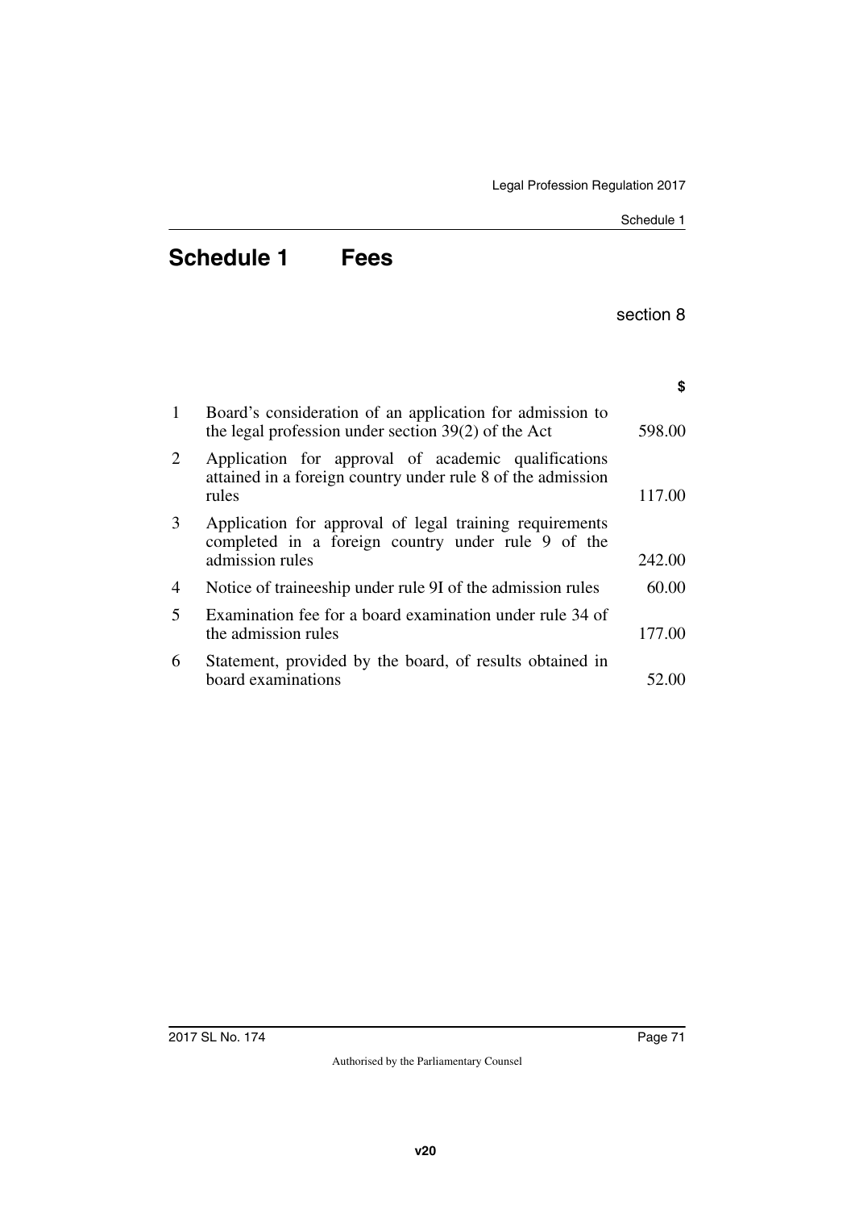# Schedule 1 Fees

section 8

| | | $ |
|---|---|---|
| 1 | Board's consideration of an application for admission to the legal profession under section 39(2) of the Act | 598.00 |
| 2 | Application for approval of academic qualifications attained in a foreign country under rule 8 of the admission rules | 117.00 |
| 3 | Application for approval of legal training requirements completed in a foreign country under rule 9 of the admission rules | 242.00 |
| 4 | Notice of traineeship under rule 9I of the admission rules | 60.00 |
| 5 | Examination fee for a board examination under rule 34 of the admission rules | 177.00 |
| 6 | Statement, provided by the board, of results obtained in board examinations | 52.00 |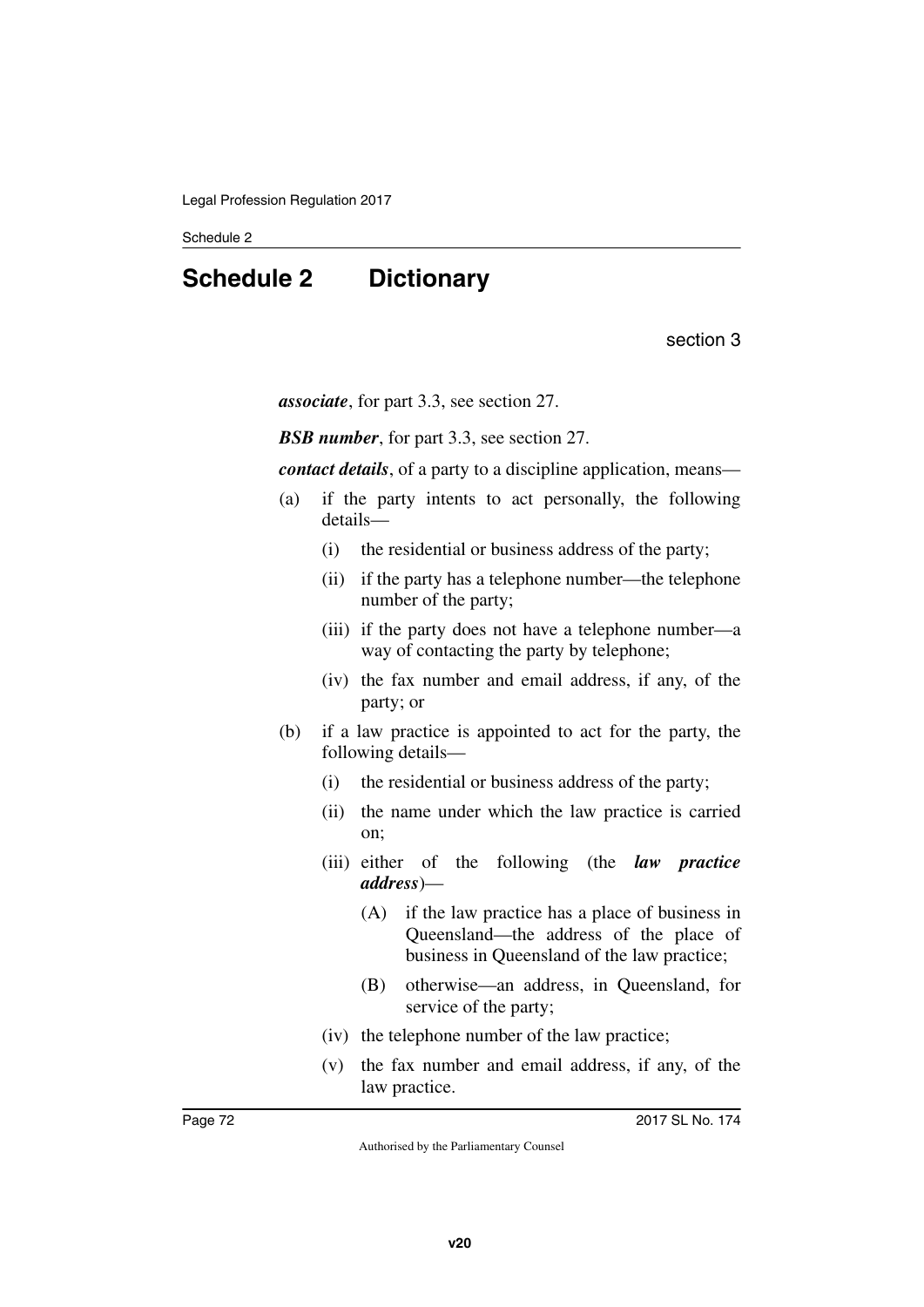# Schedule 2 Dictionary

section 3

***associate***, for part 3.3, see section 27.

***BSB number***, for part 3.3, see section 27.

***contact details***, of a party to a discipline application, means—

(a) if the party intents to act personally, the following details—

  (i) the residential or business address of the party;

  (ii) if the party has a telephone number—the telephone number of the party;

  (iii) if the party does not have a telephone number—a way of contacting the party by telephone;

  (iv) the fax number and email address, if any, of the party; or

(b) if a law practice is appointed to act for the party, the following details—

  (i) the residential or business address of the party;

  (ii) the name under which the law practice is carried on;

  (iii) either of the following (the ***law practice address***)—

    (A) if the law practice has a place of business in Queensland—the address of the place of business in Queensland of the law practice;

    (B) otherwise—an address, in Queensland, for service of the party;

  (iv) the telephone number of the law practice;

  (v) the fax number and email address, if any, of the law practice.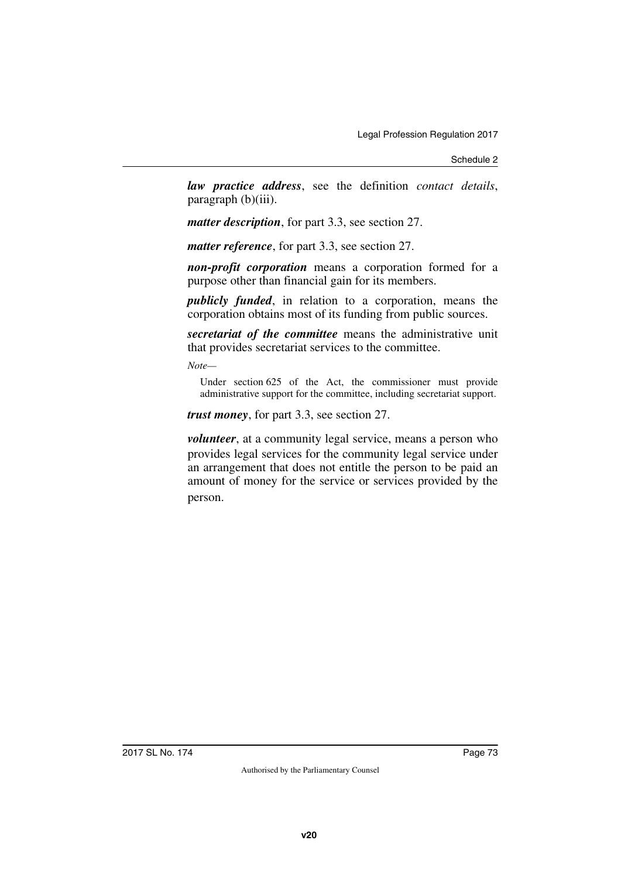***law practice address***, see the definition *contact details*, paragraph (b)(iii).

***matter description***, for part 3.3, see section 27.

***matter reference***, for part 3.3, see section 27.

***non-profit corporation*** means a corporation formed for a purpose other than financial gain for its members.

***publicly funded***, in relation to a corporation, means the corporation obtains most of its funding from public sources.

***secretariat of the committee*** means the administrative unit that provides secretariat services to the committee.

*Note—*

Under section 625 of the Act, the commissioner must provide administrative support for the committee, including secretariat support.

***trust money***, for part 3.3, see section 27.

***volunteer***, at a community legal service, means a person who provides legal services for the community legal service under an arrangement that does not entitle the person to be paid an amount of money for the service or services provided by the person.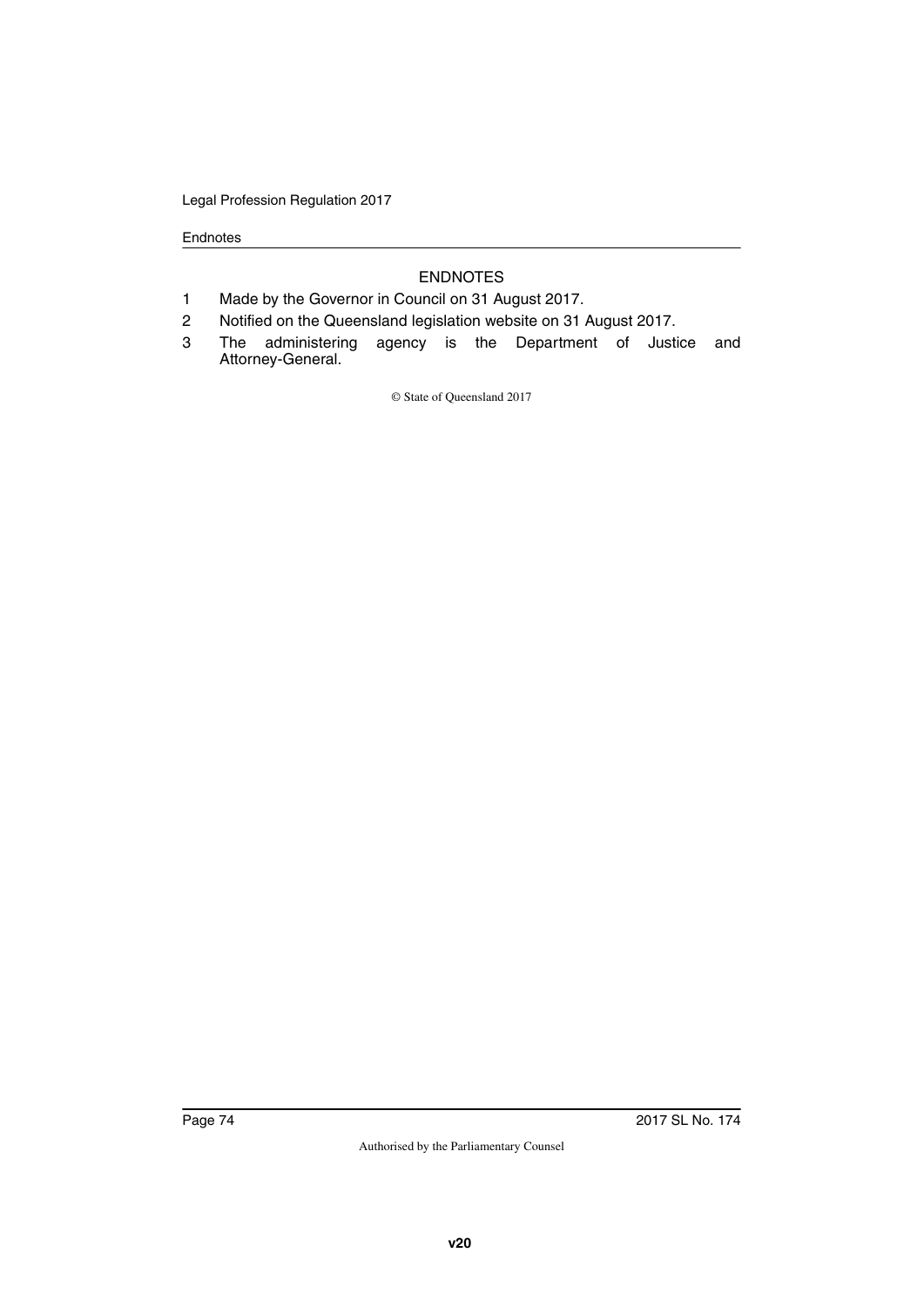## ENDNOTES

1 Made by the Governor in Council on 31 August 2017.

2 Notified on the Queensland legislation website on 31 August 2017.

3 The administering agency is the Department of Justice and Attorney-General.

© State of Queensland 2017